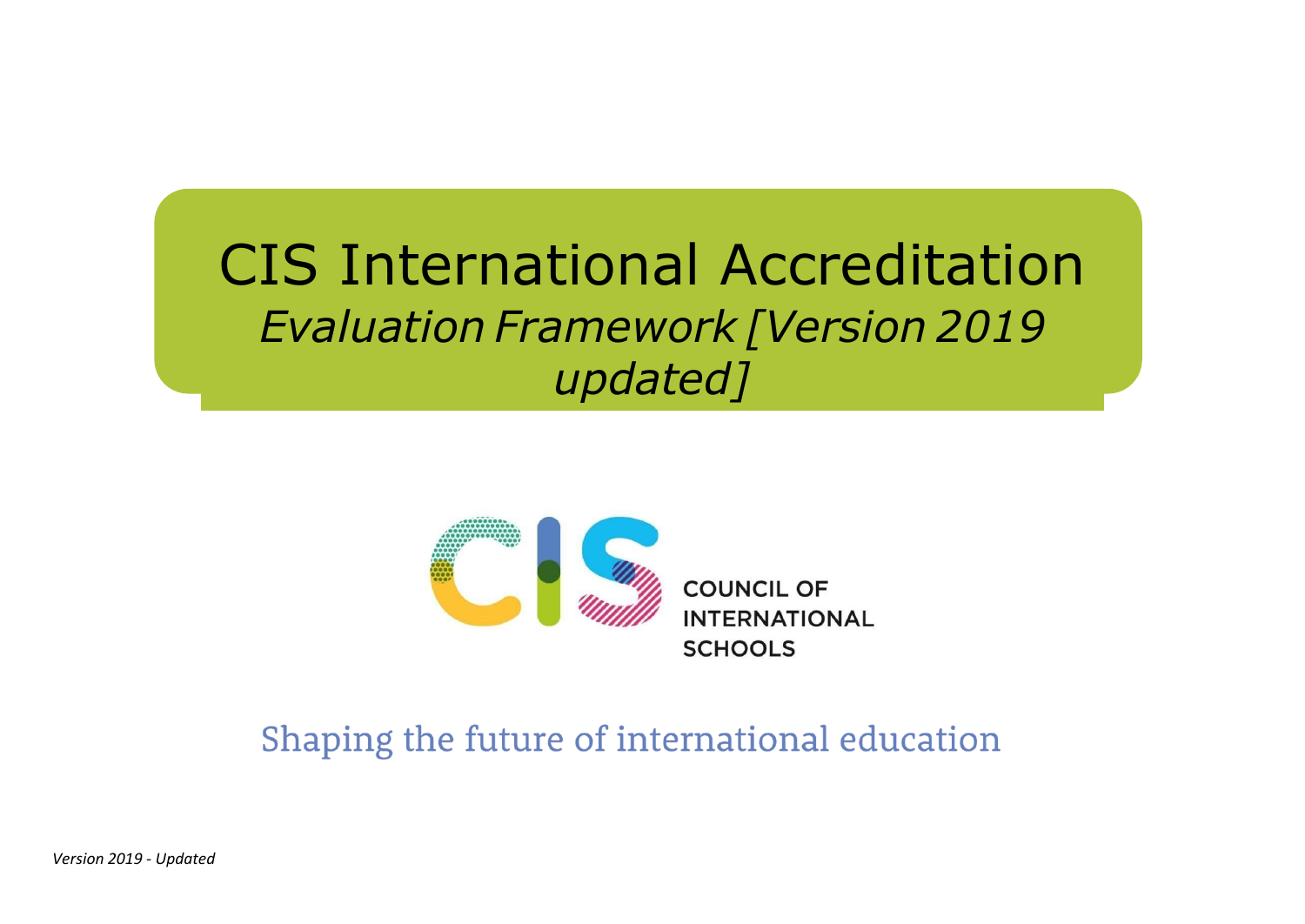# CIS International Accreditation

*Evaluation Framework [Version 2019 updated]*

COUNCIL OF INTERNATIONAL SCHOOLS

Shaping the future of international education

*Version 2019 - Updated*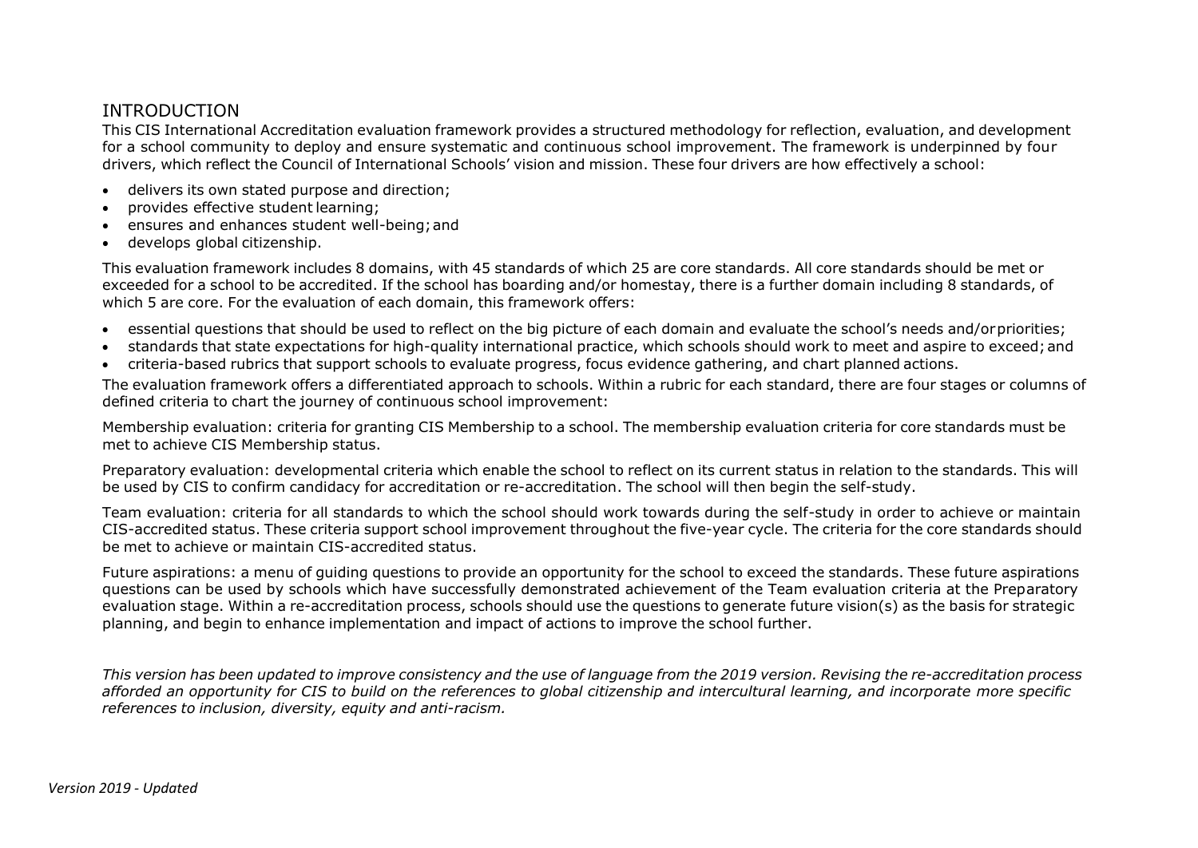## INTRODUCTION

This CIS International Accreditation evaluation framework provides a structured methodology for reflection, evaluation, and development for a school community to deploy and ensure systematic and continuous school improvement. The framework is underpinned by four drivers, which reflect the Council of International Schools' vision and mission. These four drivers are how effectively a school:

- delivers its own stated purpose and direction;
- provides effective student learning;
- ensures and enhances student well-being; and
- develops global citizenship.

This evaluation framework includes 8 domains, with 45 standards of which 25 are core standards. All core standards should be met or exceeded for a school to be accredited. If the school has boarding and/or homestay, there is a further domain including 8 standards, of which 5 are core. For the evaluation of each domain, this framework offers:

- essential questions that should be used to reflect on the big picture of each domain and evaluate the school's needs and/or priorities;
- standards that state expectations for high-quality international practice, which schools should work to meet and aspire to exceed; and
- criteria-based rubrics that support schools to evaluate progress, focus evidence gathering, and chart planned actions.

The evaluation framework offers a differentiated approach to schools. Within a rubric for each standard, there are four stages or columns of defined criteria to chart the journey of continuous school improvement:

Membership evaluation: criteria for granting CIS Membership to a school. The membership evaluation criteria for core standards must be met to achieve CIS Membership status.

Preparatory evaluation: developmental criteria which enable the school to reflect on its current status in relation to the standards. This will be used by CIS to confirm candidacy for accreditation or re-accreditation. The school will then begin the self-study.

Team evaluation: criteria for all standards to which the school should work towards during the self-study in order to achieve or maintain CIS-accredited status. These criteria support school improvement throughout the five-year cycle. The criteria for the core standards should be met to achieve or maintain CIS-accredited status.

Future aspirations: a menu of guiding questions to provide an opportunity for the school to exceed the standards. These future aspirations questions can be used by schools which have successfully demonstrated achievement of the Team evaluation criteria at the Preparatory evaluation stage. Within a re-accreditation process, schools should use the questions to generate future vision(s) as the basis for strategic planning, and begin to enhance implementation and impact of actions to improve the school further.

*This version has been updated to improve consistency and the use of language from the 2019 version. Revising the re-accreditation process afforded an opportunity for CIS to build on the references to global citizenship and intercultural learning, and incorporate more specific references to inclusion, diversity, equity and anti-racism.*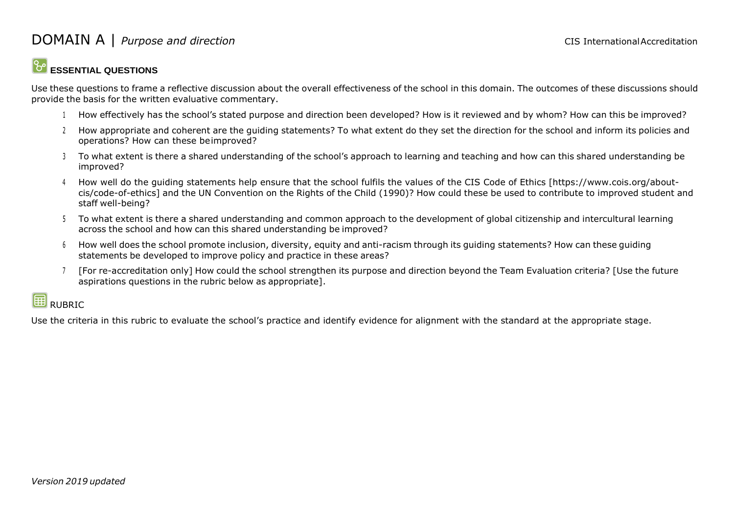# DOMAIN A | *Purpose and direction*

## ESSENTIAL QUESTIONS

Use these questions to frame a reflective discussion about the overall effectiveness of the school in this domain. The outcomes of these discussions should provide the basis for the written evaluative commentary.

1. How effectively has the school's stated purpose and direction been developed? How is it reviewed and by whom? How can this be improved?
2. How appropriate and coherent are the guiding statements? To what extent do they set the direction for the school and inform its policies and operations? How can these be improved?
3. To what extent is there a shared understanding of the school's approach to learning and teaching and how can this shared understanding be improved?
4. How well do the guiding statements help ensure that the school fulfils the values of the CIS Code of Ethics [https://www.cois.org/about-cis/code-of-ethics] and the UN Convention on the Rights of the Child (1990)? How could these be used to contribute to improved student and staff well-being?
5. To what extent is there a shared understanding and common approach to the development of global citizenship and intercultural learning across the school and how can this shared understanding be improved?
6. How well does the school promote inclusion, diversity, equity and anti-racism through its guiding statements? How can these guiding statements be developed to improve policy and practice in these areas?
7. [For re-accreditation only] How could the school strengthen its purpose and direction beyond the Team Evaluation criteria? [Use the future aspirations questions in the rubric below as appropriate].

## RUBRIC

Use the criteria in this rubric to evaluate the school's practice and identify evidence for alignment with the standard at the appropriate stage.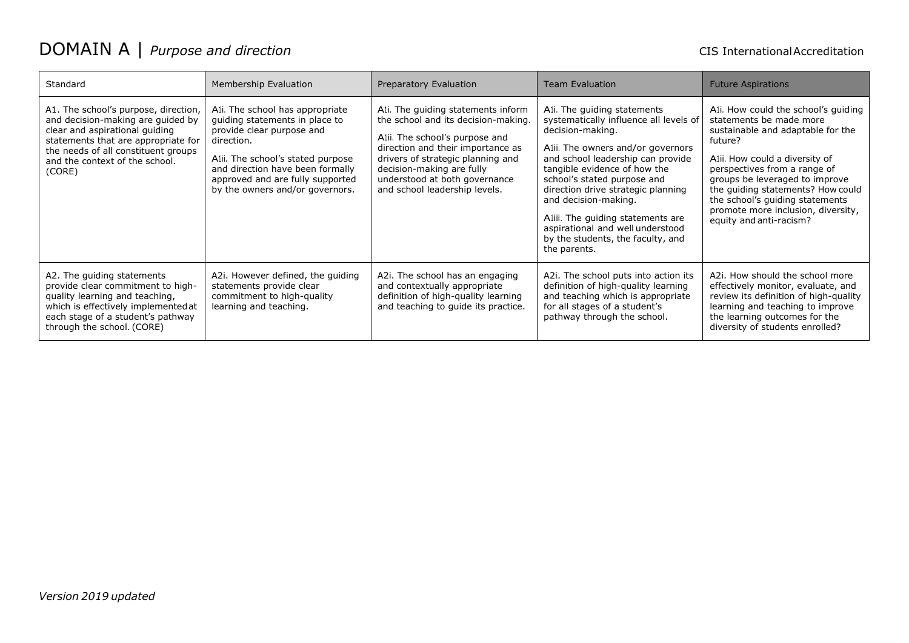# DOMAIN A | *Purpose and direction*

| Standard | Membership Evaluation | Preparatory Evaluation | Team Evaluation | Future Aspirations |
|---|---|---|---|---|
| A1. The school's purpose, direction, and decision-making are guided by clear and aspirational guiding statements that are appropriate for the needs of all constituent groups and the context of the school. (CORE) | A1i. The school has appropriate guiding statements in place to provide clear purpose and direction.<br><br>A1ii. The school's stated purpose and direction have been formally approved and are fully supported by the owners and/or governors. | A1i. The guiding statements inform the school and its decision-making.<br><br>A1ii. The school's purpose and direction and their importance as drivers of strategic planning and decision-making are fully understood at both governance and school leadership levels. | A1i. The guiding statements systematically influence all levels of decision-making.<br><br>A1ii. The owners and/or governors and school leadership can provide tangible evidence of how the school's stated purpose and direction drive strategic planning and decision-making.<br><br>A1iii. The guiding statements are aspirational and well understood by the students, the faculty, and the parents. | A1i. How could the school's guiding statements be made more sustainable and adaptable for the future?<br><br>A1ii. How could a diversity of perspectives from a range of groups be leveraged to improve the guiding statements? How could the school's guiding statements promote more inclusion, diversity, equity and anti-racism? |
| A2. The guiding statements provide clear commitment to high-quality learning and teaching, which is effectively implemented at each stage of a student's pathway through the school. (CORE) | A2i. However defined, the guiding statements provide clear commitment to high-quality learning and teaching. | A2i. The school has an engaging and contextually appropriate definition of high-quality learning and teaching to guide its practice. | A2i. The school puts into action its definition of high-quality learning and teaching which is appropriate for all stages of a student's pathway through the school. | A2i. How should the school more effectively monitor, evaluate, and review its definition of high-quality learning and teaching to improve the learning outcomes for the diversity of students enrolled? |

*Version 2019 updated*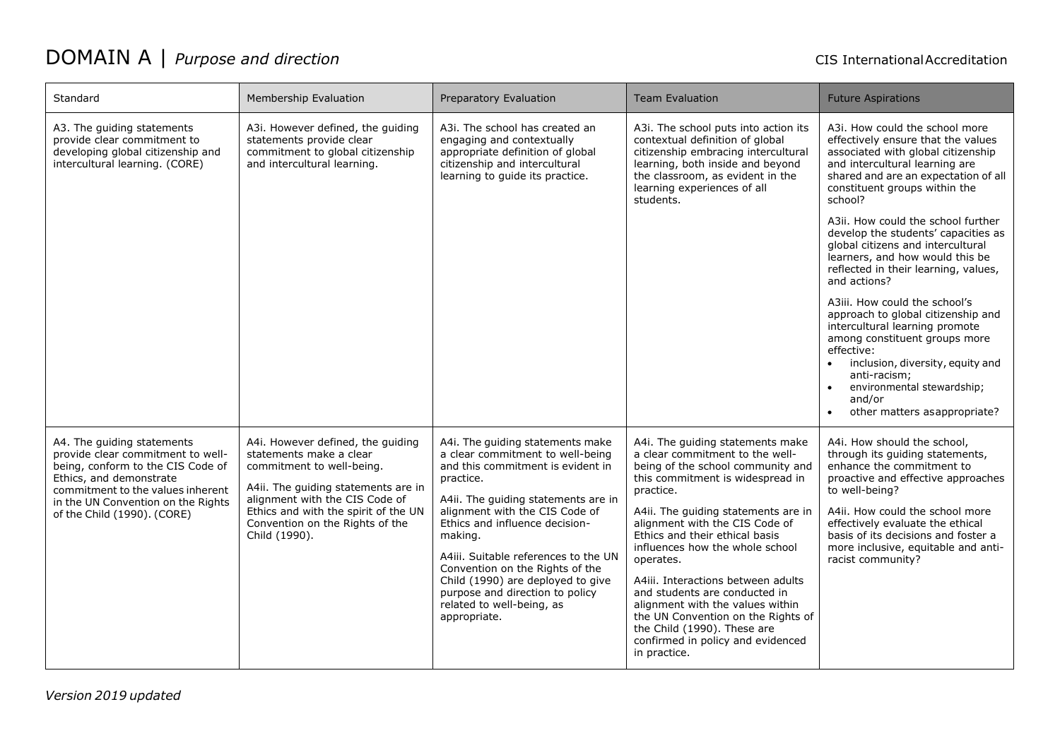# DOMAIN A | *Purpose and direction*

| Standard | Membership Evaluation | Preparatory Evaluation | Team Evaluation | Future Aspirations |
|---|---|---|---|---|
| A3. The guiding statements provide clear commitment to developing global citizenship and intercultural learning. (CORE) | A3i. However defined, the guiding statements provide clear commitment to global citizenship and intercultural learning. | A3i. The school has created an engaging and contextually appropriate definition of global citizenship and intercultural learning to guide its practice. | A3i. The school puts into action its contextual definition of global citizenship embracing intercultural learning, both inside and beyond the classroom, as evident in the learning experiences of all students. | A3i. How could the school more effectively ensure that the values associated with global citizenship and intercultural learning are shared and are an expectation of all constituent groups within the school?<br><br>A3ii. How could the school further develop the students' capacities as global citizens and intercultural learners, and how would this be reflected in their learning, values, and actions?<br><br>A3iii. How could the school's approach to global citizenship and intercultural learning promote among constituent groups more effective:<br>• inclusion, diversity, equity and anti-racism;<br>• environmental stewardship; and/or<br>• other matters as appropriate? |
| A4. The guiding statements provide clear commitment to well-being, conform to the CIS Code of Ethics, and demonstrate commitment to the values inherent in the UN Convention on the Rights of the Child (1990). (CORE) | A4i. However defined, the guiding statements make a clear commitment to well-being.<br><br>A4ii. The guiding statements are in alignment with the CIS Code of Ethics and with the spirit of the UN Convention on the Rights of the Child (1990). | A4i. The guiding statements make a clear commitment to well-being and this commitment is evident in practice.<br><br>A4ii. The guiding statements are in alignment with the CIS Code of Ethics and influence decision-making.<br><br>A4iii. Suitable references to the UN Convention on the Rights of the Child (1990) are deployed to give purpose and direction to policy related to well-being, as appropriate. | A4i. The guiding statements make a clear commitment to the well-being of the school community and this commitment is widespread in practice.<br><br>A4ii. The guiding statements are in alignment with the CIS Code of Ethics and their ethical basis influences how the whole school operates.<br><br>A4iii. Interactions between adults and students are conducted in alignment with the values within the UN Convention on the Rights of the Child (1990). These are confirmed in policy and evidenced in practice. | A4i. How should the school, through its guiding statements, enhance the commitment to proactive and effective approaches to well-being?<br><br>A4ii. How could the school more effectively evaluate the ethical basis of its decisions and foster a more inclusive, equitable and anti-racist community? |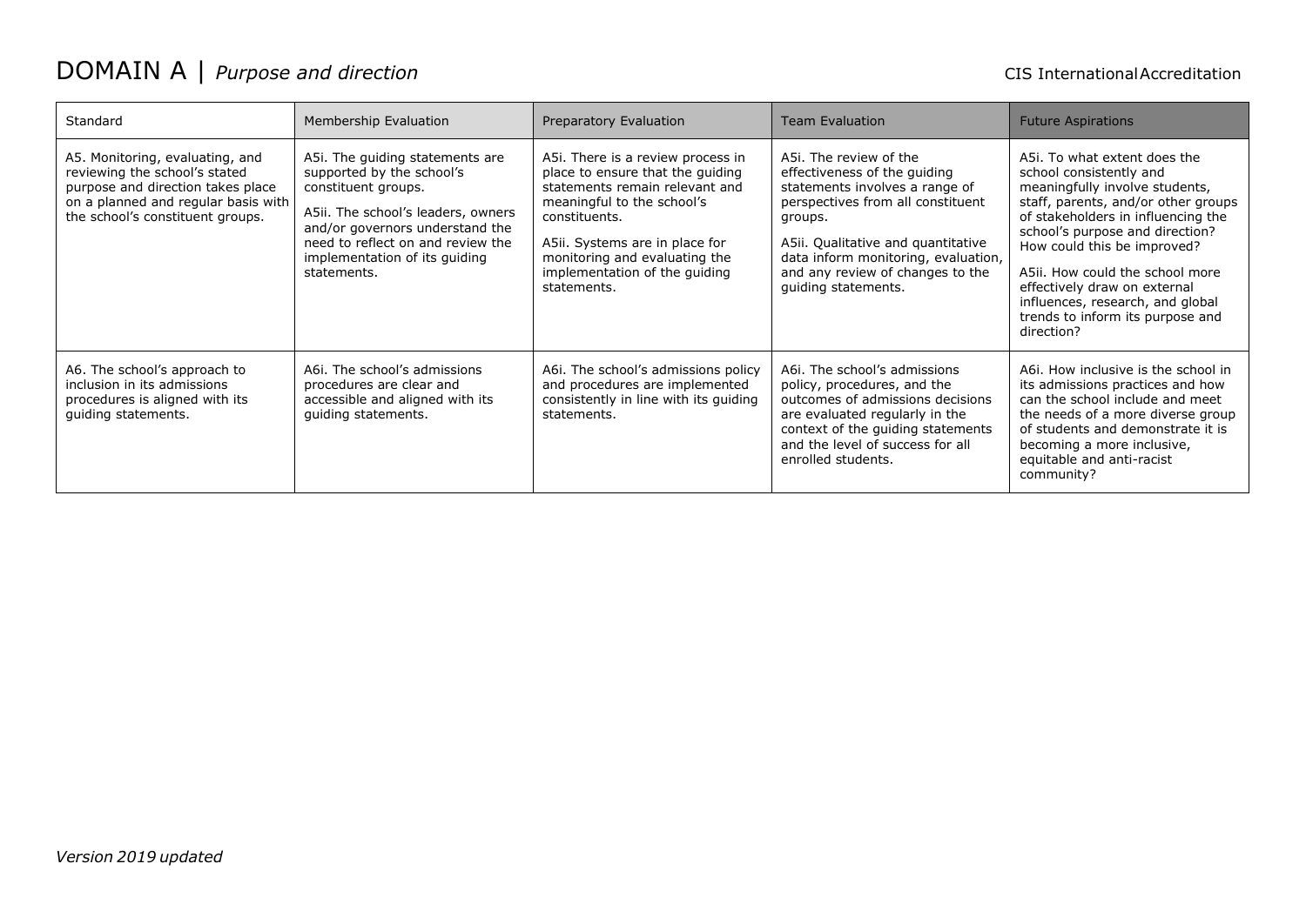# DOMAIN A | *Purpose and direction*

| Standard | Membership Evaluation | Preparatory Evaluation | Team Evaluation | Future Aspirations |
|---|---|---|---|---|
| A5. Monitoring, evaluating, and reviewing the school's stated purpose and direction takes place on a planned and regular basis with the school's constituent groups. | A5i. The guiding statements are supported by the school's constituent groups.<br><br>A5ii. The school's leaders, owners and/or governors understand the need to reflect on and review the implementation of its guiding statements. | A5i. There is a review process in place to ensure that the guiding statements remain relevant and meaningful to the school's constituents.<br><br>A5ii. Systems are in place for monitoring and evaluating the implementation of the guiding statements. | A5i. The review of the effectiveness of the guiding statements involves a range of perspectives from all constituent groups.<br><br>A5ii. Qualitative and quantitative data inform monitoring, evaluation, and any review of changes to the guiding statements. | A5i. To what extent does the school consistently and meaningfully involve students, staff, parents, and/or other groups of stakeholders in influencing the school's purpose and direction? How could this be improved?<br><br>A5ii. How could the school more effectively draw on external influences, research, and global trends to inform its purpose and direction? |
| A6. The school's approach to inclusion in its admissions procedures is aligned with its guiding statements. | A6i. The school's admissions procedures are clear and accessible and aligned with its guiding statements. | A6i. The school's admissions policy and procedures are implemented consistently in line with its guiding statements. | A6i. The school's admissions policy, procedures, and the outcomes of admissions decisions are evaluated regularly in the context of the guiding statements and the level of success for all enrolled students. | A6i. How inclusive is the school in its admissions practices and how can the school include and meet the needs of a more diverse group of students and demonstrate it is becoming a more inclusive, equitable and anti-racist community? |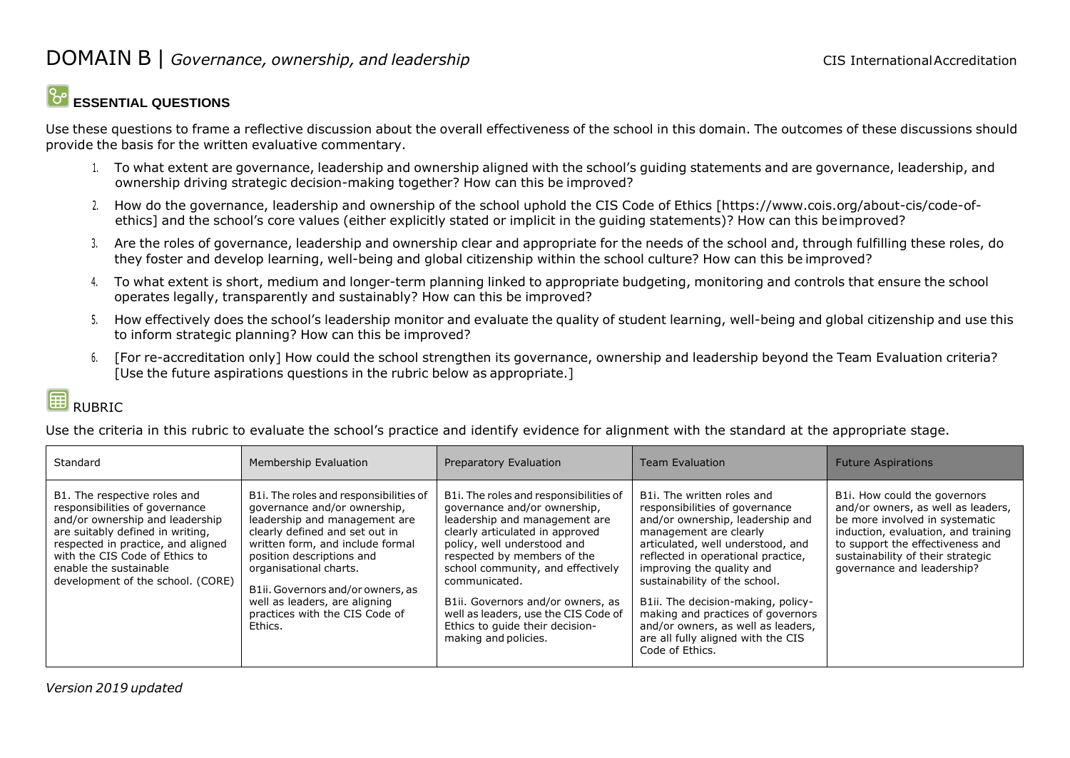# DOMAIN B | *Governance, ownership, and leadership*

## ESSENTIAL QUESTIONS

Use these questions to frame a reflective discussion about the overall effectiveness of the school in this domain. The outcomes of these discussions should provide the basis for the written evaluative commentary.

1. To what extent are governance, leadership and ownership aligned with the school's guiding statements and are governance, leadership, and ownership driving strategic decision-making together? How can this be improved?
2. How do the governance, leadership and ownership of the school uphold the CIS Code of Ethics [https://www.cois.org/about-cis/code-of-ethics] and the school's core values (either explicitly stated or implicit in the guiding statements)? How can this be improved?
3. Are the roles of governance, leadership and ownership clear and appropriate for the needs of the school and, through fulfilling these roles, do they foster and develop learning, well-being and global citizenship within the school culture? How can this be improved?
4. To what extent is short, medium and longer-term planning linked to appropriate budgeting, monitoring and controls that ensure the school operates legally, transparently and sustainably? How can this be improved?
5. How effectively does the school's leadership monitor and evaluate the quality of student learning, well-being and global citizenship and use this to inform strategic planning? How can this be improved?
6. [For re-accreditation only] How could the school strengthen its governance, ownership and leadership beyond the Team Evaluation criteria? [Use the future aspirations questions in the rubric below as appropriate.]

## RUBRIC

Use the criteria in this rubric to evaluate the school's practice and identify evidence for alignment with the standard at the appropriate stage.

| Standard | Membership Evaluation | Preparatory Evaluation | Team Evaluation | Future Aspirations |
|---|---|---|---|---|
| B1. The respective roles and responsibilities of governance and/or ownership and leadership are suitably defined in writing, respected in practice, and aligned with the CIS Code of Ethics to enable the sustainable development of the school. (CORE) | B1i. The roles and responsibilities of governance and/or ownership, leadership and management are clearly defined and set out in written form, and include formal position descriptions and organisational charts.<br><br>B1ii. Governors and/or owners, as well as leaders, are aligning practices with the CIS Code of Ethics. | B1i. The roles and responsibilities of governance and/or ownership, leadership and management are clearly articulated in approved policy, well understood and respected by members of the school community, and effectively communicated.<br><br>B1ii. Governors and/or owners, as well as leaders, use the CIS Code of Ethics to guide their decision-making and policies. | B1i. The written roles and responsibilities of governance and/or ownership, leadership and management are clearly articulated, well understood, and reflected in operational practice, improving the quality and sustainability of the school.<br><br>B1ii. The decision-making, policy-making and practices of governors and/or owners, as well as leaders, are all fully aligned with the CIS Code of Ethics. | B1i. How could the governors and/or owners, as well as leaders, be more involved in systematic induction, evaluation, and training to support the effectiveness and sustainability of their strategic governance and leadership? |

*Version 2019 updated*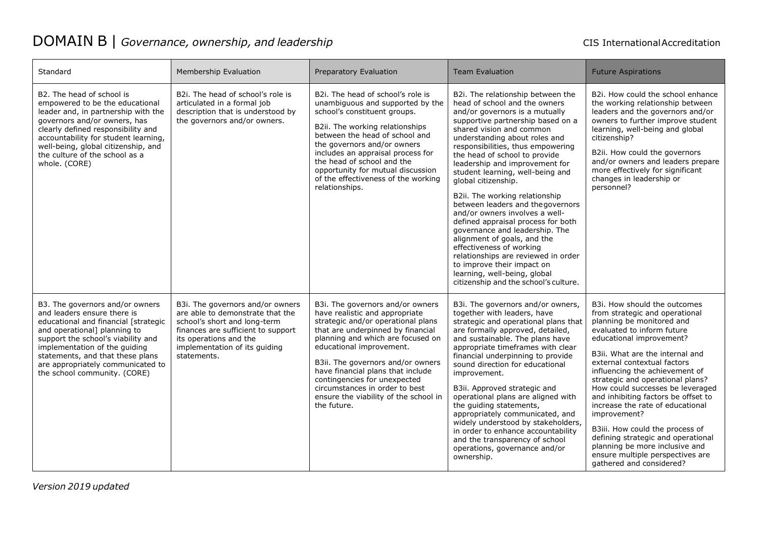# DOMAIN B | *Governance, ownership, and leadership*

| Standard | Membership Evaluation | Preparatory Evaluation | Team Evaluation | Future Aspirations |
|---|---|---|---|---|
| B2. The head of school is empowered to be the educational leader and, in partnership with the governors and/or owners, has clearly defined responsibility and accountability for student learning, well-being, global citizenship, and the culture of the school as a whole. (CORE) | B2i. The head of school's role is articulated in a formal job description that is understood by the governors and/or owners. | B2i. The head of school's role is unambiguous and supported by the school's constituent groups.<br><br>B2ii. The working relationships between the head of school and the governors and/or owners includes an appraisal process for the head of school and the opportunity for mutual discussion of the effectiveness of the working relationships. | B2i. The relationship between the head of school and the owners and/or governors is a mutually supportive partnership based on a shared vision and common understanding about roles and responsibilities, thus empowering the head of school to provide leadership and improvement for student learning, well-being and global citizenship.<br><br>B2ii. The working relationship between leaders and the governors and/or owners involves a well-defined appraisal process for both governance and leadership. The alignment of goals, and the effectiveness of working relationships are reviewed in order to improve their impact on learning, well-being, global citizenship and the school's culture. | B2i. How could the school enhance the working relationship between leaders and the governors and/or owners to further improve student learning, well-being and global citizenship?<br><br>B2ii. How could the governors and/or owners and leaders prepare more effectively for significant changes in leadership or personnel? |
| B3. The governors and/or owners and leaders ensure there is educational and financial [strategic and operational] planning to support the school's viability and implementation of the guiding statements, and that these plans are appropriately communicated to the school community. (CORE) | B3i. The governors and/or owners are able to demonstrate that the school's short and long-term finances are sufficient to support its operations and the implementation of its guiding statements. | B3i. The governors and/or owners have realistic and appropriate strategic and/or operational plans that are underpinned by financial planning and which are focused on educational improvement.<br><br>B3ii. The governors and/or owners have financial plans that include contingencies for unexpected circumstances in order to best ensure the viability of the school in the future. | B3i. The governors and/or owners, together with leaders, have strategic and operational plans that are formally approved, detailed, and sustainable. The plans have appropriate timeframes with clear financial underpinning to provide sound direction for educational improvement.<br><br>B3ii. Approved strategic and operational plans are aligned with the guiding statements, appropriately communicated, and widely understood by stakeholders, in order to enhance accountability and the transparency of school operations, governance and/or ownership. | B3i. How should the outcomes from strategic and operational planning be monitored and evaluated to inform future educational improvement?<br><br>B3ii. What are the internal and external contextual factors influencing the achievement of strategic and operational plans? How could successes be leveraged and inhibiting factors be offset to increase the rate of educational improvement?<br><br>B3iii. How could the process of defining strategic and operational planning be more inclusive and ensure multiple perspectives are gathered and considered? |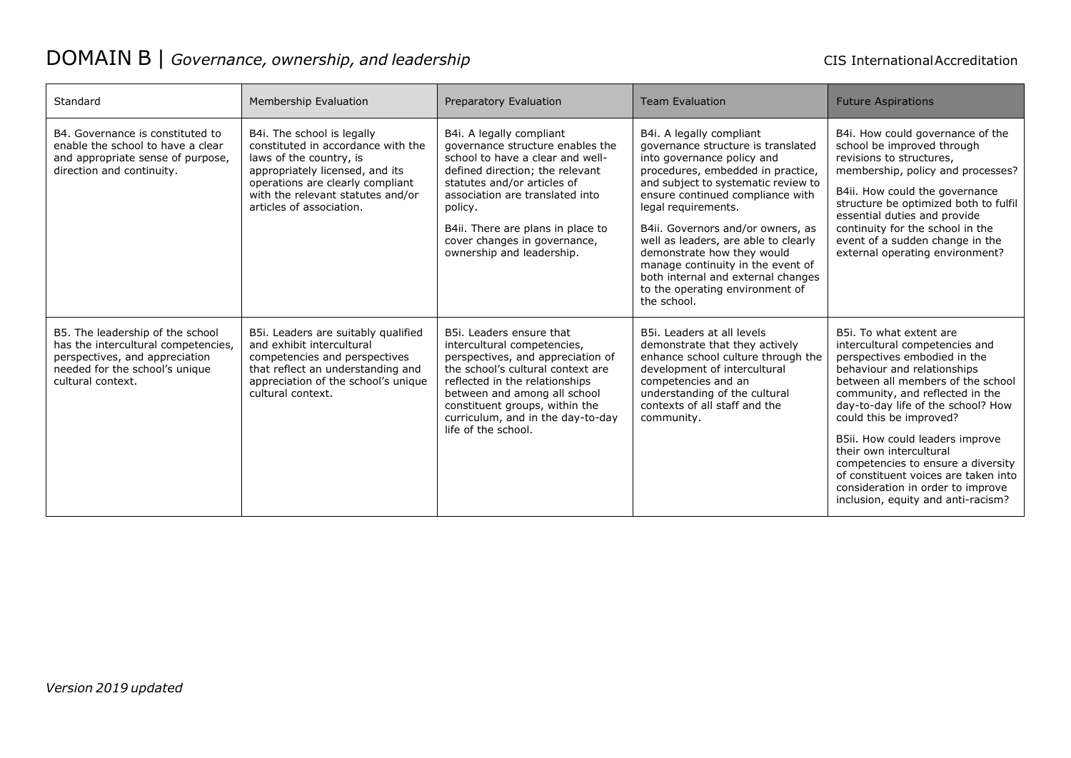# DOMAIN B | *Governance, ownership, and leadership*

| Standard | Membership Evaluation | Preparatory Evaluation | Team Evaluation | Future Aspirations |
|---|---|---|---|---|
| B4. Governance is constituted to enable the school to have a clear and appropriate sense of purpose, direction and continuity. | B4i. The school is legally constituted in accordance with the laws of the country, is appropriately licensed, and its operations are clearly compliant with the relevant statutes and/or articles of association. | B4i. A legally compliant governance structure enables the school to have a clear and well-defined direction; the relevant statutes and/or articles of association are translated into policy.<br><br>B4ii. There are plans in place to cover changes in governance, ownership and leadership. | B4i. A legally compliant governance structure is translated into governance policy and procedures, embedded in practice, and subject to systematic review to ensure continued compliance with legal requirements.<br><br>B4ii. Governors and/or owners, as well as leaders, are able to clearly demonstrate how they would manage continuity in the event of both internal and external changes to the operating environment of the school. | B4i. How could governance of the school be improved through revisions to structures, membership, policy and processes?<br><br>B4ii. How could the governance structure be optimized both to fulfil essential duties and provide continuity for the school in the event of a sudden change in the external operating environment? |
| B5. The leadership of the school has the intercultural competencies, perspectives, and appreciation needed for the school's unique cultural context. | B5i. Leaders are suitably qualified and exhibit intercultural competencies and perspectives that reflect an understanding and appreciation of the school's unique cultural context. | B5i. Leaders ensure that intercultural competencies, perspectives, and appreciation of the school's cultural context are reflected in the relationships between and among all school constituent groups, within the curriculum, and in the day-to-day life of the school. | B5i. Leaders at all levels demonstrate that they actively enhance school culture through the development of intercultural competencies and an understanding of the cultural contexts of all staff and the community. | B5i. To what extent are intercultural competencies and perspectives embodied in the behaviour and relationships between all members of the school community, and reflected in the day-to-day life of the school? How could this be improved?<br><br>B5ii. How could leaders improve their own intercultural competencies to ensure a diversity of constituent voices are taken into consideration in order to improve inclusion, equity and anti-racism? |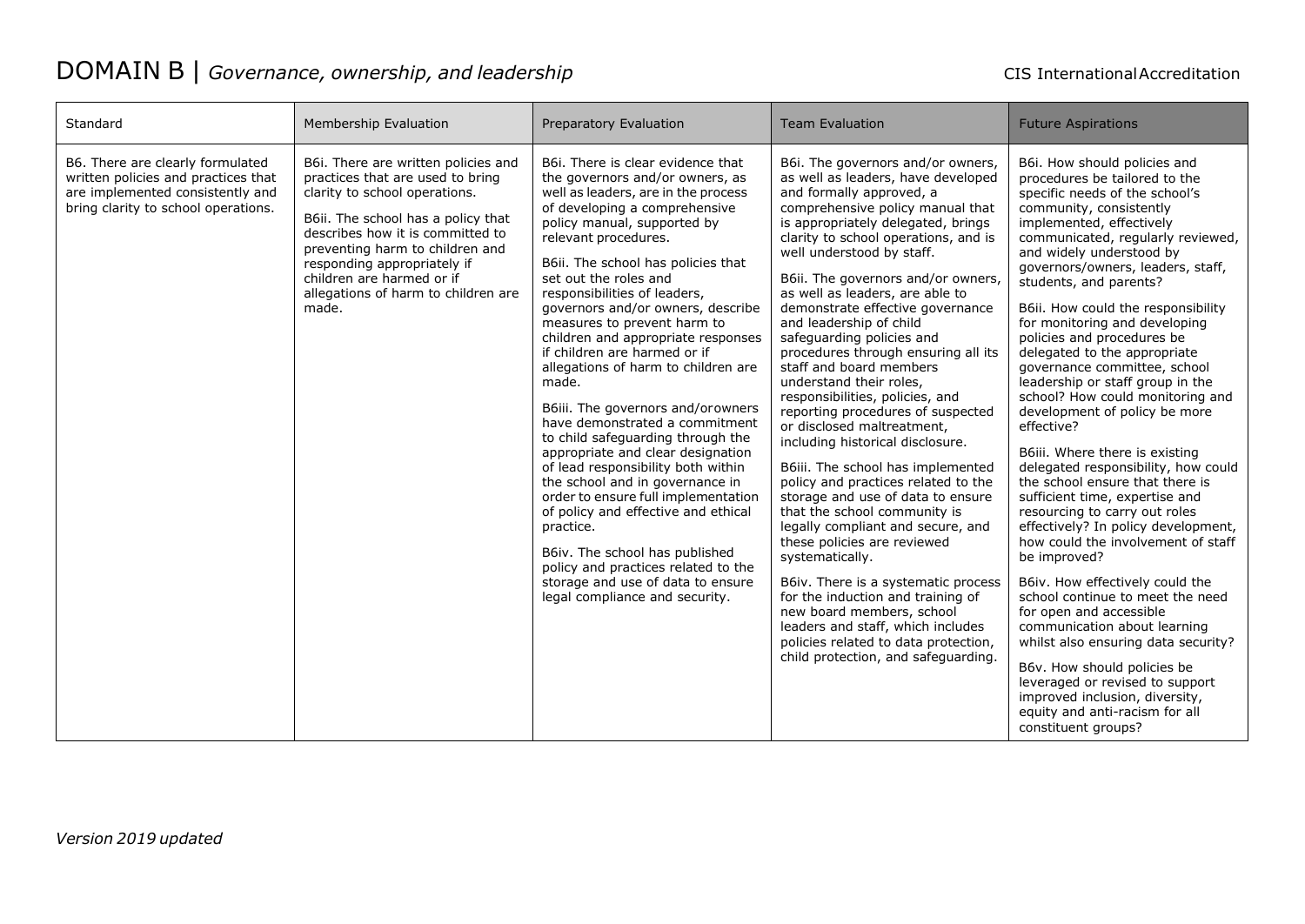# DOMAIN B | *Governance, ownership, and leadership*

| Standard | Membership Evaluation | Preparatory Evaluation | Team Evaluation | Future Aspirations |
| --- | --- | --- | --- | --- |
| B6. There are clearly formulated written policies and practices that are implemented consistently and bring clarity to school operations. | B6i. There are written policies and practices that are used to bring clarity to school operations.<br><br>B6ii. The school has a policy that describes how it is committed to preventing harm to children and responding appropriately if children are harmed or if allegations of harm to children are made. | B6i. There is clear evidence that the governors and/or owners, as well as leaders, are in the process of developing a comprehensive policy manual, supported by relevant procedures.<br><br>B6ii. The school has policies that set out the roles and responsibilities of leaders, governors and/or owners, describe measures to prevent harm to children and appropriate responses if children are harmed or if allegations of harm to children are made.<br><br>B6iii. The governors and/or owners have demonstrated a commitment to child safeguarding through the appropriate and clear designation of lead responsibility both within the school and in governance in order to ensure full implementation of policy and effective and ethical practice.<br><br>B6iv. The school has published policy and practices related to the storage and use of data to ensure legal compliance and security. | B6i. The governors and/or owners, as well as leaders, have developed and formally approved, a comprehensive policy manual that is appropriately delegated, brings clarity to school operations, and is well understood by staff.<br><br>B6ii. The governors and/or owners, as well as leaders, are able to demonstrate effective governance and leadership of child safeguarding policies and procedures through ensuring all its staff and board members understand their roles, responsibilities, policies, and reporting procedures of suspected or disclosed maltreatment, including historical disclosure.<br><br>B6iii. The school has implemented policy and practices related to the storage and use of data to ensure that the school community is legally compliant and secure, and these policies are reviewed systematically.<br><br>B6iv. There is a systematic process for the induction and training of new board members, school leaders and staff, which includes policies related to data protection, child protection, and safeguarding. | B6i. How should policies and procedures be tailored to the specific needs of the school's community, consistently implemented, effectively communicated, regularly reviewed, and widely understood by governors/owners, leaders, staff, students, and parents?<br><br>B6ii. How could the responsibility for monitoring and developing policies and procedures be delegated to the appropriate governance committee, school leadership or staff group in the school? How could monitoring and development of policy be more effective?<br><br>B6iii. Where there is existing delegated responsibility, how could the school ensure that there is sufficient time, expertise and resourcing to carry out roles effectively? In policy development, how could the involvement of staff be improved?<br><br>B6iv. How effectively could the school continue to meet the need for open and accessible communication about learning whilst also ensuring data security?<br><br>B6v. How should policies be leveraged or revised to support improved inclusion, diversity, equity and anti-racism for all constituent groups? |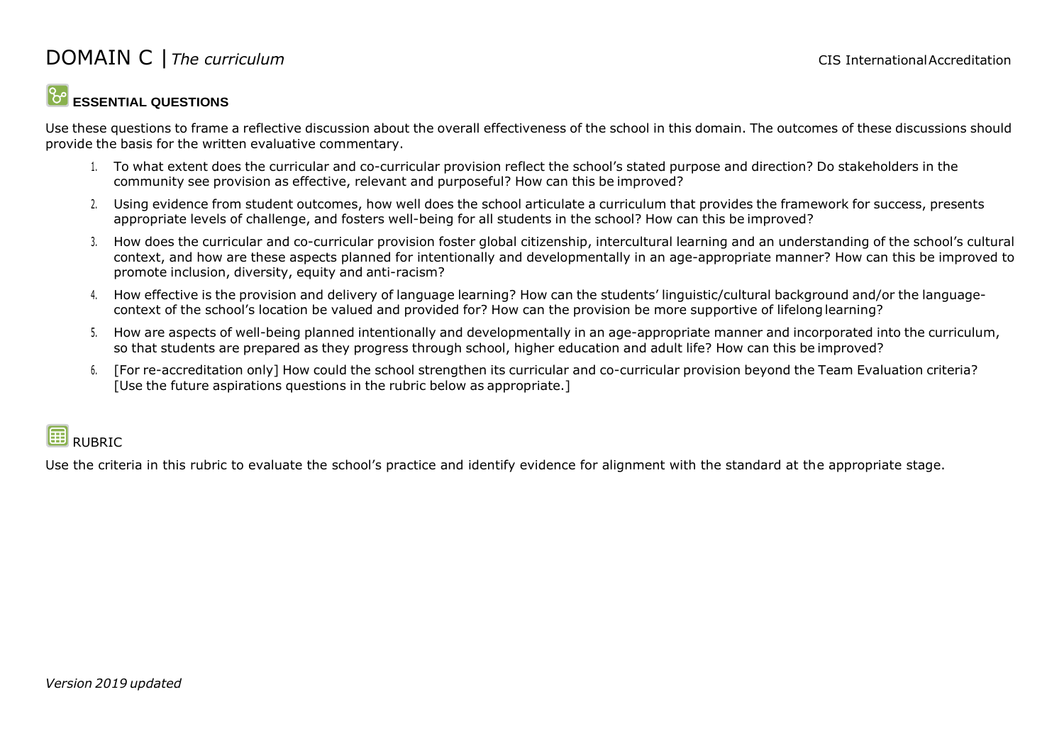# DOMAIN C | *The curriculum*

## ESSENTIAL QUESTIONS

Use these questions to frame a reflective discussion about the overall effectiveness of the school in this domain. The outcomes of these discussions should provide the basis for the written evaluative commentary.

1. To what extent does the curricular and co-curricular provision reflect the school's stated purpose and direction? Do stakeholders in the community see provision as effective, relevant and purposeful? How can this be improved?
2. Using evidence from student outcomes, how well does the school articulate a curriculum that provides the framework for success, presents appropriate levels of challenge, and fosters well-being for all students in the school? How can this be improved?
3. How does the curricular and co-curricular provision foster global citizenship, intercultural learning and an understanding of the school's cultural context, and how are these aspects planned for intentionally and developmentally in an age-appropriate manner? How can this be improved to promote inclusion, diversity, equity and anti-racism?
4. How effective is the provision and delivery of language learning? How can the students' linguistic/cultural background and/or the language-context of the school's location be valued and provided for? How can the provision be more supportive of lifelong learning?
5. How are aspects of well-being planned intentionally and developmentally in an age-appropriate manner and incorporated into the curriculum, so that students are prepared as they progress through school, higher education and adult life? How can this be improved?
6. [For re-accreditation only] How could the school strengthen its curricular and co-curricular provision beyond the Team Evaluation criteria? [Use the future aspirations questions in the rubric below as appropriate.]

## RUBRIC

Use the criteria in this rubric to evaluate the school's practice and identify evidence for alignment with the standard at the appropriate stage.

*Version 2019 updated*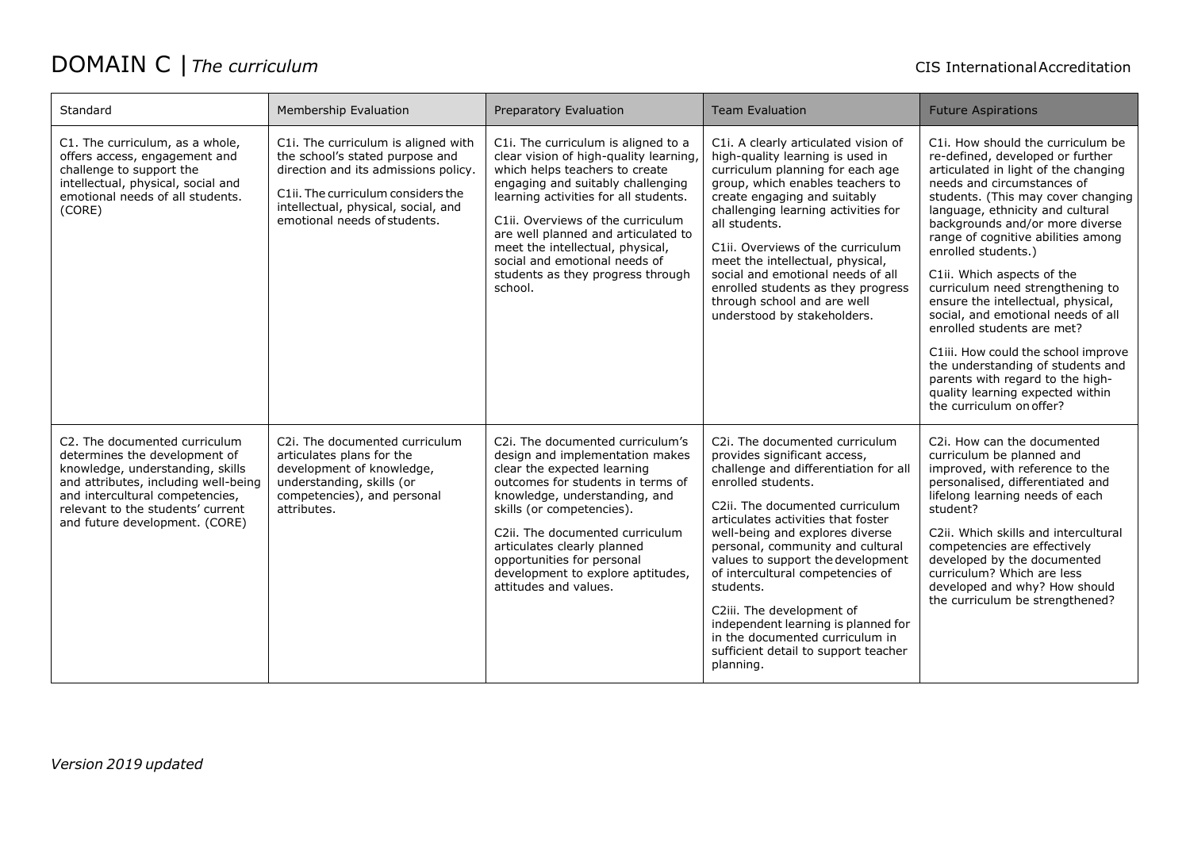# DOMAIN C | *The curriculum*

| Standard | Membership Evaluation | Preparatory Evaluation | Team Evaluation | Future Aspirations |
|---|---|---|---|---|
| C1. The curriculum, as a whole, offers access, engagement and challenge to support the intellectual, physical, social and emotional needs of all students. (CORE) | C1i. The curriculum is aligned with the school's stated purpose and direction and its admissions policy.<br><br>C1ii. The curriculum considers the intellectual, physical, social, and emotional needs of students. | C1i. The curriculum is aligned to a clear vision of high-quality learning, which helps teachers to create engaging and suitably challenging learning activities for all students.<br><br>C1ii. Overviews of the curriculum are well planned and articulated to meet the intellectual, physical, social and emotional needs of students as they progress through school. | C1i. A clearly articulated vision of high-quality learning is used in curriculum planning for each age group, which enables teachers to create engaging and suitably challenging learning activities for all students.<br><br>C1ii. Overviews of the curriculum meet the intellectual, physical, social and emotional needs of all enrolled students as they progress through school and are well understood by stakeholders. | C1i. How should the curriculum be re-defined, developed or further articulated in light of the changing needs and circumstances of students. (This may cover changing language, ethnicity and cultural backgrounds and/or more diverse range of cognitive abilities among enrolled students.)<br><br>C1ii. Which aspects of the curriculum need strengthening to ensure the intellectual, physical, social, and emotional needs of all enrolled students are met?<br><br>C1iii. How could the school improve the understanding of students and parents with regard to the high-quality learning expected within the curriculum on offer? |
| C2. The documented curriculum determines the development of knowledge, understanding, skills and attributes, including well-being and intercultural competencies, relevant to the students' current and future development. (CORE) | C2i. The documented curriculum articulates plans for the development of knowledge, understanding, skills (or competencies), and personal attributes. | C2i. The documented curriculum's design and implementation makes clear the expected learning outcomes for students in terms of knowledge, understanding, and skills (or competencies).<br><br>C2ii. The documented curriculum articulates clearly planned opportunities for personal development to explore aptitudes, attitudes and values. | C2i. The documented curriculum provides significant access, challenge and differentiation for all enrolled students.<br><br>C2ii. The documented curriculum articulates activities that foster well-being and explores diverse personal, community and cultural values to support the development of intercultural competencies of students.<br><br>C2iii. The development of independent learning is planned for in the documented curriculum in sufficient detail to support teacher planning. | C2i. How can the documented curriculum be planned and improved, with reference to the personalised, differentiated and lifelong learning needs of each student?<br><br>C2ii. Which skills and intercultural competencies are effectively developed by the documented curriculum? Which are less developed and why? How should the curriculum be strengthened? |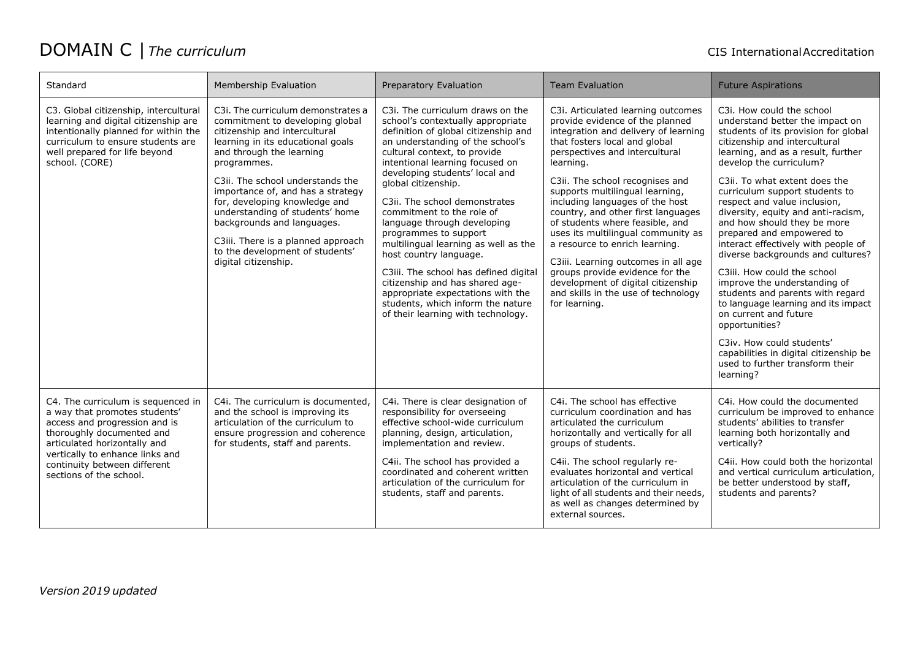# DOMAIN C | *The curriculum*

| Standard | Membership Evaluation | Preparatory Evaluation | Team Evaluation | Future Aspirations |
|---|---|---|---|---|
| C3. Global citizenship, intercultural learning and digital citizenship are intentionally planned for within the curriculum to ensure students are well prepared for life beyond school. (CORE) | C3i. The curriculum demonstrates a commitment to developing global citizenship and intercultural learning in its educational goals and through the learning programmes.<br><br>C3ii. The school understands the importance of, and has a strategy for, developing knowledge and understanding of students' home backgrounds and languages.<br><br>C3iii. There is a planned approach to the development of students' digital citizenship. | C3i. The curriculum draws on the school's contextually appropriate definition of global citizenship and an understanding of the school's cultural context, to provide intentional learning focused on developing students' local and global citizenship.<br><br>C3ii. The school demonstrates commitment to the role of language through developing programmes to support multilingual learning as well as the host country language.<br><br>C3iii. The school has defined digital citizenship and has shared age-appropriate expectations with the students, which inform the nature of their learning with technology. | C3i. Articulated learning outcomes provide evidence of the planned integration and delivery of learning that fosters local and global perspectives and intercultural learning.<br><br>C3ii. The school recognises and supports multilingual learning, including languages of the host country, and other first languages of students where feasible, and uses its multilingual community as a resource to enrich learning.<br><br>C3iii. Learning outcomes in all age groups provide evidence for the development of digital citizenship and skills in the use of technology for learning. | C3i. How could the school understand better the impact on students of its provision for global citizenship and intercultural learning, and as a result, further develop the curriculum?<br><br>C3ii. To what extent does the curriculum support students to respect and value inclusion, diversity, equity and anti-racism, and how should they be more prepared and empowered to interact effectively with people of diverse backgrounds and cultures?<br><br>C3iii. How could the school improve the understanding of students and parents with regard to language learning and its impact on current and future opportunities?<br><br>C3iv. How could students' capabilities in digital citizenship be used to further transform their learning? |
| C4. The curriculum is sequenced in a way that promotes students' access and progression and is thoroughly documented and articulated horizontally and vertically to enhance links and continuity between different sections of the school. | C4i. The curriculum is documented, and the school is improving its articulation of the curriculum to ensure progression and coherence for students, staff and parents. | C4i. There is clear designation of responsibility for overseeing effective school-wide curriculum planning, design, articulation, implementation and review.<br><br>C4ii. The school has provided a coordinated and coherent written articulation of the curriculum for students, staff and parents. | C4i. The school has effective curriculum coordination and has articulated the curriculum horizontally and vertically for all groups of students.<br><br>C4ii. The school regularly re-evaluates horizontal and vertical articulation of the curriculum in light of all students and their needs, as well as changes determined by external sources. | C4i. How could the documented curriculum be improved to enhance students' abilities to transfer learning both horizontally and vertically?<br><br>C4ii. How could both the horizontal and vertical curriculum articulation, be better understood by staff, students and parents? |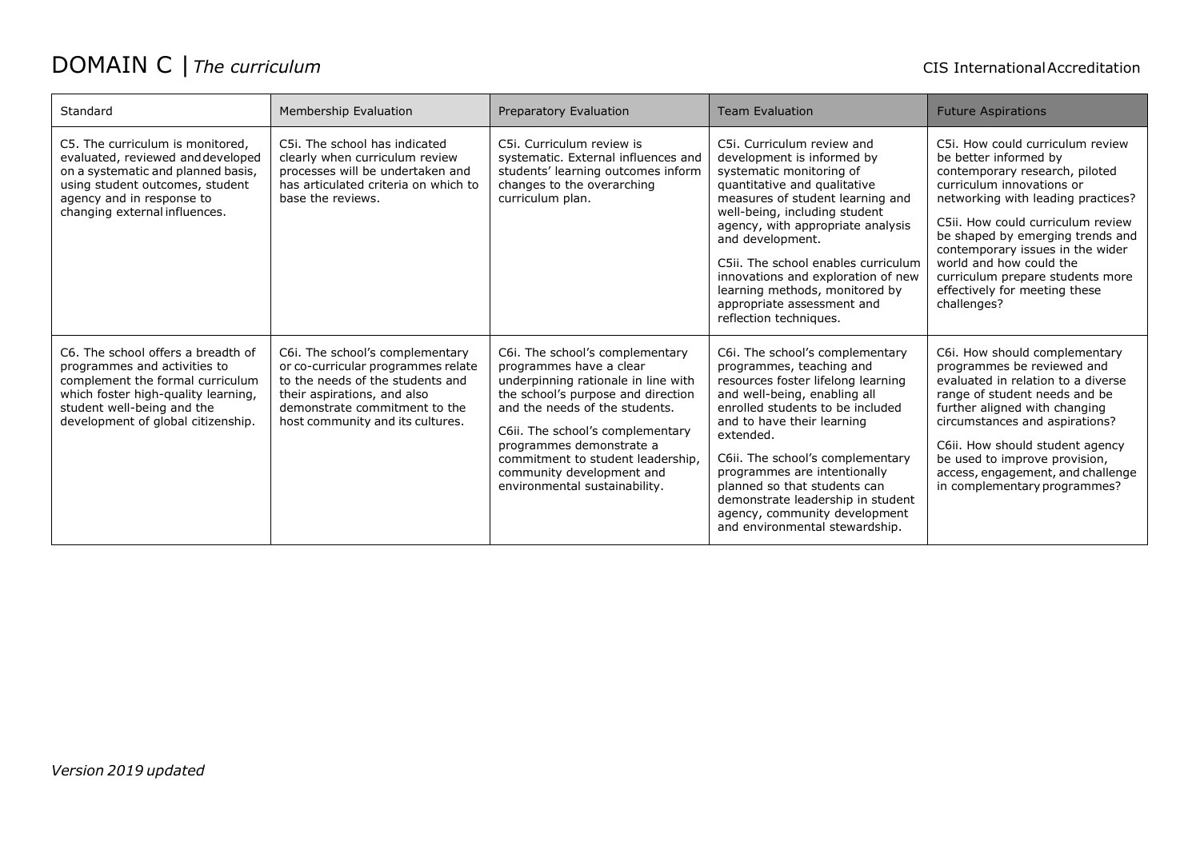# DOMAIN C | *The curriculum*

| Standard | Membership Evaluation | Preparatory Evaluation | Team Evaluation | Future Aspirations |
|---|---|---|---|---|
| C5. The curriculum is monitored, evaluated, reviewed and developed on a systematic and planned basis, using student outcomes, student agency and in response to changing external influences. | C5i. The school has indicated clearly when curriculum review processes will be undertaken and has articulated criteria on which to base the reviews. | C5i. Curriculum review is systematic. External influences and students' learning outcomes inform changes to the overarching curriculum plan. | C5i. Curriculum review and development is informed by systematic monitoring of quantitative and qualitative measures of student learning and well-being, including student agency, with appropriate analysis and development.<br><br>C5ii. The school enables curriculum innovations and exploration of new learning methods, monitored by appropriate assessment and reflection techniques. | C5i. How could curriculum review be better informed by contemporary research, piloted curriculum innovations or networking with leading practices?<br><br>C5ii. How could curriculum review be shaped by emerging trends and contemporary issues in the wider world and how could the curriculum prepare students more effectively for meeting these challenges? |
| C6. The school offers a breadth of programmes and activities to complement the formal curriculum which foster high-quality learning, student well-being and the development of global citizenship. | C6i. The school's complementary or co-curricular programmes relate to the needs of the students and their aspirations, and also demonstrate commitment to the host community and its cultures. | C6i. The school's complementary programmes have a clear underpinning rationale in line with the school's purpose and direction and the needs of the students.<br><br>C6ii. The school's complementary programmes demonstrate a commitment to student leadership, community development and environmental sustainability. | C6i. The school's complementary programmes, teaching and resources foster lifelong learning and well-being, enabling all enrolled students to be included and to have their learning extended.<br><br>C6ii. The school's complementary programmes are intentionally planned so that students can demonstrate leadership in student agency, community development and environmental stewardship. | C6i. How should complementary programmes be reviewed and evaluated in relation to a diverse range of student needs and be further aligned with changing circumstances and aspirations?<br><br>C6ii. How should student agency be used to improve provision, access, engagement, and challenge in complementary programmes? |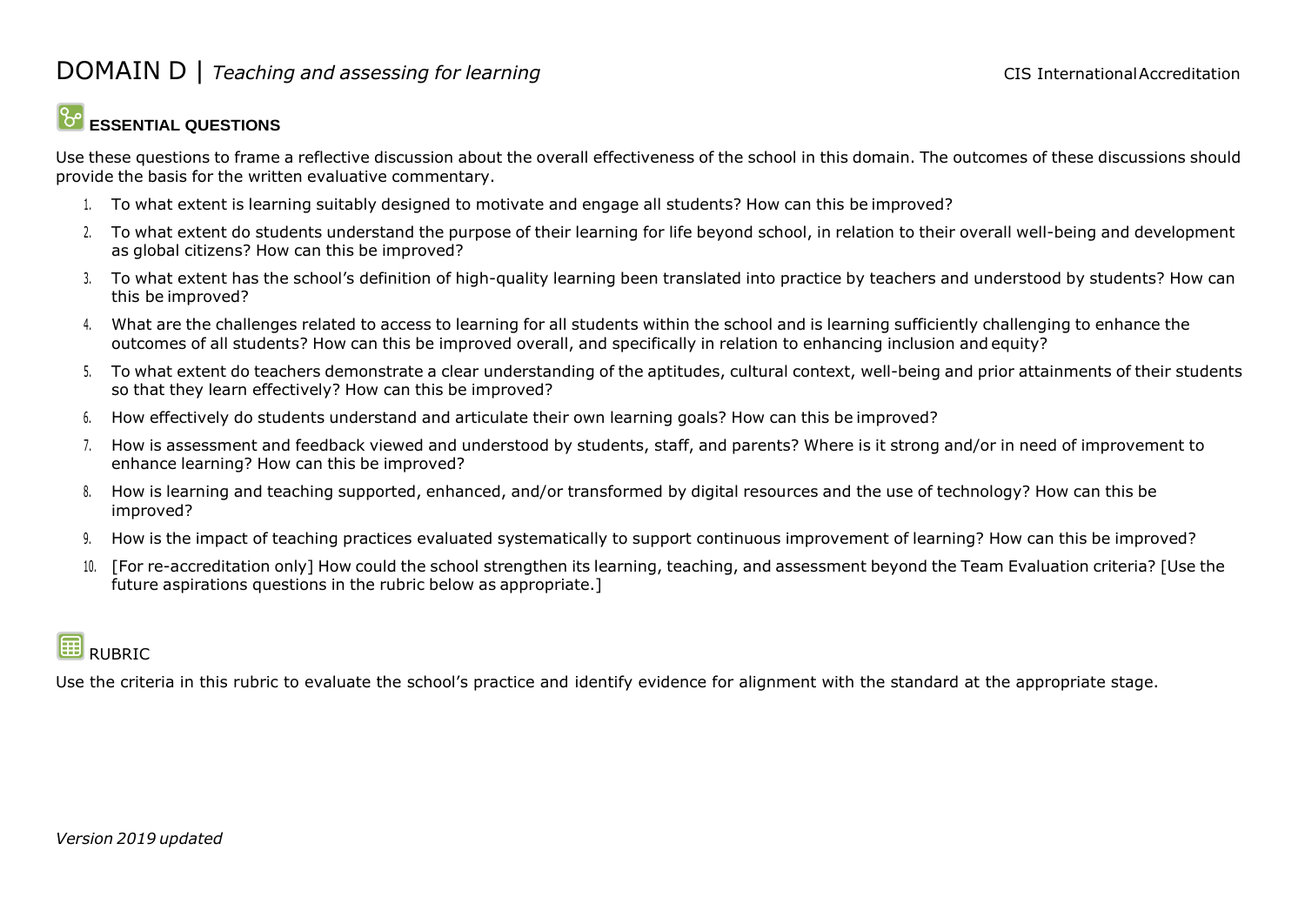# DOMAIN D | *Teaching and assessing for learning*

## ESSENTIAL QUESTIONS

Use these questions to frame a reflective discussion about the overall effectiveness of the school in this domain. The outcomes of these discussions should provide the basis for the written evaluative commentary.

1. To what extent is learning suitably designed to motivate and engage all students? How can this be improved?
2. To what extent do students understand the purpose of their learning for life beyond school, in relation to their overall well-being and development as global citizens? How can this be improved?
3. To what extent has the school's definition of high-quality learning been translated into practice by teachers and understood by students? How can this be improved?
4. What are the challenges related to access to learning for all students within the school and is learning sufficiently challenging to enhance the outcomes of all students? How can this be improved overall, and specifically in relation to enhancing inclusion and equity?
5. To what extent do teachers demonstrate a clear understanding of the aptitudes, cultural context, well-being and prior attainments of their students so that they learn effectively? How can this be improved?
6. How effectively do students understand and articulate their own learning goals? How can this be improved?
7. How is assessment and feedback viewed and understood by students, staff, and parents? Where is it strong and/or in need of improvement to enhance learning? How can this be improved?
8. How is learning and teaching supported, enhanced, and/or transformed by digital resources and the use of technology? How can this be improved?
9. How is the impact of teaching practices evaluated systematically to support continuous improvement of learning? How can this be improved?
10. [For re-accreditation only] How could the school strengthen its learning, teaching, and assessment beyond the Team Evaluation criteria? [Use the future aspirations questions in the rubric below as appropriate.]

## RUBRIC

Use the criteria in this rubric to evaluate the school's practice and identify evidence for alignment with the standard at the appropriate stage.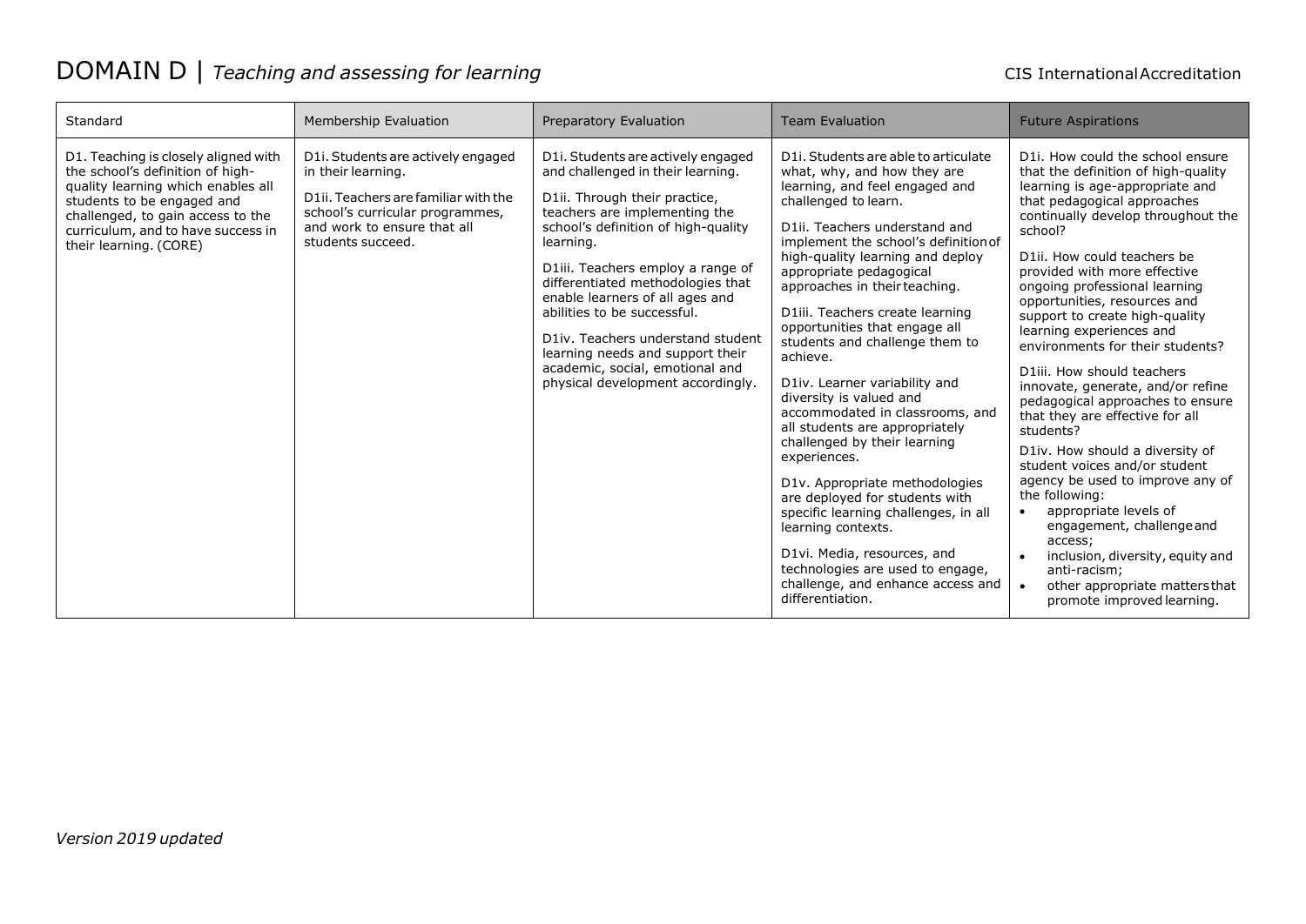# DOMAIN D | *Teaching and assessing for learning*

| Standard | Membership Evaluation | Preparatory Evaluation | Team Evaluation | Future Aspirations |
| --- | --- | --- | --- | --- |
| D1. Teaching is closely aligned with the school's definition of high-quality learning which enables all students to be engaged and challenged, to gain access to the curriculum, and to have success in their learning. (CORE) | D1i. Students are actively engaged in their learning.<br><br>D1ii. Teachers are familiar with the school's curricular programmes, and work to ensure that all students succeed. | D1i. Students are actively engaged and challenged in their learning.<br><br>D1ii. Through their practice, teachers are implementing the school's definition of high-quality learning.<br><br>D1iii. Teachers employ a range of differentiated methodologies that enable learners of all ages and abilities to be successful.<br><br>D1iv. Teachers understand student learning needs and support their academic, social, emotional and physical development accordingly. | D1i. Students are able to articulate what, why, and how they are learning, and feel engaged and challenged to learn.<br><br>D1ii. Teachers understand and implement the school's definition of high-quality learning and deploy appropriate pedagogical approaches in their teaching.<br><br>D1iii. Teachers create learning opportunities that engage all students and challenge them to achieve.<br><br>D1iv. Learner variability and diversity is valued and accommodated in classrooms, and all students are appropriately challenged by their learning experiences.<br><br>D1v. Appropriate methodologies are deployed for students with specific learning challenges, in all learning contexts.<br><br>D1vi. Media, resources, and technologies are used to engage, challenge, and enhance access and differentiation. | D1i. How could the school ensure that the definition of high-quality learning is age-appropriate and that pedagogical approaches continually develop throughout the school?<br><br>D1ii. How could teachers be provided with more effective ongoing professional learning opportunities, resources and support to create high-quality learning experiences and environments for their students?<br><br>D1iii. How should teachers innovate, generate, and/or refine pedagogical approaches to ensure that they are effective for all students?<br><br>D1iv. How should a diversity of student voices and/or student agency be used to improve any of the following:<br>• appropriate levels of engagement, challenge and access;<br>• inclusion, diversity, equity and anti-racism;<br>• other appropriate matters that promote improved learning. |

*Version 2019 updated*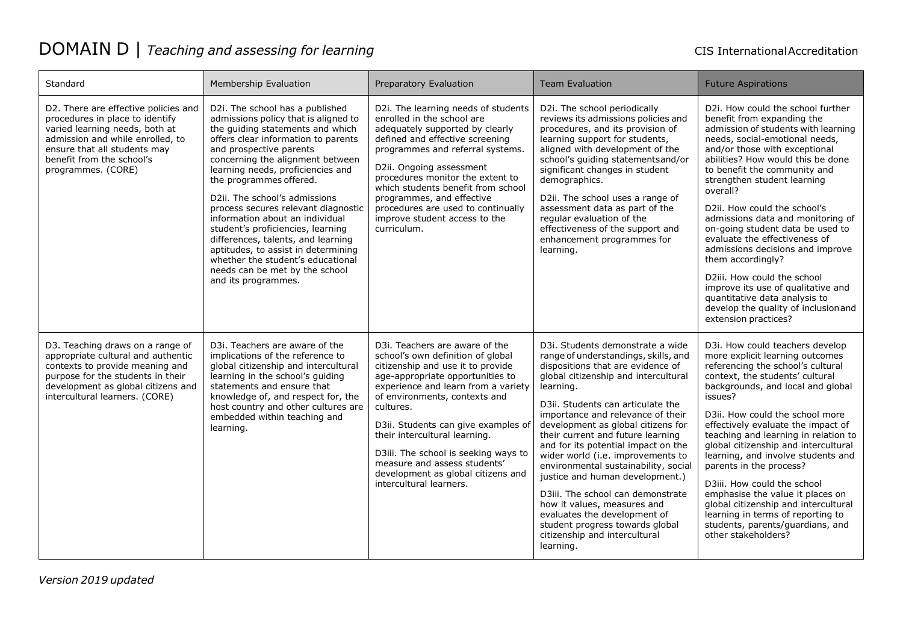# DOMAIN D | *Teaching and assessing for learning*

| Standard | Membership Evaluation | Preparatory Evaluation | Team Evaluation | Future Aspirations |
|---|---|---|---|---|
| D2. There are effective policies and procedures in place to identify varied learning needs, both at admission and while enrolled, to ensure that all students may benefit from the school's programmes. (CORE) | D2i. The school has a published admissions policy that is aligned to the guiding statements and which offers clear information to parents and prospective parents concerning the alignment between learning needs, proficiencies and the programmes offered.<br><br>D2ii. The school's admissions process secures relevant diagnostic information about an individual student's proficiencies, learning differences, talents, and learning aptitudes, to assist in determining whether the student's educational needs can be met by the school and its programmes. | D2i. The learning needs of students enrolled in the school are adequately supported by clearly defined and effective screening programmes and referral systems.<br><br>D2ii. Ongoing assessment procedures monitor the extent to which students benefit from school programmes, and effective procedures are used to continually improve student access to the curriculum. | D2i. The school periodically reviews its admissions policies and procedures, and its provision of learning support for students, aligned with development of the school's guiding statementsand/or significant changes in student demographics.<br><br>D2ii. The school uses a range of assessment data as part of the regular evaluation of the effectiveness of the support and enhancement programmes for learning. | D2i. How could the school further benefit from expanding the admission of students with learning needs, social-emotional needs, and/or those with exceptional abilities? How would this be done to benefit the community and strengthen student learning overall?<br><br>D2ii. How could the school's admissions data and monitoring of on-going student data be used to evaluate the effectiveness of admissions decisions and improve them accordingly?<br><br>D2iii. How could the school improve its use of qualitative and quantitative data analysis to develop the quality of inclusionand extension practices? |
| D3. Teaching draws on a range of appropriate cultural and authentic contexts to provide meaning and purpose for the students in their development as global citizens and intercultural learners. (CORE) | D3i. Teachers are aware of the implications of the reference to global citizenship and intercultural learning in the school's guiding statements and ensure that knowledge of, and respect for, the host country and other cultures are embedded within teaching and learning. | D3i. Teachers are aware of the school's own definition of global citizenship and use it to provide age-appropriate opportunities to experience and learn from a variety of environments, contexts and cultures.<br><br>D3ii. Students can give examples of their intercultural learning.<br><br>D3iii. The school is seeking ways to measure and assess students' development as global citizens and intercultural learners. | D3i. Students demonstrate a wide range of understandings, skills, and dispositions that are evidence of global citizenship and intercultural learning.<br><br>D3ii. Students can articulate the importance and relevance of their development as global citizens for their current and future learning and for its potential impact on the wider world (i.e. improvements to environmental sustainability, social justice and human development.)<br><br>D3iii. The school can demonstrate how it values, measures and evaluates the development of student progress towards global citizenship and intercultural learning. | D3i. How could teachers develop more explicit learning outcomes referencing the school's cultural context, the students' cultural backgrounds, and local and global issues?<br><br>D3ii. How could the school more effectively evaluate the impact of teaching and learning in relation to global citizenship and intercultural learning, and involve students and parents in the process?<br><br>D3iii. How could the school emphasise the value it places on global citizenship and intercultural learning in terms of reporting to students, parents/guardians, and other stakeholders? |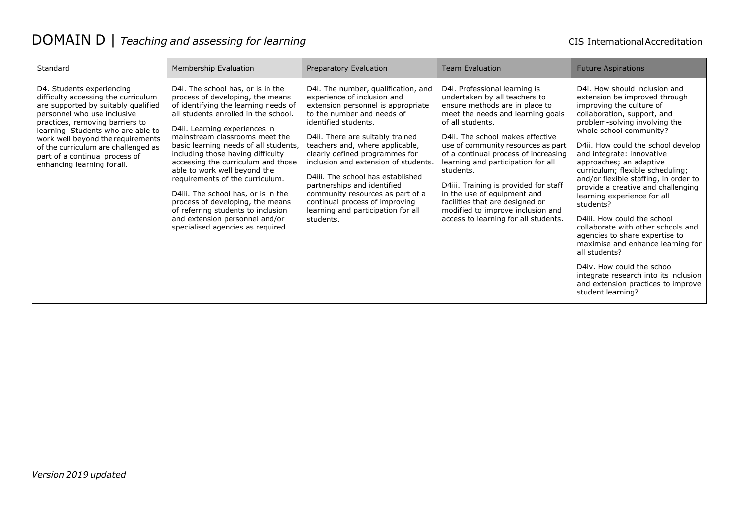# DOMAIN D | *Teaching and assessing for learning*

CIS International Accreditation

| Standard | Membership Evaluation | Preparatory Evaluation | Team Evaluation | Future Aspirations |
|---|---|---|---|---|
| D4. Students experiencing difficulty accessing the curriculum are supported by suitably qualified personnel who use inclusive practices, removing barriers to learning. Students who are able to work well beyond the requirements of the curriculum are challenged as part of a continual process of enhancing learning for all. | D4i. The school has, or is in the process of developing, the means of identifying the learning needs of all students enrolled in the school.<br><br>D4ii. Learning experiences in mainstream classrooms meet the basic learning needs of all students, including those having difficulty accessing the curriculum and those able to work well beyond the requirements of the curriculum.<br><br>D4iii. The school has, or is in the process of developing, the means of referring students to inclusion and extension personnel and/or specialised agencies as required. | D4i. The number, qualification, and experience of inclusion and extension personnel is appropriate to the number and needs of identified students.<br><br>D4ii. There are suitably trained teachers and, where applicable, clearly defined programmes for inclusion and extension of students.<br><br>D4iii. The school has established partnerships and identified community resources as part of a continual process of improving learning and participation for all students. | D4i. Professional learning is undertaken by all teachers to ensure methods are in place to meet the needs and learning goals of all students.<br><br>D4ii. The school makes effective use of community resources as part of a continual process of increasing learning and participation for all students.<br><br>D4iii. Training is provided for staff in the use of equipment and facilities that are designed or modified to improve inclusion and access to learning for all students. | D4i. How should inclusion and extension be improved through improving the culture of collaboration, support, and problem-solving involving the whole school community?<br><br>D4ii. How could the school develop and integrate: innovative approaches; an adaptive curriculum; flexible scheduling; and/or flexible staffing, in order to provide a creative and challenging learning experience for all students?<br><br>D4iii. How could the school collaborate with other schools and agencies to share expertise to maximise and enhance learning for all students?<br><br>D4iv. How could the school integrate research into its inclusion and extension practices to improve student learning? |

*Version 2019 updated*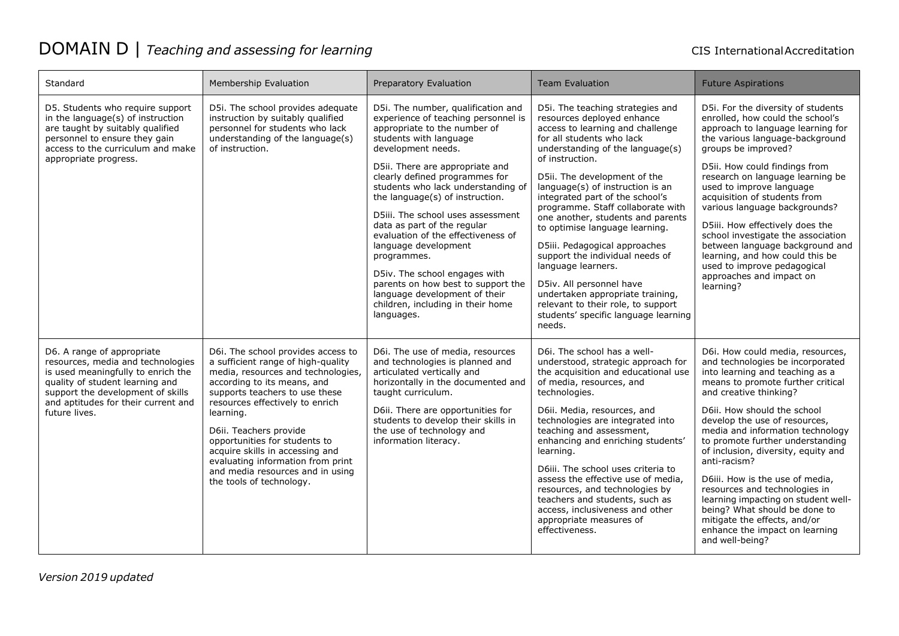# DOMAIN D | *Teaching and assessing for learning*

| Standard | Membership Evaluation | Preparatory Evaluation | Team Evaluation | Future Aspirations |
|---|---|---|---|---|
| D5. Students who require support in the language(s) of instruction are taught by suitably qualified personnel to ensure they gain access to the curriculum and make appropriate progress. | D5i. The school provides adequate instruction by suitably qualified personnel for students who lack understanding of the language(s) of instruction. | D5i. The number, qualification and experience of teaching personnel is appropriate to the number of students with language development needs.<br><br>D5ii. There are appropriate and clearly defined programmes for students who lack understanding of the language(s) of instruction.<br><br>D5iii. The school uses assessment data as part of the regular evaluation of the effectiveness of language development programmes.<br><br>D5iv. The school engages with parents on how best to support the language development of their children, including in their home languages. | D5i. The teaching strategies and resources deployed enhance access to learning and challenge for all students who lack understanding of the language(s) of instruction.<br><br>D5ii. The development of the language(s) of instruction is an integrated part of the school's programme. Staff collaborate with one another, students and parents to optimise language learning.<br><br>D5iii. Pedagogical approaches support the individual needs of language learners.<br><br>D5iv. All personnel have undertaken appropriate training, relevant to their role, to support students' specific language learning needs. | D5i. For the diversity of students enrolled, how could the school's approach to language learning for the various language-background groups be improved?<br><br>D5ii. How could findings from research on language learning be used to improve language acquisition of students from various language backgrounds?<br><br>D5iii. How effectively does the school investigate the association between language background and learning, and how could this be used to improve pedagogical approaches and impact on learning? |
| D6. A range of appropriate resources, media and technologies is used meaningfully to enrich the quality of student learning and support the development of skills and aptitudes for their current and future lives. | D6i. The school provides access to a sufficient range of high-quality media, resources and technologies, according to its means, and supports teachers to use these resources effectively to enrich learning.<br><br>D6ii. Teachers provide opportunities for students to acquire skills in accessing and evaluating information from print and media resources and in using the tools of technology. | D6i. The use of media, resources and technologies is planned and articulated vertically and horizontally in the documented and taught curriculum.<br><br>D6ii. There are opportunities for students to develop their skills in the use of technology and information literacy. | D6i. The school has a well-understood, strategic approach for the acquisition and educational use of media, resources, and technologies.<br><br>D6ii. Media, resources, and technologies are integrated into teaching and assessment, enhancing and enriching students' learning.<br><br>D6iii. The school uses criteria to assess the effective use of media, resources, and technologies by teachers and students, such as access, inclusiveness and other appropriate measures of effectiveness. | D6i. How could media, resources, and technologies be incorporated into learning and teaching as a means to promote further critical and creative thinking?<br><br>D6ii. How should the school develop the use of resources, media and information technology to promote further understanding of inclusion, diversity, equity and anti-racism?<br><br>D6iii. How is the use of media, resources and technologies in learning impacting on student well-being? What should be done to mitigate the effects, and/or enhance the impact on learning and well-being? |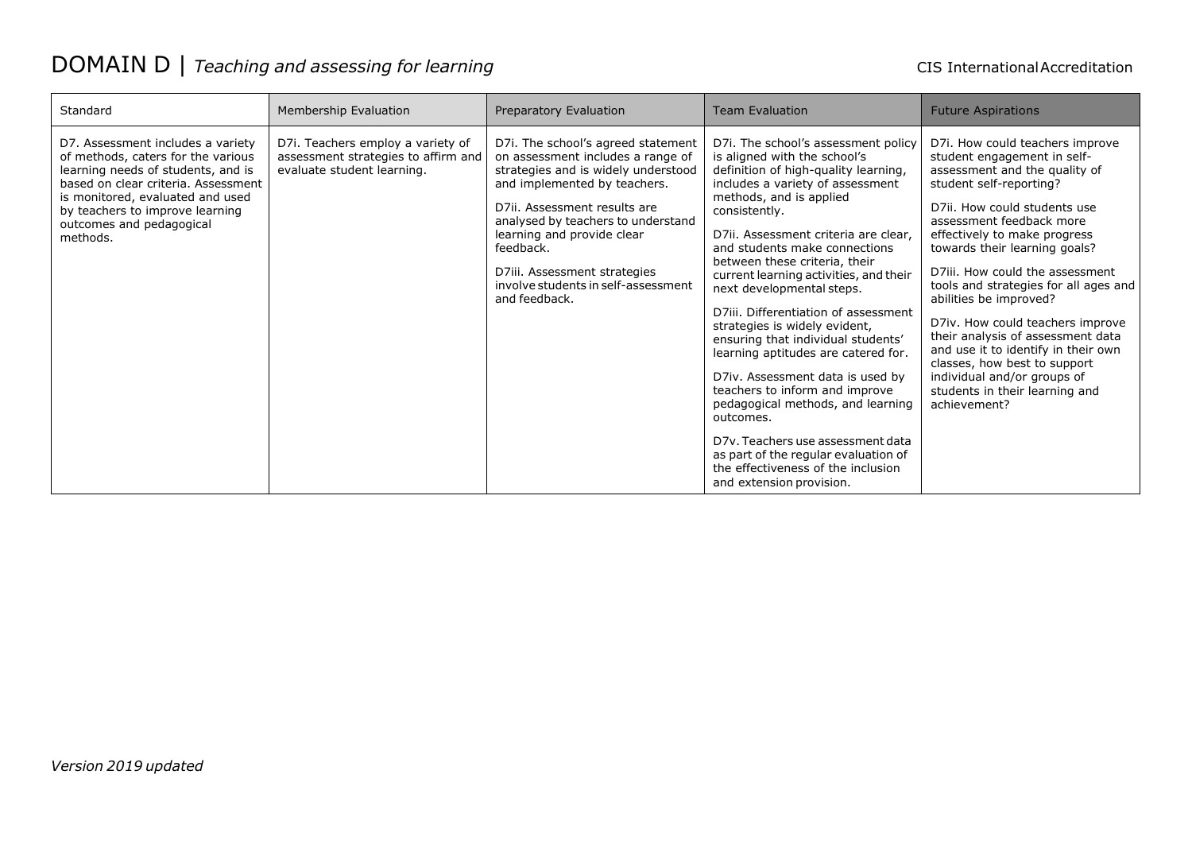# DOMAIN D | *Teaching and assessing for learning*

| Standard | Membership Evaluation | Preparatory Evaluation | Team Evaluation | Future Aspirations |
|---|---|---|---|---|
| D7. Assessment includes a variety of methods, caters for the various learning needs of students, and is based on clear criteria. Assessment is monitored, evaluated and used by teachers to improve learning outcomes and pedagogical methods. | D7i. Teachers employ a variety of assessment strategies to affirm and evaluate student learning. | D7i. The school's agreed statement on assessment includes a range of strategies and is widely understood and implemented by teachers.<br><br>D7ii. Assessment results are analysed by teachers to understand learning and provide clear feedback.<br><br>D7iii. Assessment strategies involve students in self-assessment and feedback. | D7i. The school's assessment policy is aligned with the school's definition of high-quality learning, includes a variety of assessment methods, and is applied consistently.<br><br>D7ii. Assessment criteria are clear, and students make connections between these criteria, their current learning activities, and their next developmental steps.<br><br>D7iii. Differentiation of assessment strategies is widely evident, ensuring that individual students' learning aptitudes are catered for.<br><br>D7iv. Assessment data is used by teachers to inform and improve pedagogical methods, and learning outcomes.<br><br>D7v. Teachers use assessment data as part of the regular evaluation of the effectiveness of the inclusion and extension provision. | D7i. How could teachers improve student engagement in self-assessment and the quality of student self-reporting?<br><br>D7ii. How could students use assessment feedback more effectively to make progress towards their learning goals?<br><br>D7iii. How could the assessment tools and strategies for all ages and abilities be improved?<br><br>D7iv. How could teachers improve their analysis of assessment data and use it to identify in their own classes, how best to support individual and/or groups of students in their learning and achievement? |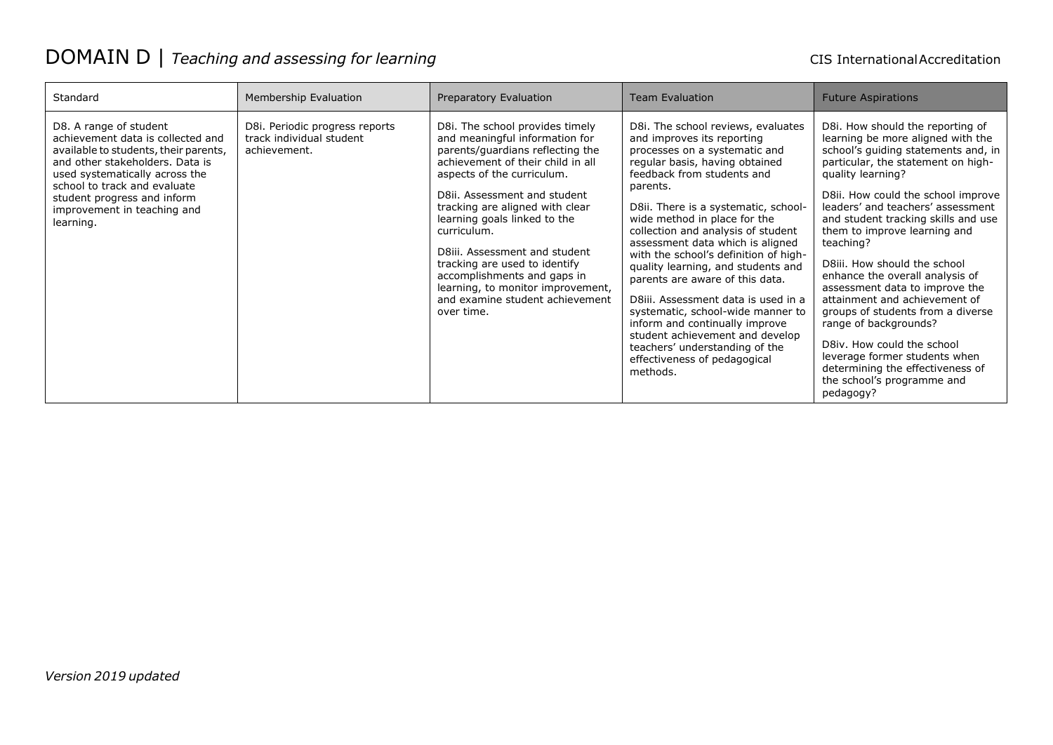# DOMAIN D | *Teaching and assessing for learning*

| Standard | Membership Evaluation | Preparatory Evaluation | Team Evaluation | Future Aspirations |
|---|---|---|---|---|
| D8. A range of student achievement data is collected and available to students, their parents, and other stakeholders. Data is used systematically across the school to track and evaluate student progress and inform improvement in teaching and learning. | D8i. Periodic progress reports track individual student achievement. | D8i. The school provides timely and meaningful information for parents/guardians reflecting the achievement of their child in all aspects of the curriculum.<br><br>D8ii. Assessment and student tracking are aligned with clear learning goals linked to the curriculum.<br><br>D8iii. Assessment and student tracking are used to identify accomplishments and gaps in learning, to monitor improvement, and examine student achievement over time. | D8i. The school reviews, evaluates and improves its reporting processes on a systematic and regular basis, having obtained feedback from students and parents.<br><br>D8ii. There is a systematic, school-wide method in place for the collection and analysis of student assessment data which is aligned with the school's definition of high-quality learning, and students and parents are aware of this data.<br><br>D8iii. Assessment data is used in a systematic, school-wide manner to inform and continually improve student achievement and develop teachers' understanding of the effectiveness of pedagogical methods. | D8i. How should the reporting of learning be more aligned with the school's guiding statements and, in particular, the statement on high-quality learning?<br><br>D8ii. How could the school improve leaders' and teachers' assessment and student tracking skills and use them to improve learning and teaching?<br><br>D8iii. How should the school enhance the overall analysis of assessment data to improve the attainment and achievement of groups of students from a diverse range of backgrounds?<br><br>D8iv. How could the school leverage former students when determining the effectiveness of the school's programme and pedagogy? |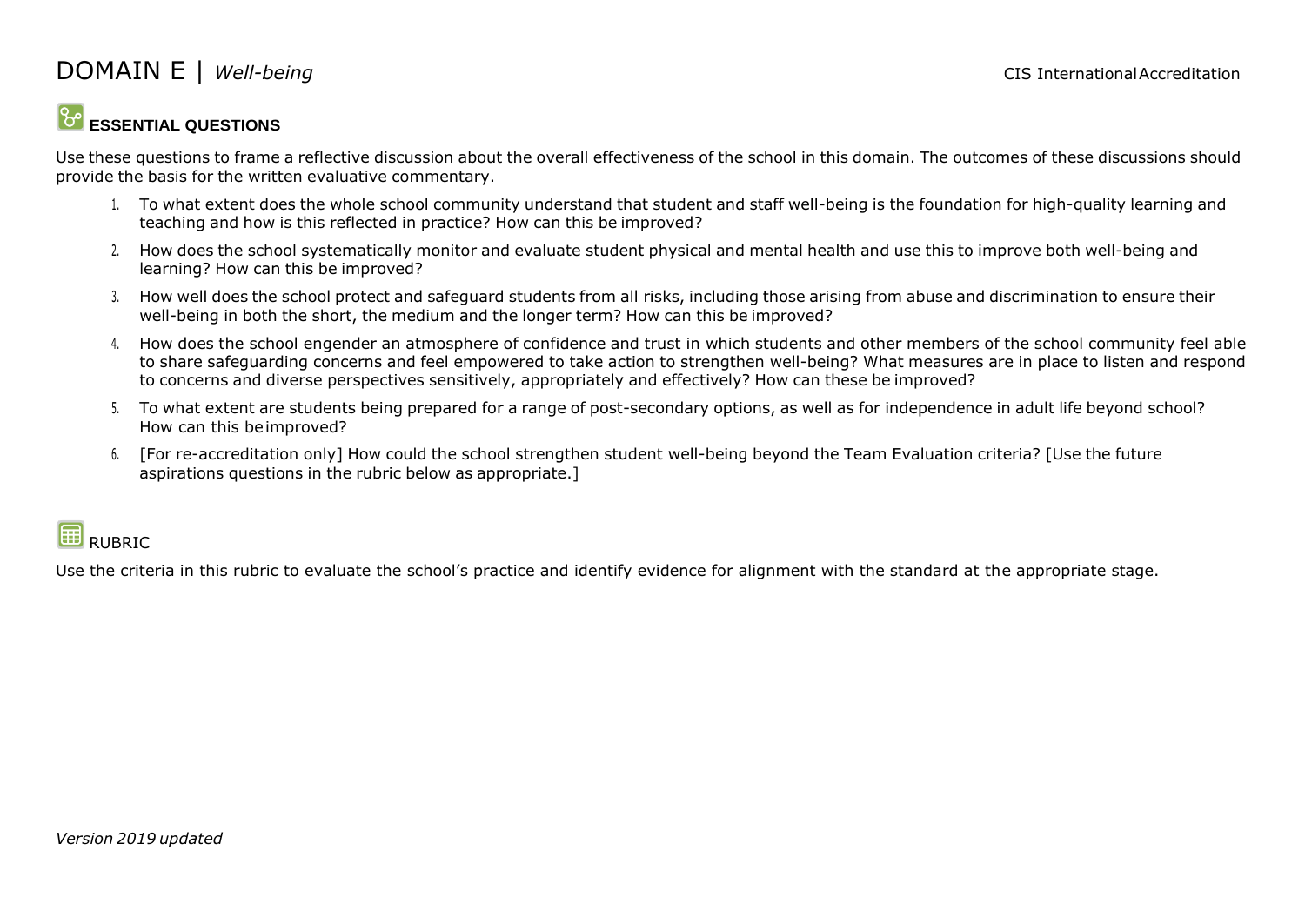# DOMAIN E | *Well-being*

## ESSENTIAL QUESTIONS

Use these questions to frame a reflective discussion about the overall effectiveness of the school in this domain. The outcomes of these discussions should provide the basis for the written evaluative commentary.

1. To what extent does the whole school community understand that student and staff well-being is the foundation for high-quality learning and teaching and how is this reflected in practice? How can this be improved?
2. How does the school systematically monitor and evaluate student physical and mental health and use this to improve both well-being and learning? How can this be improved?
3. How well does the school protect and safeguard students from all risks, including those arising from abuse and discrimination to ensure their well-being in both the short, the medium and the longer term? How can this be improved?
4. How does the school engender an atmosphere of confidence and trust in which students and other members of the school community feel able to share safeguarding concerns and feel empowered to take action to strengthen well-being? What measures are in place to listen and respond to concerns and diverse perspectives sensitively, appropriately and effectively? How can these be improved?
5. To what extent are students being prepared for a range of post-secondary options, as well as for independence in adult life beyond school? How can this be improved?
6. [For re-accreditation only] How could the school strengthen student well-being beyond the Team Evaluation criteria? [Use the future aspirations questions in the rubric below as appropriate.]

## RUBRIC

Use the criteria in this rubric to evaluate the school's practice and identify evidence for alignment with the standard at the appropriate stage.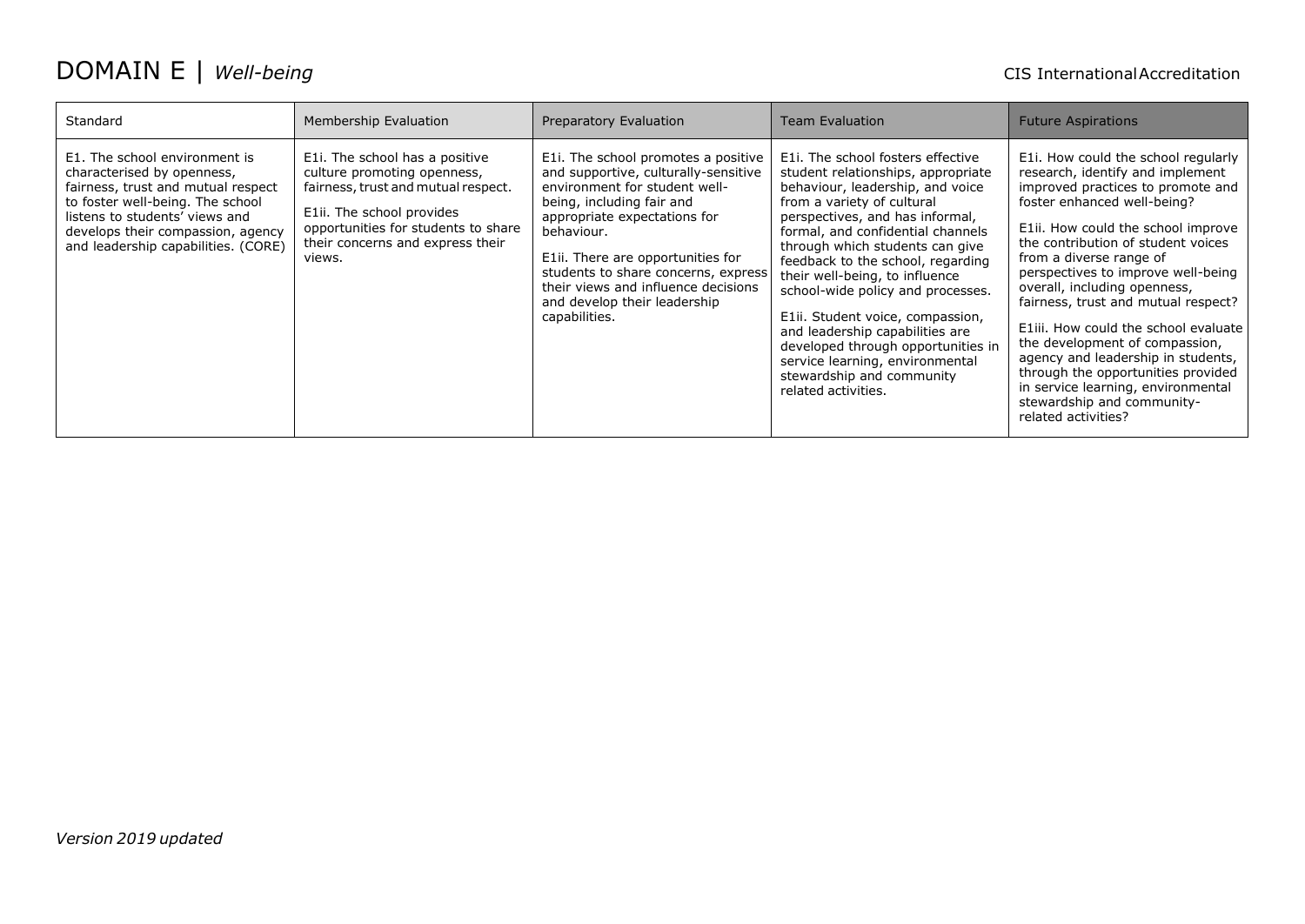# DOMAIN E | *Well-being*

| Standard | Membership Evaluation | Preparatory Evaluation | Team Evaluation | Future Aspirations |
|---|---|---|---|---|
| E1. The school environment is characterised by openness, fairness, trust and mutual respect to foster well-being. The school listens to students' views and develops their compassion, agency and leadership capabilities. (CORE) | E1i. The school has a positive culture promoting openness, fairness, trust and mutual respect.<br><br>E1ii. The school provides opportunities for students to share their concerns and express their views. | E1i. The school promotes a positive and supportive, culturally-sensitive environment for student well-being, including fair and appropriate expectations for behaviour.<br><br>E1ii. There are opportunities for students to share concerns, express their views and influence decisions and develop their leadership capabilities. | E1i. The school fosters effective student relationships, appropriate behaviour, leadership, and voice from a variety of cultural perspectives, and has informal, formal, and confidential channels through which students can give feedback to the school, regarding their well-being, to influence school-wide policy and processes.<br><br>E1ii. Student voice, compassion, and leadership capabilities are developed through opportunities in service learning, environmental stewardship and community related activities. | E1i. How could the school regularly research, identify and implement improved practices to promote and foster enhanced well-being?<br><br>E1ii. How could the school improve the contribution of student voices from a diverse range of perspectives to improve well-being overall, including openness, fairness, trust and mutual respect?<br><br>E1iii. How could the school evaluate the development of compassion, agency and leadership in students, through the opportunities provided in service learning, environmental stewardship and community-related activities? |

*Version 2019 updated*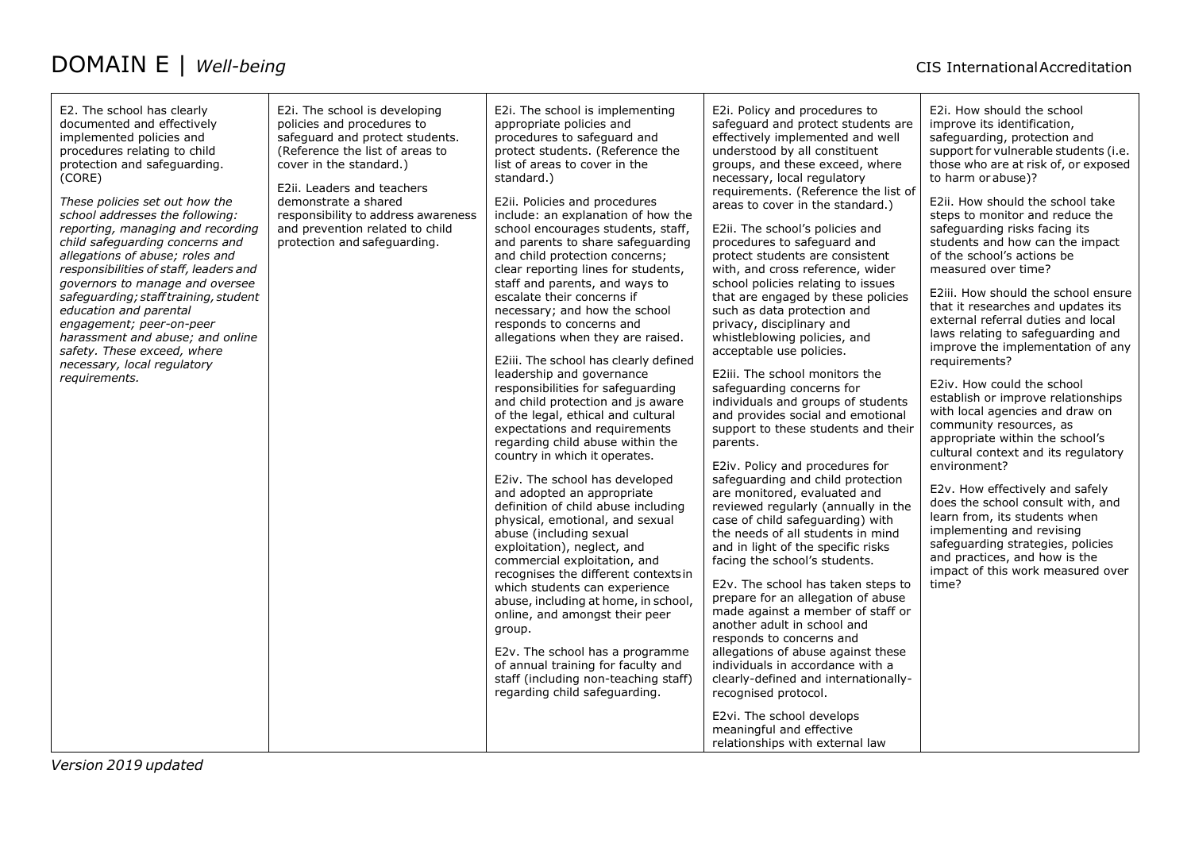# DOMAIN E | *Well-being*

| E2. The school has clearly documented and effectively implemented policies and procedures relating to child protection and safeguarding. (CORE)<br><br>*These policies set out how the school addresses the following: reporting, managing and recording child safeguarding concerns and allegations of abuse; roles and responsibilities of staff, leaders and governors to manage and oversee safeguarding; staff training, student education and parental engagement; peer-on-peer harassment and abuse; and online safety. These exceed, where necessary, local regulatory requirements.* | E2i. The school is developing policies and procedures to safeguard and protect students. (Reference the list of areas to cover in the standard.)<br><br>E2ii. Leaders and teachers demonstrate a shared responsibility to address awareness and prevention related to child protection and safeguarding. | E2i. The school is implementing appropriate policies and procedures to safeguard and protect students. (Reference the list of areas to cover in the standard.)<br><br>E2ii. Policies and procedures include: an explanation of how the school encourages students, staff, and parents to share safeguarding and child protection concerns; clear reporting lines for students, staff and parents, and ways to escalate their concerns if necessary; and how the school responds to concerns and allegations when they are raised.<br><br>E2iii. The school has clearly defined leadership and governance responsibilities for safeguarding and child protection and is aware of the legal, ethical and cultural expectations and requirements regarding child abuse within the country in which it operates.<br><br>E2iv. The school has developed and adopted an appropriate definition of child abuse including physical, emotional, and sexual abuse (including sexual exploitation), neglect, and commercial exploitation, and recognises the different contexts in which students can experience abuse, including at home, in school, online, and amongst their peer group.<br><br>E2v. The school has a programme of annual training for faculty and staff (including non-teaching staff) regarding child safeguarding. | E2i. Policy and procedures to safeguard and protect students are effectively implemented and well understood by all constituent groups, and these exceed, where necessary, local regulatory requirements. (Reference the list of areas to cover in the standard.)<br><br>E2ii. The school's policies and procedures to safeguard and protect students are consistent with, and cross reference, wider school policies relating to issues that are engaged by these policies such as data protection and privacy, disciplinary and whistleblowing policies, and acceptable use policies.<br><br>E2iii. The school monitors the safeguarding concerns for individuals and groups of students and provides social and emotional support to these students and their parents.<br><br>E2iv. Policy and procedures for safeguarding and child protection are monitored, evaluated and reviewed regularly (annually in the case of child safeguarding) with the needs of all students in mind and in light of the specific risks facing the school's students.<br><br>E2v. The school has taken steps to prepare for an allegation of abuse made against a member of staff or another adult in school and responds to concerns and allegations of abuse against these individuals in accordance with a clearly-defined and internationally-recognised protocol.<br><br>E2vi. The school develops meaningful and effective relationships with external law | E2i. How should the school improve its identification, safeguarding, protection and support for vulnerable students (i.e. those who are at risk of, or exposed to harm or abuse)?<br><br>E2ii. How should the school take steps to monitor and reduce the safeguarding risks facing its students and how can the impact of the school's actions be measured over time?<br><br>E2iii. How should the school ensure that it researches and updates its external referral duties and local laws relating to safeguarding and improve the implementation of any requirements?<br><br>E2iv. How could the school establish or improve relationships with local agencies and draw on community resources, as appropriate within the school's cultural context and its regulatory environment?<br><br>E2v. How effectively and safely does the school consult with, and learn from, its students when implementing and revising safeguarding strategies, policies and practices, and how is the impact of this work measured over time? |
|---|---|---|---|---|

*Version 2019 updated*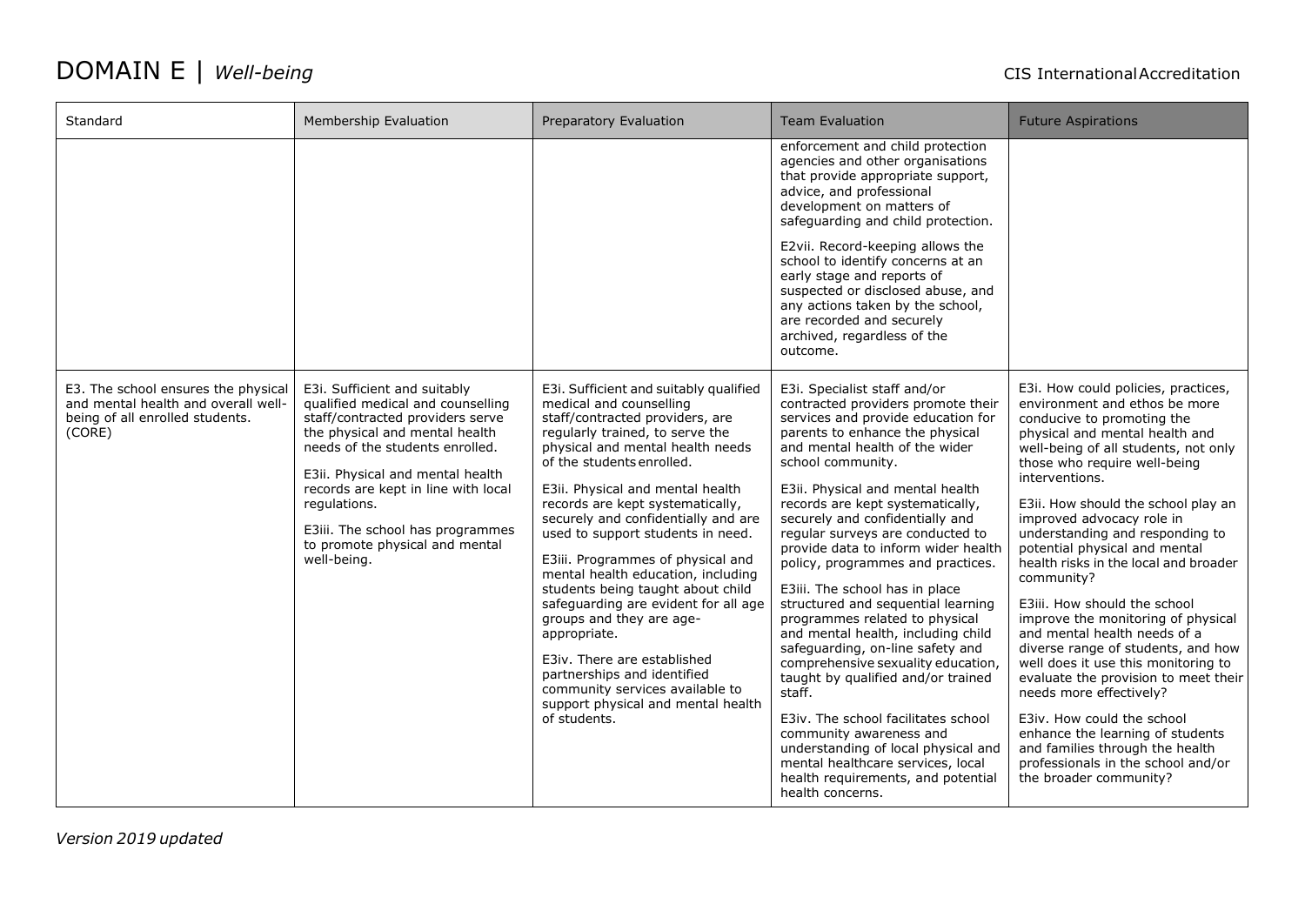# DOMAIN E | *Well-being*

| Standard | Membership Evaluation | Preparatory Evaluation | Team Evaluation | Future Aspirations |
|---|---|---|---|---|
| | | | enforcement and child protection agencies and other organisations that provide appropriate support, advice, and professional development on matters of safeguarding and child protection.<br><br>E2vii. Record-keeping allows the school to identify concerns at an early stage and reports of suspected or disclosed abuse, and any actions taken by the school, are recorded and securely archived, regardless of the outcome. | |
| E3. The school ensures the physical and mental health and overall well-being of all enrolled students. (CORE) | E3i. Sufficient and suitably qualified medical and counselling staff/contracted providers serve the physical and mental health needs of the students enrolled.<br><br>E3ii. Physical and mental health records are kept in line with local regulations.<br><br>E3iii. The school has programmes to promote physical and mental well-being. | E3i. Sufficient and suitably qualified medical and counselling staff/contracted providers, are regularly trained, to serve the physical and mental health needs of the students enrolled.<br><br>E3ii. Physical and mental health records are kept systematically, securely and confidentially and are used to support students in need.<br><br>E3iii. Programmes of physical and mental health education, including students being taught about child safeguarding are evident for all age groups and they are age-appropriate.<br><br>E3iv. There are established partnerships and identified community services available to support physical and mental health of students. | E3i. Specialist staff and/or contracted providers promote their services and provide education for parents to enhance the physical and mental health of the wider school community.<br><br>E3ii. Physical and mental health records are kept systematically, securely and confidentially and regular surveys are conducted to provide data to inform wider health policy, programmes and practices.<br><br>E3iii. The school has in place structured and sequential learning programmes related to physical and mental health, including child safeguarding, on-line safety and comprehensive sexuality education, taught by qualified and/or trained staff.<br><br>E3iv. The school facilitates school community awareness and understanding of local physical and mental healthcare services, local health requirements, and potential health concerns. | E3i. How could policies, practices, environment and ethos be more conducive to promoting the physical and mental health and well-being of all students, not only those who require well-being interventions.<br><br>E3ii. How should the school play an improved advocacy role in understanding and responding to potential physical and mental health risks in the local and broader community?<br><br>E3iii. How should the school improve the monitoring of physical and mental health needs of a diverse range of students, and how well does it use this monitoring to evaluate the provision to meet their needs more effectively?<br><br>E3iv. How could the school enhance the learning of students and families through the health professionals in the school and/or the broader community? |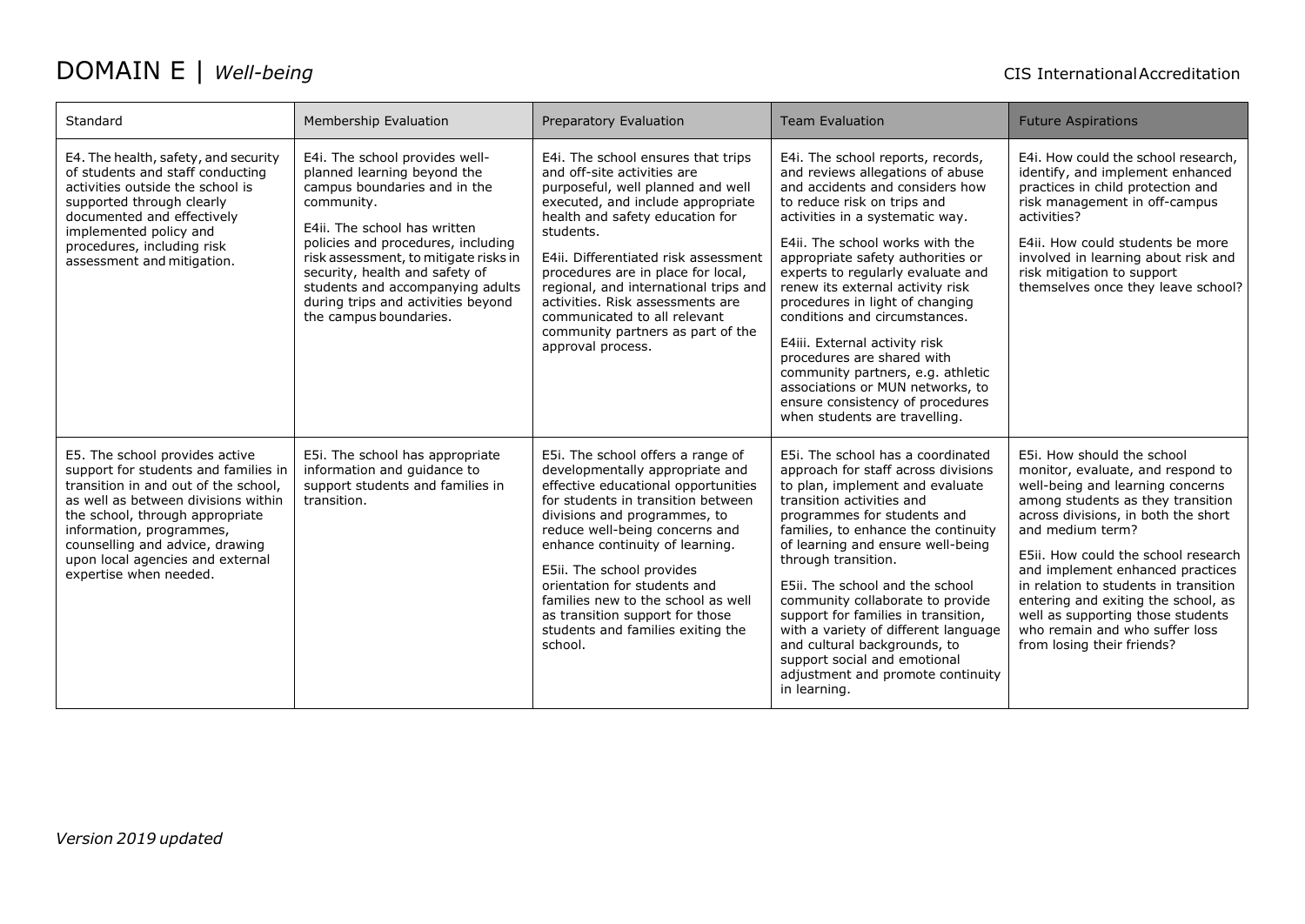# DOMAIN E | *Well-being*

| Standard | Membership Evaluation | Preparatory Evaluation | Team Evaluation | Future Aspirations |
|---|---|---|---|---|
| E4. The health, safety, and security of students and staff conducting activities outside the school is supported through clearly documented and effectively implemented policy and procedures, including risk assessment and mitigation. | E4i. The school provides well-planned learning beyond the campus boundaries and in the community.<br><br>E4ii. The school has written policies and procedures, including risk assessment, to mitigate risks in security, health and safety of students and accompanying adults during trips and activities beyond the campus boundaries. | E4i. The school ensures that trips and off-site activities are purposeful, well planned and well executed, and include appropriate health and safety education for students.<br><br>E4ii. Differentiated risk assessment procedures are in place for local, regional, and international trips and activities. Risk assessments are communicated to all relevant community partners as part of the approval process. | E4i. The school reports, records, and reviews allegations of abuse and accidents and considers how to reduce risk on trips and activities in a systematic way.<br><br>E4ii. The school works with the appropriate safety authorities or experts to regularly evaluate and renew its external activity risk procedures in light of changing conditions and circumstances.<br><br>E4iii. External activity risk procedures are shared with community partners, e.g. athletic associations or MUN networks, to ensure consistency of procedures when students are travelling. | E4i. How could the school research, identify, and implement enhanced practices in child protection and risk management in off-campus activities?<br><br>E4ii. How could students be more involved in learning about risk and risk mitigation to support themselves once they leave school? |
| E5. The school provides active support for students and families in transition in and out of the school, as well as between divisions within the school, through appropriate information, programmes, counselling and advice, drawing upon local agencies and external expertise when needed. | E5i. The school has appropriate information and guidance to support students and families in transition. | E5i. The school offers a range of developmentally appropriate and effective educational opportunities for students in transition between divisions and programmes, to reduce well-being concerns and enhance continuity of learning.<br><br>E5ii. The school provides orientation for students and families new to the school as well as transition support for those students and families exiting the school. | E5i. The school has a coordinated approach for staff across divisions to plan, implement and evaluate transition activities and programmes for students and families, to enhance the continuity of learning and ensure well-being through transition.<br><br>E5ii. The school and the school community collaborate to provide support for families in transition, with a variety of different language and cultural backgrounds, to support social and emotional adjustment and promote continuity in learning. | E5i. How should the school monitor, evaluate, and respond to well-being and learning concerns among students as they transition across divisions, in both the short and medium term?<br><br>E5ii. How could the school research and implement enhanced practices in relation to students in transition entering and exiting the school, as well as supporting those students who remain and who suffer loss from losing their friends? |

*Version 2019 updated*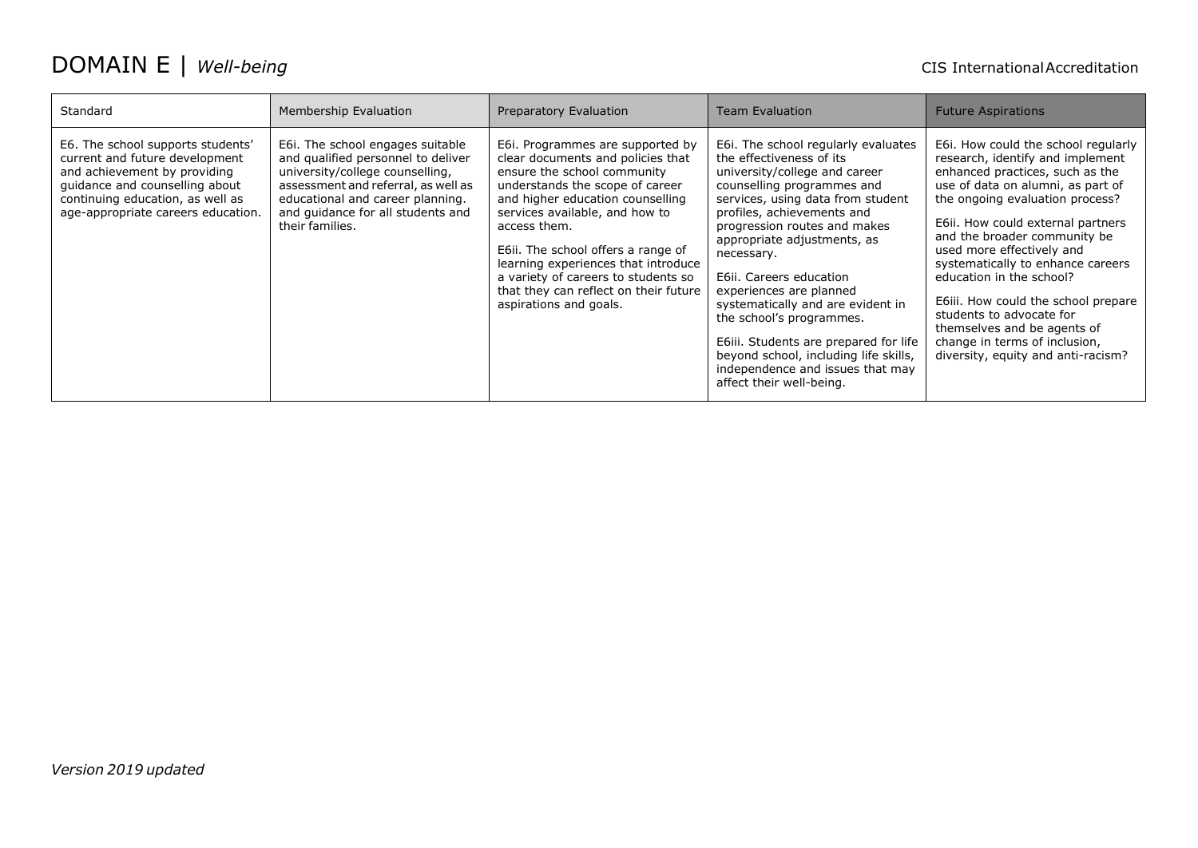# DOMAIN E | *Well-being*

| Standard | Membership Evaluation | Preparatory Evaluation | Team Evaluation | Future Aspirations |
|---|---|---|---|---|
| E6. The school supports students' current and future development and achievement by providing guidance and counselling about continuing education, as well as age-appropriate careers education. | E6i. The school engages suitable and qualified personnel to deliver university/college counselling, assessment and referral, as well as educational and career planning. and guidance for all students and their families. | E6i. Programmes are supported by clear documents and policies that ensure the school community understands the scope of career and higher education counselling services available, and how to access them.<br><br>E6ii. The school offers a range of learning experiences that introduce a variety of careers to students so that they can reflect on their future aspirations and goals. | E6i. The school regularly evaluates the effectiveness of its university/college and career counselling programmes and services, using data from student profiles, achievements and progression routes and makes appropriate adjustments, as necessary.<br><br>E6ii. Careers education experiences are planned systematically and are evident in the school's programmes.<br><br>E6iii. Students are prepared for life beyond school, including life skills, independence and issues that may affect their well-being. | E6i. How could the school regularly research, identify and implement enhanced practices, such as the use of data on alumni, as part of the ongoing evaluation process?<br><br>E6ii. How could external partners and the broader community be used more effectively and systematically to enhance careers education in the school?<br><br>E6iii. How could the school prepare students to advocate for themselves and be agents of change in terms of inclusion, diversity, equity and anti-racism? |

*Version 2019 updated*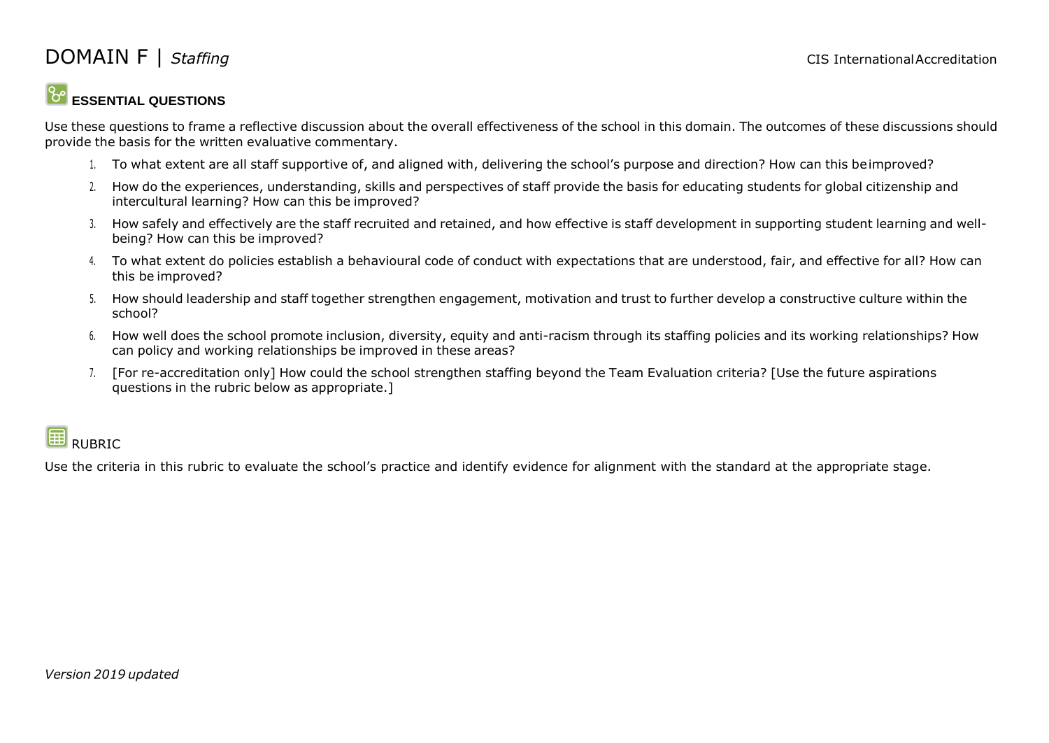# DOMAIN F | *Staffing*

## ESSENTIAL QUESTIONS

Use these questions to frame a reflective discussion about the overall effectiveness of the school in this domain. The outcomes of these discussions should provide the basis for the written evaluative commentary.

1. To what extent are all staff supportive of, and aligned with, delivering the school's purpose and direction? How can this be improved?
2. How do the experiences, understanding, skills and perspectives of staff provide the basis for educating students for global citizenship and intercultural learning? How can this be improved?
3. How safely and effectively are the staff recruited and retained, and how effective is staff development in supporting student learning and well-being? How can this be improved?
4. To what extent do policies establish a behavioural code of conduct with expectations that are understood, fair, and effective for all? How can this be improved?
5. How should leadership and staff together strengthen engagement, motivation and trust to further develop a constructive culture within the school?
6. How well does the school promote inclusion, diversity, equity and anti-racism through its staffing policies and its working relationships? How can policy and working relationships be improved in these areas?
7. [For re-accreditation only] How could the school strengthen staffing beyond the Team Evaluation criteria? [Use the future aspirations questions in the rubric below as appropriate.]

## RUBRIC

Use the criteria in this rubric to evaluate the school's practice and identify evidence for alignment with the standard at the appropriate stage.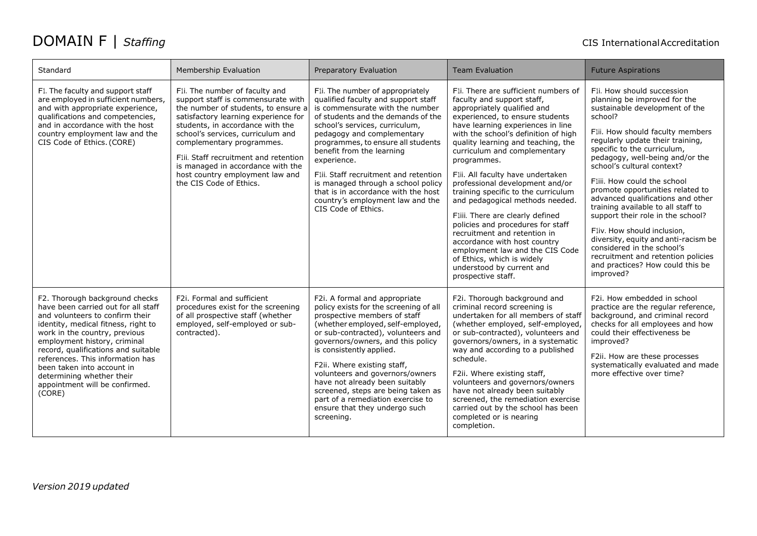# DOMAIN F | *Staffing*

CIS International Accreditation

| Standard | Membership Evaluation | Preparatory Evaluation | Team Evaluation | Future Aspirations |
|---|---|---|---|---|
| F1. The faculty and support staff are employed in sufficient numbers, and with appropriate experience, qualifications and competencies, and in accordance with the host country employment law and the CIS Code of Ethics. (CORE) | F1i. The number of faculty and support staff is commensurate with the number of students, to ensure a satisfactory learning experience for students, in accordance with the school's services, curriculum and complementary programmes.<br><br>F1ii. Staff recruitment and retention is managed in accordance with the host country employment law and the CIS Code of Ethics. | F1i. The number of appropriately qualified faculty and support staff is commensurate with the number of students and the demands of the school's services, curriculum, pedagogy and complementary programmes, to ensure all students benefit from the learning experience.<br><br>F1ii. Staff recruitment and retention is managed through a school policy that is in accordance with the host country's employment law and the CIS Code of Ethics. | F1i. There are sufficient numbers of faculty and support staff, appropriately qualified and experienced, to ensure students have learning experiences in line with the school's definition of high quality learning and teaching, the curriculum and complementary programmes.<br><br>F1ii. All faculty have undertaken professional development and/or training specific to the curriculum and pedagogical methods needed.<br><br>F1iii. There are clearly defined policies and procedures for staff recruitment and retention in accordance with host country employment law and the CIS Code of Ethics, which is widely understood by current and prospective staff. | F1i. How should succession planning be improved for the sustainable development of the school?<br><br>F1ii. How should faculty members regularly update their training, specific to the curriculum, pedagogy, well-being and/or the school's cultural context?<br><br>F1iii. How could the school promote opportunities related to advanced qualifications and other training available to all staff to support their role in the school?<br><br>F1iv. How should inclusion, diversity, equity and anti-racism be considered in the school's recruitment and retention policies and practices? How could this be improved? |
| F2. Thorough background checks have been carried out for all staff and volunteers to confirm their identity, medical fitness, right to work in the country, previous employment history, criminal record, qualifications and suitable references. This information has been taken into account in determining whether their appointment will be confirmed. (CORE) | F2i. Formal and sufficient procedures exist for the screening of all prospective staff (whether employed, self-employed or sub-contracted). | F2i. A formal and appropriate policy exists for the screening of all prospective members of staff (whether employed, self-employed, or sub-contracted), volunteers and governors/owners, and this policy is consistently applied.<br><br>F2ii. Where existing staff, volunteers and governors/owners have not already been suitably screened, steps are being taken as part of a remediation exercise to ensure that they undergo such screening. | F2i. Thorough background and criminal record screening is undertaken for all members of staff (whether employed, self-employed, or sub-contracted), volunteers and governors/owners, in a systematic way and according to a published schedule.<br><br>F2ii. Where existing staff, volunteers and governors/owners have not already been suitably screened, the remediation exercise carried out by the school has been completed or is nearing completion. | F2i. How embedded in school practice are the regular reference, background, and criminal record checks for all employees and how could their effectiveness be improved?<br><br>F2ii. How are these processes systematically evaluated and made more effective over time? |

*Version 2019 updated*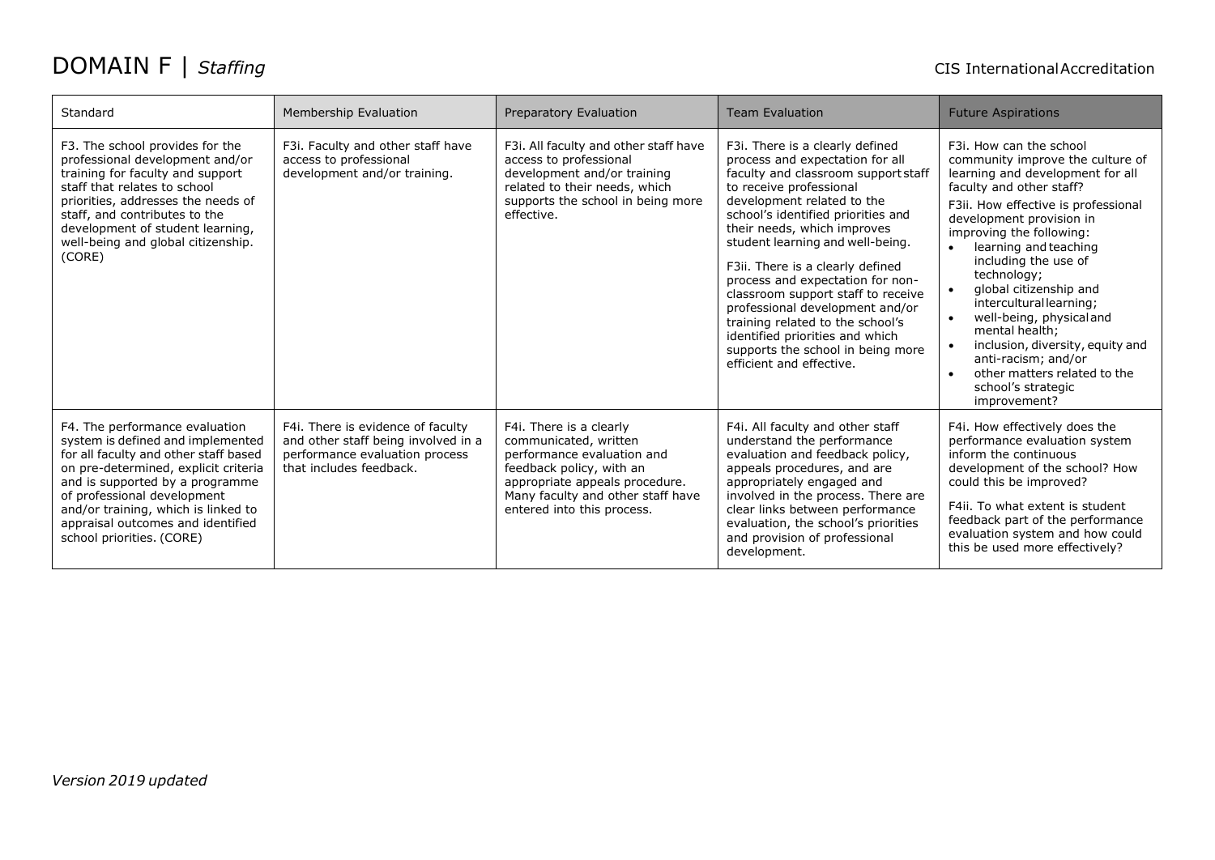# DOMAIN F | *Staffing*

| Standard | Membership Evaluation | Preparatory Evaluation | Team Evaluation | Future Aspirations |
|---|---|---|---|---|
| F3. The school provides for the professional development and/or training for faculty and support staff that relates to school priorities, addresses the needs of staff, and contributes to the development of student learning, well-being and global citizenship. (CORE) | F3i. Faculty and other staff have access to professional development and/or training. | F3i. All faculty and other staff have access to professional development and/or training related to their needs, which supports the school in being more effective. | F3i. There is a clearly defined process and expectation for all faculty and classroom support staff to receive professional development related to the school's identified priorities and their needs, which improves student learning and well-being.<br><br>F3ii. There is a clearly defined process and expectation for non-classroom support staff to receive professional development and/or training related to the school's identified priorities and which supports the school in being more efficient and effective. | F3i. How can the school community improve the culture of learning and development for all faculty and other staff?<br><br>F3ii. How effective is professional development provision in improving the following:<br>• learning and teaching including the use of technology;<br>• global citizenship and intercultural learning;<br>• well-being, physical and mental health;<br>• inclusion, diversity, equity and anti-racism; and/or<br>• other matters related to the school's strategic improvement? |
| F4. The performance evaluation system is defined and implemented for all faculty and other staff based on pre-determined, explicit criteria and is supported by a programme of professional development and/or training, which is linked to appraisal outcomes and identified school priorities. (CORE) | F4i. There is evidence of faculty and other staff being involved in a performance evaluation process that includes feedback. | F4i. There is a clearly communicated, written performance evaluation and feedback policy, with an appropriate appeals procedure. Many faculty and other staff have entered into this process. | F4i. All faculty and other staff understand the performance evaluation and feedback policy, appeals procedures, and are appropriately engaged and involved in the process. There are clear links between performance evaluation, the school's priorities and provision of professional development. | F4i. How effectively does the performance evaluation system inform the continuous development of the school? How could this be improved?<br><br>F4ii. To what extent is student feedback part of the performance evaluation system and how could this be used more effectively? |

*Version 2019 updated*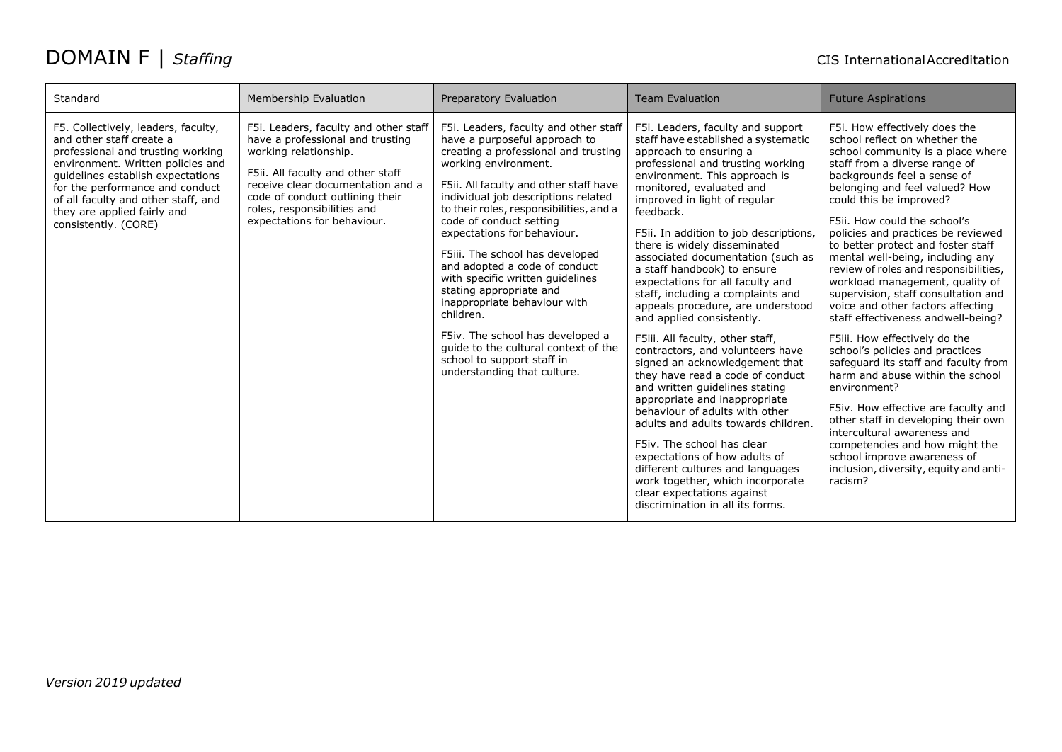# DOMAIN F | *Staffing*

| Standard | Membership Evaluation | Preparatory Evaluation | Team Evaluation | Future Aspirations |
|---|---|---|---|---|
| F5. Collectively, leaders, faculty, and other staff create a professional and trusting working environment. Written policies and guidelines establish expectations for the performance and conduct of all faculty and other staff, and they are applied fairly and consistently. (CORE) | F5i. Leaders, faculty and other staff have a professional and trusting working relationship.<br><br>F5ii. All faculty and other staff receive clear documentation and a code of conduct outlining their roles, responsibilities and expectations for behaviour. | F5i. Leaders, faculty and other staff have a purposeful approach to creating a professional and trusting working environment.<br><br>F5ii. All faculty and other staff have individual job descriptions related to their roles, responsibilities, and a code of conduct setting expectations for behaviour.<br><br>F5iii. The school has developed and adopted a code of conduct with specific written guidelines stating appropriate and inappropriate behaviour with children.<br><br>F5iv. The school has developed a guide to the cultural context of the school to support staff in understanding that culture. | F5i. Leaders, faculty and support staff have established a systematic approach to ensuring a professional and trusting working environment. This approach is monitored, evaluated and improved in light of regular feedback.<br><br>F5ii. In addition to job descriptions, there is widely disseminated associated documentation (such as a staff handbook) to ensure expectations for all faculty and staff, including a complaints and appeals procedure, are understood and applied consistently.<br><br>F5iii. All faculty, other staff, contractors, and volunteers have signed an acknowledgement that they have read a code of conduct and written guidelines stating appropriate and inappropriate behaviour of adults with other adults and adults towards children.<br><br>F5iv. The school has clear expectations of how adults of different cultures and languages work together, which incorporate clear expectations against discrimination in all its forms. | F5i. How effectively does the school reflect on whether the school community is a place where staff from a diverse range of backgrounds feel a sense of belonging and feel valued? How could this be improved?<br><br>F5ii. How could the school's policies and practices be reviewed to better protect and foster staff mental well-being, including any review of roles and responsibilities, workload management, quality of supervision, staff consultation and voice and other factors affecting staff effectiveness and well-being?<br><br>F5iii. How effectively do the school's policies and practices safeguard its staff and faculty from harm and abuse within the school environment?<br><br>F5iv. How effective are faculty and other staff in developing their own intercultural awareness and competencies and how might the school improve awareness of inclusion, diversity, equity and anti-racism? |

*Version 2019 updated*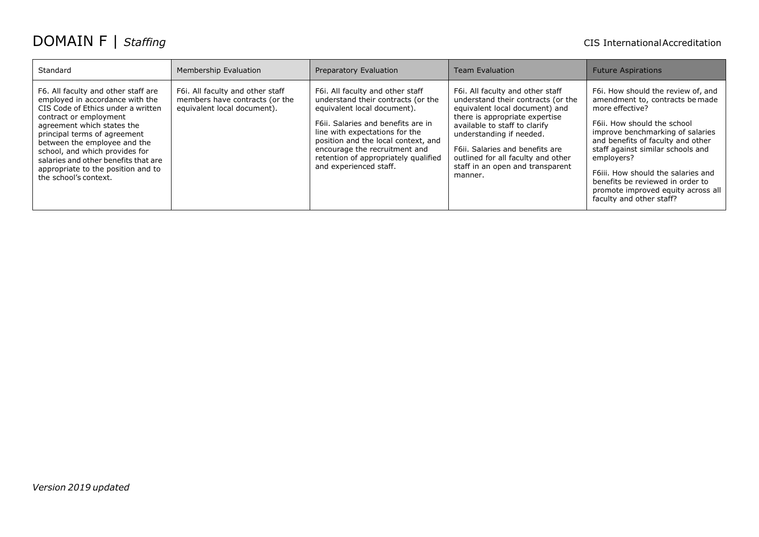# DOMAIN F | *Staffing*

CIS International Accreditation

| Standard | Membership Evaluation | Preparatory Evaluation | Team Evaluation | Future Aspirations |
|---|---|---|---|---|
| F6. All faculty and other staff are employed in accordance with the CIS Code of Ethics under a written contract or employment agreement which states the principal terms of agreement between the employee and the school, and which provides for salaries and other benefits that are appropriate to the position and to the school's context. | F6i. All faculty and other staff members have contracts (or the equivalent local document). | F6i. All faculty and other staff understand their contracts (or the equivalent local document).<br><br>F6ii. Salaries and benefits are in line with expectations for the position and the local context, and encourage the recruitment and retention of appropriately qualified and experienced staff. | F6i. All faculty and other staff understand their contracts (or the equivalent local document) and there is appropriate expertise available to staff to clarify understanding if needed.<br><br>F6ii. Salaries and benefits are outlined for all faculty and other staff in an open and transparent manner. | F6i. How should the review of, and amendment to, contracts be made more effective?<br><br>F6ii. How should the school improve benchmarking of salaries and benefits of faculty and other staff against similar schools and employers?<br><br>F6iii. How should the salaries and benefits be reviewed in order to promote improved equity across all faculty and other staff? |

*Version 2019 updated*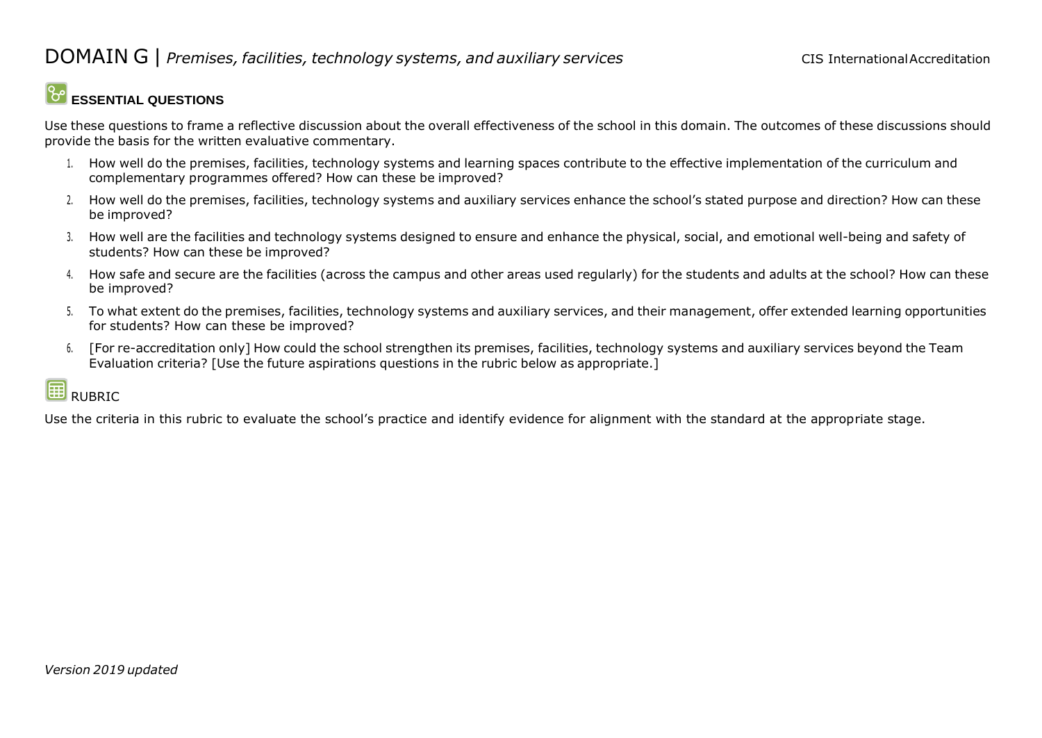# DOMAIN G | *Premises, facilities, technology systems, and auxiliary services*

## ESSENTIAL QUESTIONS

Use these questions to frame a reflective discussion about the overall effectiveness of the school in this domain. The outcomes of these discussions should provide the basis for the written evaluative commentary.

1. How well do the premises, facilities, technology systems and learning spaces contribute to the effective implementation of the curriculum and complementary programmes offered? How can these be improved?
2. How well do the premises, facilities, technology systems and auxiliary services enhance the school's stated purpose and direction? How can these be improved?
3. How well are the facilities and technology systems designed to ensure and enhance the physical, social, and emotional well-being and safety of students? How can these be improved?
4. How safe and secure are the facilities (across the campus and other areas used regularly) for the students and adults at the school? How can these be improved?
5. To what extent do the premises, facilities, technology systems and auxiliary services, and their management, offer extended learning opportunities for students? How can these be improved?
6. [For re-accreditation only] How could the school strengthen its premises, facilities, technology systems and auxiliary services beyond the Team Evaluation criteria? [Use the future aspirations questions in the rubric below as appropriate.]

## RUBRIC

Use the criteria in this rubric to evaluate the school's practice and identify evidence for alignment with the standard at the appropriate stage.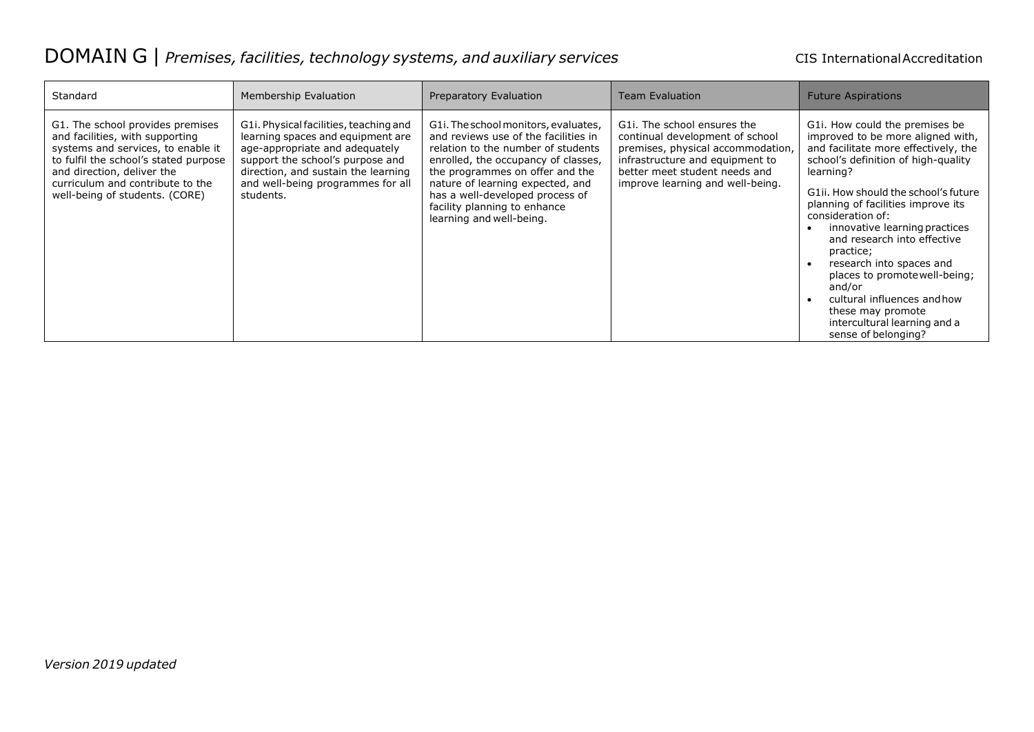# DOMAIN G | *Premises, facilities, technology systems, and auxiliary services*

| Standard | Membership Evaluation | Preparatory Evaluation | Team Evaluation | Future Aspirations |
|---|---|---|---|---|
| G1. The school provides premises and facilities, with supporting systems and services, to enable it to fulfil the school's stated purpose and direction, deliver the curriculum and contribute to the well-being of students. (CORE) | G1i. Physical facilities, teaching and learning spaces and equipment are age-appropriate and adequately support the school's purpose and direction, and sustain the learning and well-being programmes for all students. | G1i. The school monitors, evaluates, and reviews use of the facilities in relation to the number of students enrolled, the occupancy of classes, the programmes on offer and the nature of learning expected, and has a well-developed process of facility planning to enhance learning and well-being. | G1i. The school ensures the continual development of school premises, physical accommodation, infrastructure and equipment to better meet student needs and improve learning and well-being. | G1i. How could the premises be improved to be more aligned with, and facilitate more effectively, the school's definition of high-quality learning?<br><br>G1ii. How should the school's future planning of facilities improve its consideration of:<br>• innovative learning practices and research into effective practice;<br>• research into spaces and places to promote well-being; and/or<br>• cultural influences and how these may promote intercultural learning and a sense of belonging? |

*Version 2019 updated*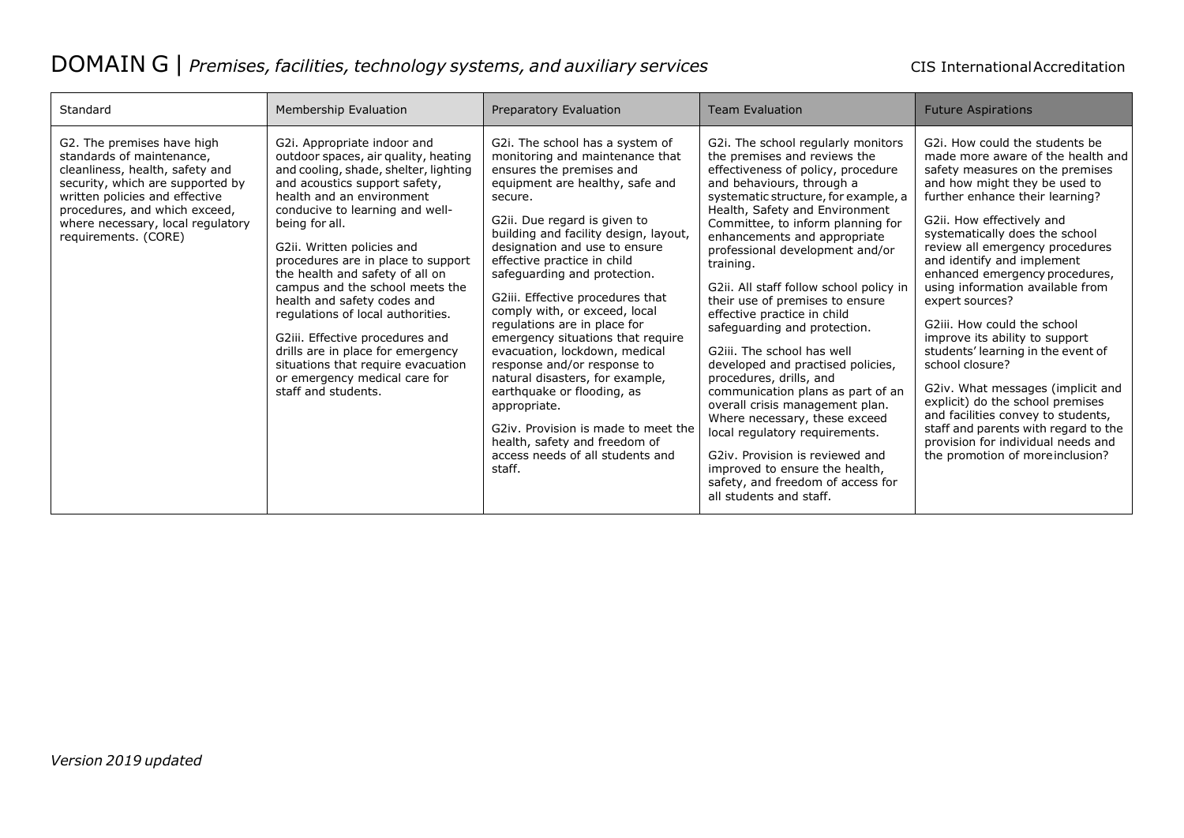# DOMAIN G | *Premises, facilities, technology systems, and auxiliary services*

| Standard | Membership Evaluation | Preparatory Evaluation | Team Evaluation | Future Aspirations |
|---|---|---|---|---|
| G2. The premises have high standards of maintenance, cleanliness, health, safety and security, which are supported by written policies and effective procedures, and which exceed, where necessary, local regulatory requirements. (CORE) | G2i. Appropriate indoor and outdoor spaces, air quality, heating and cooling, shade, shelter, lighting and acoustics support safety, health and an environment conducive to learning and well-being for all.<br><br>G2ii. Written policies and procedures are in place to support the health and safety of all on campus and the school meets the health and safety codes and regulations of local authorities.<br><br>G2iii. Effective procedures and drills are in place for emergency situations that require evacuation or emergency medical care for staff and students. | G2i. The school has a system of monitoring and maintenance that ensures the premises and equipment are healthy, safe and secure.<br><br>G2ii. Due regard is given to building and facility design, layout, designation and use to ensure effective practice in child safeguarding and protection.<br><br>G2iii. Effective procedures that comply with, or exceed, local regulations are in place for emergency situations that require evacuation, lockdown, medical response and/or response to natural disasters, for example, earthquake or flooding, as appropriate.<br><br>G2iv. Provision is made to meet the health, safety and freedom of access needs of all students and staff. | G2i. The school regularly monitors the premises and reviews the effectiveness of policy, procedure and behaviours, through a systematic structure, for example, a Health, Safety and Environment Committee, to inform planning for enhancements and appropriate professional development and/or training.<br><br>G2ii. All staff follow school policy in their use of premises to ensure effective practice in child safeguarding and protection.<br><br>G2iii. The school has well developed and practised policies, procedures, drills, and communication plans as part of an overall crisis management plan. Where necessary, these exceed local regulatory requirements.<br><br>G2iv. Provision is reviewed and improved to ensure the health, safety, and freedom of access for all students and staff. | G2i. How could the students be made more aware of the health and safety measures on the premises and how might they be used to further enhance their learning?<br><br>G2ii. How effectively and systematically does the school review all emergency procedures and identify and implement enhanced emergency procedures, using information available from expert sources?<br><br>G2iii. How could the school improve its ability to support students' learning in the event of school closure?<br><br>G2iv. What messages (implicit and explicit) do the school premises and facilities convey to students, staff and parents with regard to the provision for individual needs and the promotion of more inclusion? |

*Version 2019 updated*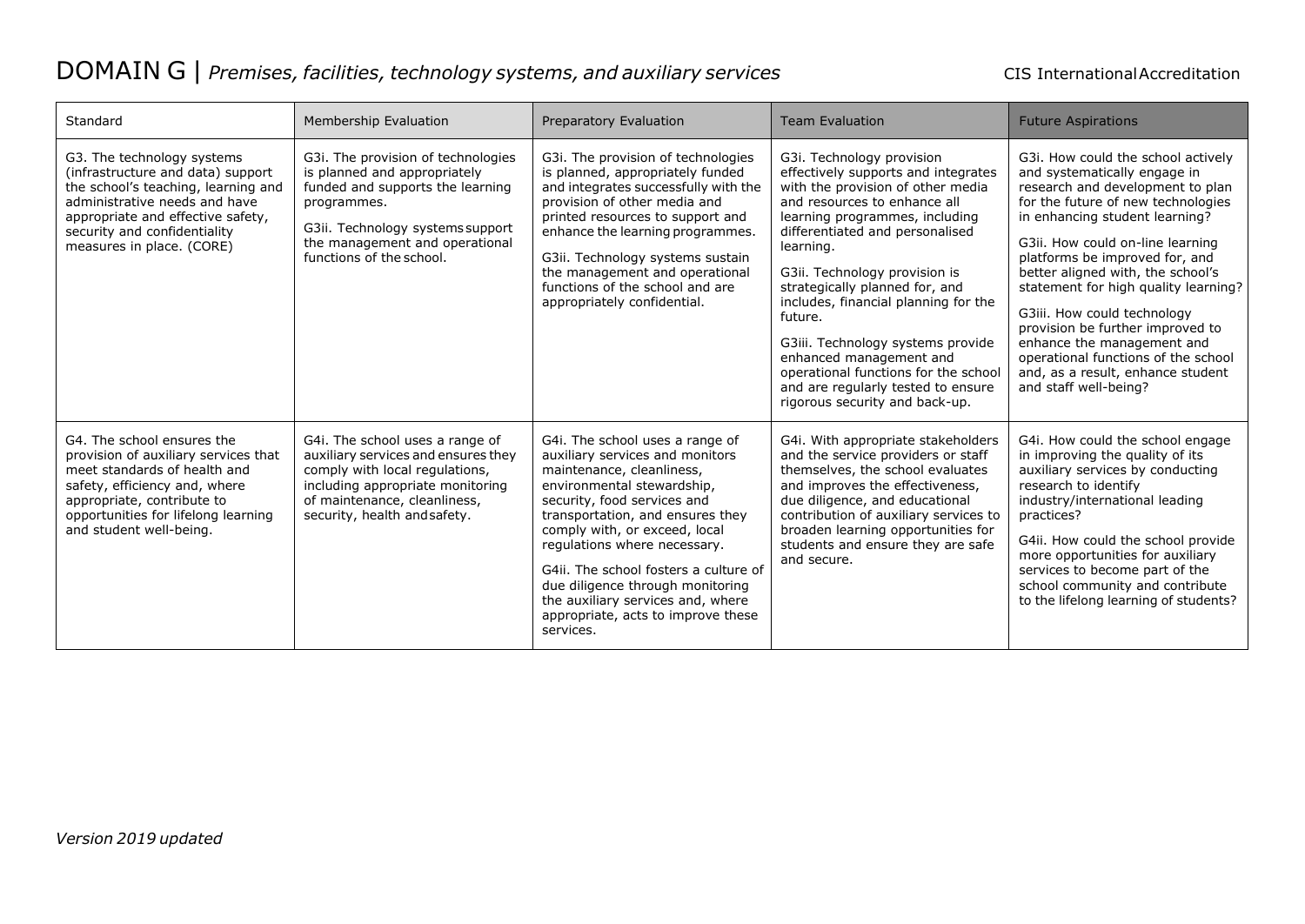# DOMAIN G | *Premises, facilities, technology systems, and auxiliary services*

| Standard | Membership Evaluation | Preparatory Evaluation | Team Evaluation | Future Aspirations |
|---|---|---|---|---|
| G3. The technology systems (infrastructure and data) support the school's teaching, learning and administrative needs and have appropriate and effective safety, security and confidentiality measures in place. (CORE) | G3i. The provision of technologies is planned and appropriately funded and supports the learning programmes.<br><br>G3ii. Technology systems support the management and operational functions of the school. | G3i. The provision of technologies is planned, appropriately funded and integrates successfully with the provision of other media and printed resources to support and enhance the learning programmes.<br><br>G3ii. Technology systems sustain the management and operational functions of the school and are appropriately confidential. | G3i. Technology provision effectively supports and integrates with the provision of other media and resources to enhance all learning programmes, including differentiated and personalised learning.<br><br>G3ii. Technology provision is strategically planned for, and includes, financial planning for the future.<br><br>G3iii. Technology systems provide enhanced management and operational functions for the school and are regularly tested to ensure rigorous security and back-up. | G3i. How could the school actively and systematically engage in research and development to plan for the future of new technologies in enhancing student learning?<br><br>G3ii. How could on-line learning platforms be improved for, and better aligned with, the school's statement for high quality learning?<br><br>G3iii. How could technology provision be further improved to enhance the management and operational functions of the school and, as a result, enhance student and staff well-being? |
| G4. The school ensures the provision of auxiliary services that meet standards of health and safety, efficiency and, where appropriate, contribute to opportunities for lifelong learning and student well-being. | G4i. The school uses a range of auxiliary services and ensures they comply with local regulations, including appropriate monitoring of maintenance, cleanliness, security, health and safety. | G4i. The school uses a range of auxiliary services and monitors maintenance, cleanliness, environmental stewardship, security, food services and transportation, and ensures they comply with, or exceed, local regulations where necessary.<br><br>G4ii. The school fosters a culture of due diligence through monitoring the auxiliary services and, where appropriate, acts to improve these services. | G4i. With appropriate stakeholders and the service providers or staff themselves, the school evaluates and improves the effectiveness, due diligence, and educational contribution of auxiliary services to broaden learning opportunities for students and ensure they are safe and secure. | G4i. How could the school engage in improving the quality of its auxiliary services by conducting research to identify industry/international leading practices?<br><br>G4ii. How could the school provide more opportunities for auxiliary services to become part of the school community and contribute to the lifelong learning of students? |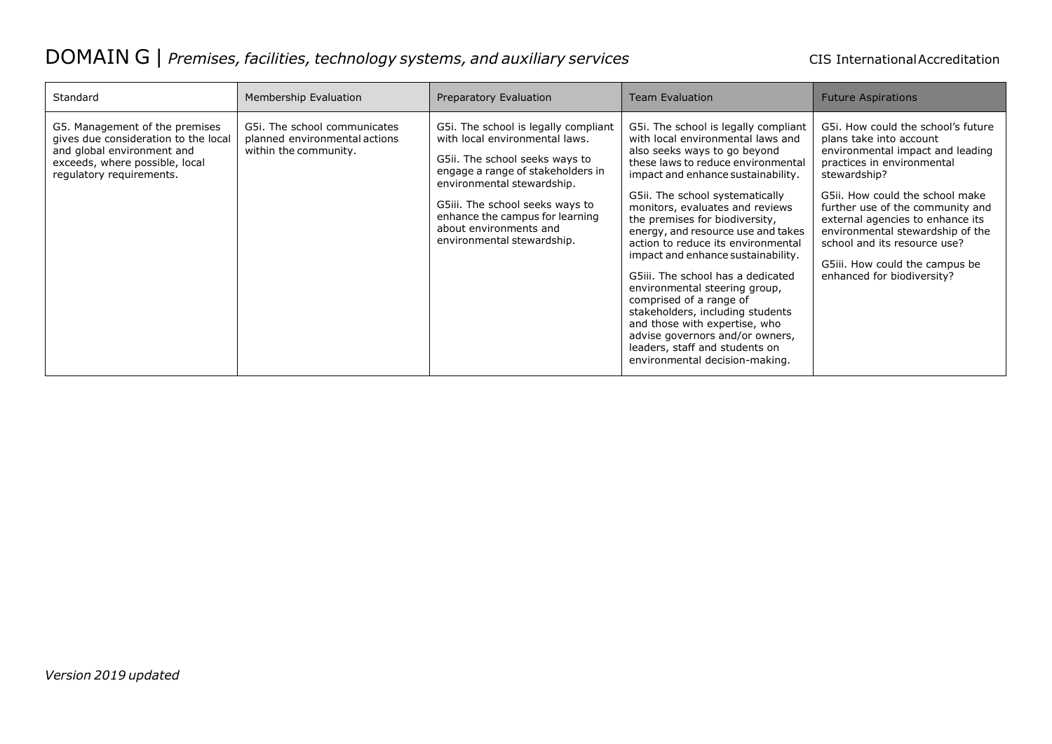# DOMAIN G | *Premises, facilities, technology systems, and auxiliary services*

CIS International Accreditation

| Standard | Membership Evaluation | Preparatory Evaluation | Team Evaluation | Future Aspirations |
|---|---|---|---|---|
| G5. Management of the premises gives due consideration to the local and global environment and exceeds, where possible, local regulatory requirements. | G5i. The school communicates planned environmental actions within the community. | G5i. The school is legally compliant with local environmental laws.<br><br>G5ii. The school seeks ways to engage a range of stakeholders in environmental stewardship.<br><br>G5iii. The school seeks ways to enhance the campus for learning about environments and environmental stewardship. | G5i. The school is legally compliant with local environmental laws and also seeks ways to go beyond these laws to reduce environmental impact and enhance sustainability.<br><br>G5ii. The school systematically monitors, evaluates and reviews the premises for biodiversity, energy, and resource use and takes action to reduce its environmental impact and enhance sustainability.<br><br>G5iii. The school has a dedicated environmental steering group, comprised of a range of stakeholders, including students and those with expertise, who advise governors and/or owners, leaders, staff and students on environmental decision-making. | G5i. How could the school's future plans take into account environmental impact and leading practices in environmental stewardship?<br><br>G5ii. How could the school make further use of the community and external agencies to enhance its environmental stewardship of the school and its resource use?<br><br>G5iii. How could the campus be enhanced for biodiversity? |

*Version 2019 updated*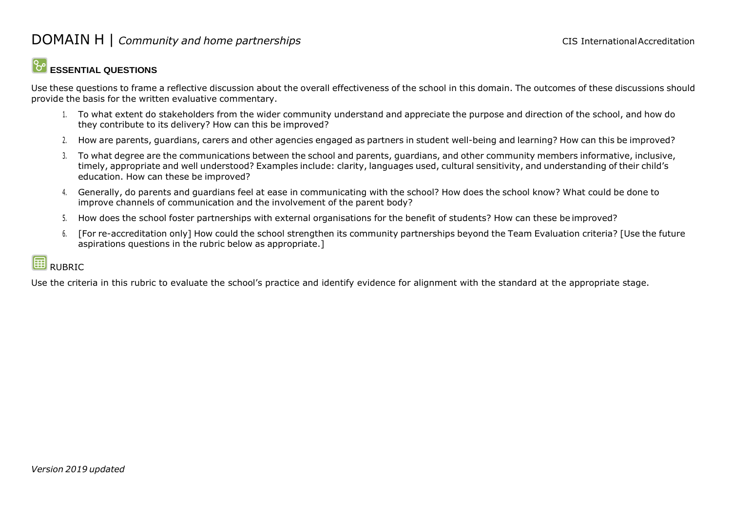# DOMAIN H | *Community and home partnerships*

## ESSENTIAL QUESTIONS

Use these questions to frame a reflective discussion about the overall effectiveness of the school in this domain. The outcomes of these discussions should provide the basis for the written evaluative commentary.

1. To what extent do stakeholders from the wider community understand and appreciate the purpose and direction of the school, and how do they contribute to its delivery? How can this be improved?
2. How are parents, guardians, carers and other agencies engaged as partners in student well-being and learning? How can this be improved?
3. To what degree are the communications between the school and parents, guardians, and other community members informative, inclusive, timely, appropriate and well understood? Examples include: clarity, languages used, cultural sensitivity, and understanding of their child's education. How can these be improved?
4. Generally, do parents and guardians feel at ease in communicating with the school? How does the school know? What could be done to improve channels of communication and the involvement of the parent body?
5. How does the school foster partnerships with external organisations for the benefit of students? How can these be improved?
6. [For re-accreditation only] How could the school strengthen its community partnerships beyond the Team Evaluation criteria? [Use the future aspirations questions in the rubric below as appropriate.]

## RUBRIC

Use the criteria in this rubric to evaluate the school's practice and identify evidence for alignment with the standard at the appropriate stage.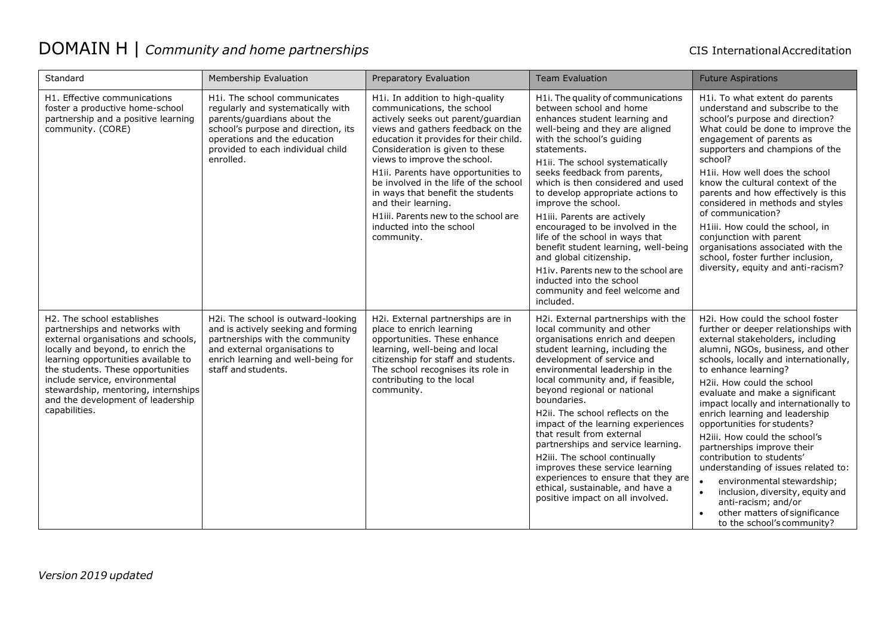# DOMAIN H | *Community and home partnerships*

| Standard | Membership Evaluation | Preparatory Evaluation | Team Evaluation | Future Aspirations |
|---|---|---|---|---|
| H1. Effective communications foster a productive home-school partnership and a positive learning community. (CORE) | H1i. The school communicates regularly and systematically with parents/guardians about the school's purpose and direction, its operations and the education provided to each individual child enrolled. | H1i. In addition to high-quality communications, the school actively seeks out parent/guardian views and gathers feedback on the education it provides for their child. Consideration is given to these views to improve the school.<br>H1ii. Parents have opportunities to be involved in the life of the school in ways that benefit the students and their learning.<br>H1iii. Parents new to the school are inducted into the school community. | H1i. The quality of communications between school and home enhances student learning and well-being and they are aligned with the school's guiding statements.<br>H1ii. The school systematically seeks feedback from parents, which is then considered and used to develop appropriate actions to improve the school.<br>H1iii. Parents are actively encouraged to be involved in the life of the school in ways that benefit student learning, well-being and global citizenship.<br>H1iv. Parents new to the school are inducted into the school community and feel welcome and included. | H1i. To what extent do parents understand and subscribe to the school's purpose and direction? What could be done to improve the engagement of parents as supporters and champions of the school?<br>H1ii. How well does the school know the cultural context of the parents and how effectively is this considered in methods and styles of communication?<br>H1iii. How could the school, in conjunction with parent organisations associated with the school, foster further inclusion, diversity, equity and anti-racism? |
| H2. The school establishes partnerships and networks with external organisations and schools, locally and beyond, to enrich the learning opportunities available to the students. These opportunities include service, environmental stewardship, mentoring, internships and the development of leadership capabilities. | H2i. The school is outward-looking and is actively seeking and forming partnerships with the community and external organisations to enrich learning and well-being for staff and students. | H2i. External partnerships are in place to enrich learning opportunities. These enhance learning, well-being and local citizenship for staff and students. The school recognises its role in contributing to the local community. | H2i. External partnerships with the local community and other organisations enrich and deepen student learning, including the development of service and environmental leadership in the local community and, if feasible, beyond regional or national boundaries.<br>H2ii. The school reflects on the impact of the learning experiences that result from external partnerships and service learning.<br>H2iii. The school continually improves these service learning experiences to ensure that they are ethical, sustainable, and have a positive impact on all involved. | H2i. How could the school foster further or deeper relationships with external stakeholders, including alumni, NGOs, business, and other schools, locally and internationally, to enhance learning?<br>H2ii. How could the school evaluate and make a significant impact locally and internationally to enrich learning and leadership opportunities for students?<br>H2iii. How could the school's partnerships improve their contribution to students' understanding of issues related to:<br>• environmental stewardship;<br>• inclusion, diversity, equity and anti-racism; and/or<br>• other matters of significance to the school's community? |

*Version 2019 updated*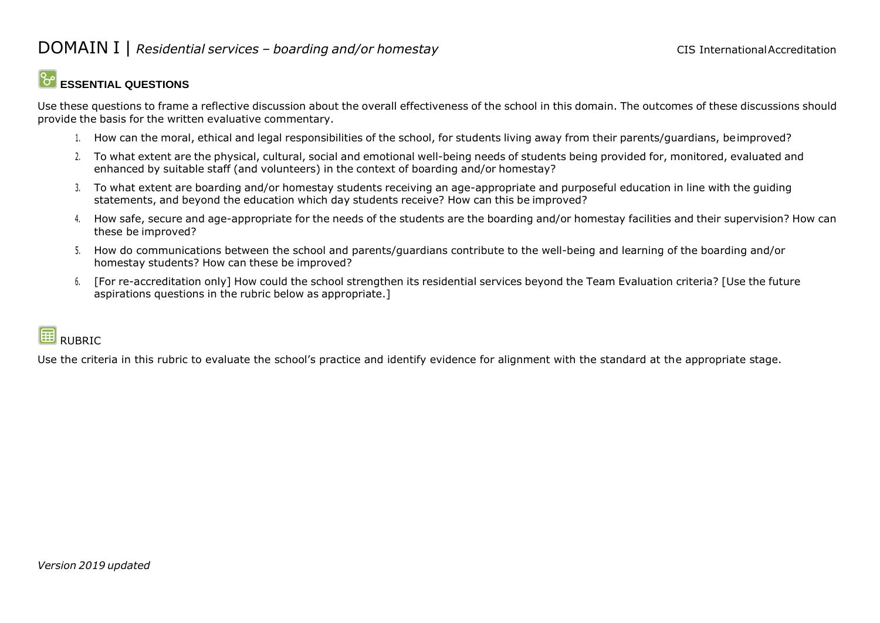# DOMAIN I | *Residential services – boarding and/or homestay*

## ESSENTIAL QUESTIONS

Use these questions to frame a reflective discussion about the overall effectiveness of the school in this domain. The outcomes of these discussions should provide the basis for the written evaluative commentary.

1. How can the moral, ethical and legal responsibilities of the school, for students living away from their parents/guardians, be improved?
2. To what extent are the physical, cultural, social and emotional well-being needs of students being provided for, monitored, evaluated and enhanced by suitable staff (and volunteers) in the context of boarding and/or homestay?
3. To what extent are boarding and/or homestay students receiving an age-appropriate and purposeful education in line with the guiding statements, and beyond the education which day students receive? How can this be improved?
4. How safe, secure and age-appropriate for the needs of the students are the boarding and/or homestay facilities and their supervision? How can these be improved?
5. How do communications between the school and parents/guardians contribute to the well-being and learning of the boarding and/or homestay students? How can these be improved?
6. [For re-accreditation only] How could the school strengthen its residential services beyond the Team Evaluation criteria? [Use the future aspirations questions in the rubric below as appropriate.]

## RUBRIC

Use the criteria in this rubric to evaluate the school's practice and identify evidence for alignment with the standard at the appropriate stage.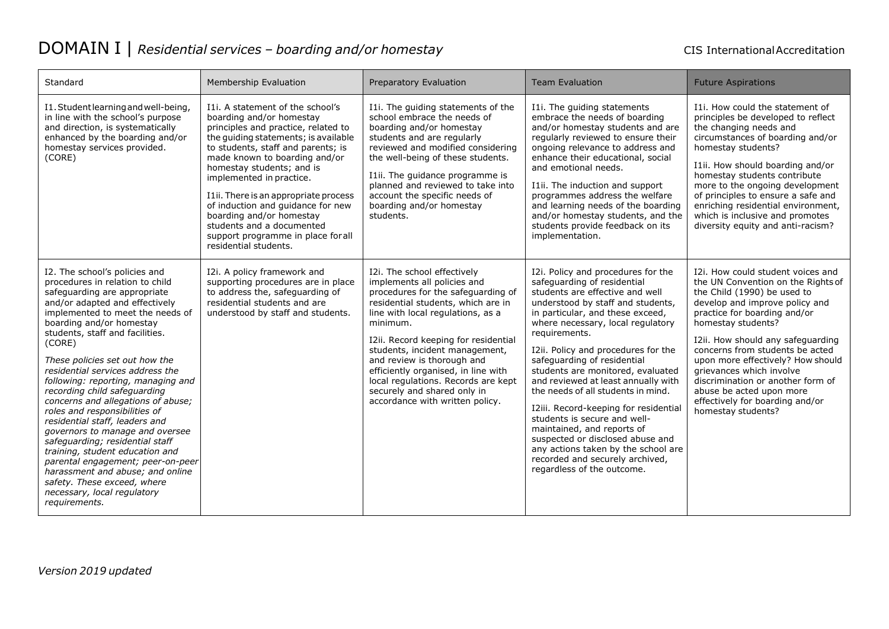# DOMAIN I | *Residential services – boarding and/or homestay*

| Standard | Membership Evaluation | Preparatory Evaluation | Team Evaluation | Future Aspirations |
|---|---|---|---|---|
| I1. Student learning and well-being, in line with the school's purpose and direction, is systematically enhanced by the boarding and/or homestay services provided. (CORE) | I1i. A statement of the school's boarding and/or homestay principles and practice, related to the guiding statements; is available to students, staff and parents; is made known to boarding and/or homestay students; and is implemented in practice.<br><br>I1ii. There is an appropriate process of induction and guidance for new boarding and/or homestay students and a documented support programme in place for all residential students. | I1i. The guiding statements of the school embrace the needs of boarding and/or homestay students and are regularly reviewed and modified considering the well-being of these students.<br><br>I1ii. The guidance programme is planned and reviewed to take into account the specific needs of boarding and/or homestay students. | I1i. The guiding statements embrace the needs of boarding and/or homestay students and are regularly reviewed to ensure their ongoing relevance to address and enhance their educational, social and emotional needs.<br><br>I1ii. The induction and support programmes address the welfare and learning needs of the boarding and/or homestay students, and the students provide feedback on its implementation. | I1i. How could the statement of principles be developed to reflect the changing needs and circumstances of boarding and/or homestay students?<br><br>I1ii. How should boarding and/or homestay students contribute more to the ongoing development of principles to ensure a safe and enriching residential environment, which is inclusive and promotes diversity equity and anti-racism? |
| I2. The school's policies and procedures in relation to child safeguarding are appropriate and/or adapted and effectively implemented to meet the needs of boarding and/or homestay students, staff and facilities. (CORE)<br><br>*These policies set out how the residential services address the following: reporting, managing and recording child safeguarding concerns and allegations of abuse; roles and responsibilities of residential staff, leaders and governors to manage and oversee safeguarding; residential staff training, student education and parental engagement; peer-on-peer harassment and abuse; and online safety. These exceed, where necessary, local regulatory requirements.* | I2i. A policy framework and supporting procedures are in place to address the, safeguarding of residential students and are understood by staff and students. | I2i. The school effectively implements all policies and procedures for the safeguarding of residential students, which are in line with local regulations, as a minimum.<br><br>I2ii. Record keeping for residential students, incident management, and review is thorough and efficiently organised, in line with local regulations. Records are kept securely and shared only in accordance with written policy. | I2i. Policy and procedures for the safeguarding of residential students are effective and well understood by staff and students, in particular, and these exceed, where necessary, local regulatory requirements.<br><br>I2ii. Policy and procedures for the safeguarding of residential students are monitored, evaluated and reviewed at least annually with the needs of all students in mind.<br><br>I2iii. Record-keeping for residential students is secure and well-maintained, and reports of suspected or disclosed abuse and any actions taken by the school are recorded and securely archived, regardless of the outcome. | I2i. How could student voices and the UN Convention on the Rights of the Child (1990) be used to develop and improve policy and practice for boarding and/or homestay students?<br><br>I2ii. How should any safeguarding concerns from students be acted upon more effectively? How should grievances which involve discrimination or another form of abuse be acted upon more effectively for boarding and/or homestay students? |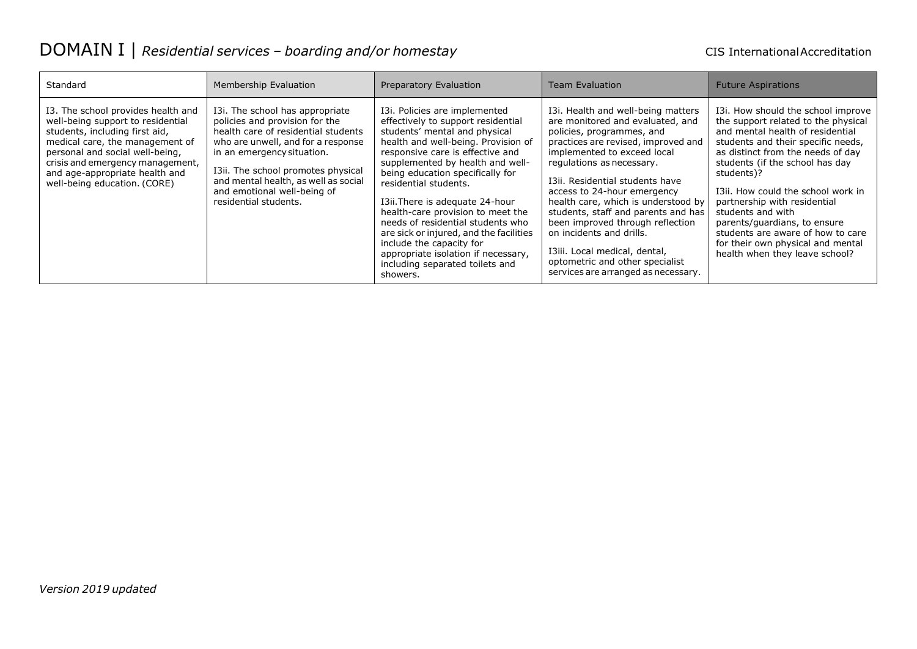# DOMAIN I | *Residential services – boarding and/or homestay*

| Standard | Membership Evaluation | Preparatory Evaluation | Team Evaluation | Future Aspirations |
|---|---|---|---|---|
| I3. The school provides health and well-being support to residential students, including first aid, medical care, the management of personal and social well-being, crisis and emergency management, and age-appropriate health and well-being education. (CORE) | I3i. The school has appropriate policies and provision for the health care of residential students who are unwell, and for a response in an emergency situation.<br><br>I3ii. The school promotes physical and mental health, as well as social and emotional well-being of residential students. | I3i. Policies are implemented effectively to support residential students' mental and physical health and well-being. Provision of responsive care is effective and supplemented by health and well-being education specifically for residential students.<br><br>I3ii.There is adequate 24-hour health-care provision to meet the needs of residential students who are sick or injured, and the facilities include the capacity for appropriate isolation if necessary, including separated toilets and showers. | I3i. Health and well-being matters are monitored and evaluated, and policies, programmes, and practices are revised, improved and implemented to exceed local regulations as necessary.<br><br>I3ii. Residential students have access to 24-hour emergency health care, which is understood by students, staff and parents and has been improved through reflection on incidents and drills.<br><br>I3iii. Local medical, dental, optometric and other specialist services are arranged as necessary. | I3i. How should the school improve the support related to the physical and mental health of residential students and their specific needs, as distinct from the needs of day students (if the school has day students)?<br><br>I3ii. How could the school work in partnership with residential students and with parents/guardians, to ensure students are aware of how to care for their own physical and mental health when they leave school? |

*Version 2019 updated*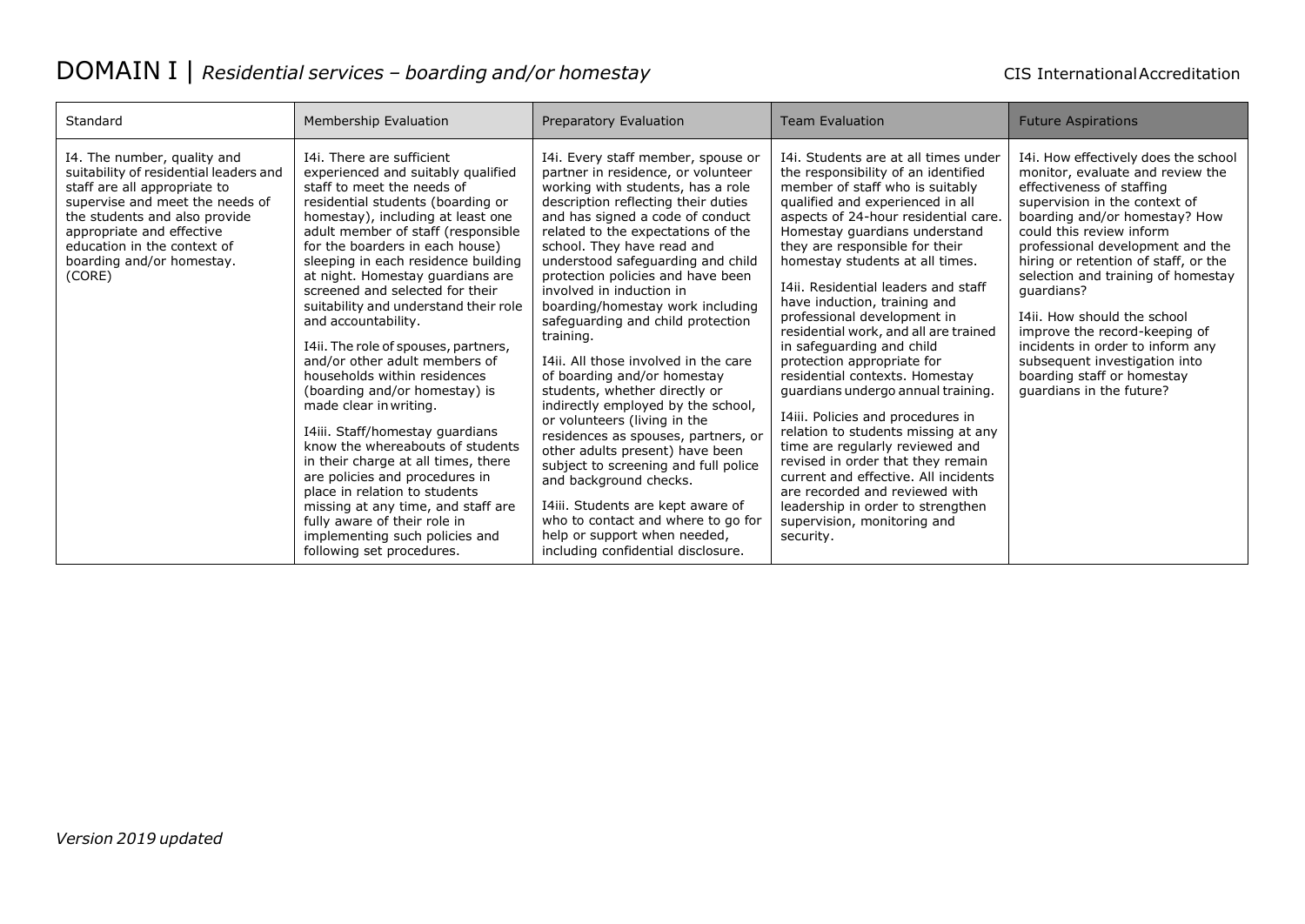# DOMAIN I | *Residential services – boarding and/or homestay*

| Standard | Membership Evaluation | Preparatory Evaluation | Team Evaluation | Future Aspirations |
|---|---|---|---|---|
| I4. The number, quality and suitability of residential leaders and staff are all appropriate to supervise and meet the needs of the students and also provide appropriate and effective education in the context of boarding and/or homestay. (CORE) | I4i. There are sufficient experienced and suitably qualified staff to meet the needs of residential students (boarding or homestay), including at least one adult member of staff (responsible for the boarders in each house) sleeping in each residence building at night. Homestay guardians are screened and selected for their suitability and understand their role and accountability.<br><br>I4ii. The role of spouses, partners, and/or other adult members of households within residences (boarding and/or homestay) is made clear in writing.<br><br>I4iii. Staff/homestay guardians know the whereabouts of students in their charge at all times, there are policies and procedures in place in relation to students missing at any time, and staff are fully aware of their role in implementing such policies and following set procedures. | I4i. Every staff member, spouse or partner in residence, or volunteer working with students, has a role description reflecting their duties and has signed a code of conduct related to the expectations of the school. They have read and understood safeguarding and child protection policies and have been involved in induction in boarding/homestay work including safeguarding and child protection training.<br><br>I4ii. All those involved in the care of boarding and/or homestay students, whether directly or indirectly employed by the school, or volunteers (living in the residences as spouses, partners, or other adults present) have been subject to screening and full police and background checks.<br><br>I4iii. Students are kept aware of who to contact and where to go for help or support when needed, including confidential disclosure. | I4i. Students are at all times under the responsibility of an identified member of staff who is suitably qualified and experienced in all aspects of 24-hour residential care. Homestay guardians understand they are responsible for their homestay students at all times.<br><br>I4ii. Residential leaders and staff have induction, training and professional development in residential work, and all are trained in safeguarding and child protection appropriate for residential contexts. Homestay guardians undergo annual training.<br><br>I4iii. Policies and procedures in relation to students missing at any time are regularly reviewed and revised in order that they remain current and effective. All incidents are recorded and reviewed with leadership in order to strengthen supervision, monitoring and security. | I4i. How effectively does the school monitor, evaluate and review the effectiveness of staffing supervision in the context of boarding and/or homestay? How could this review inform professional development and the hiring or retention of staff, or the selection and training of homestay guardians?<br><br>I4ii. How should the school improve the record-keeping of incidents in order to inform any subsequent investigation into boarding staff or homestay guardians in the future? |

*Version 2019 updated*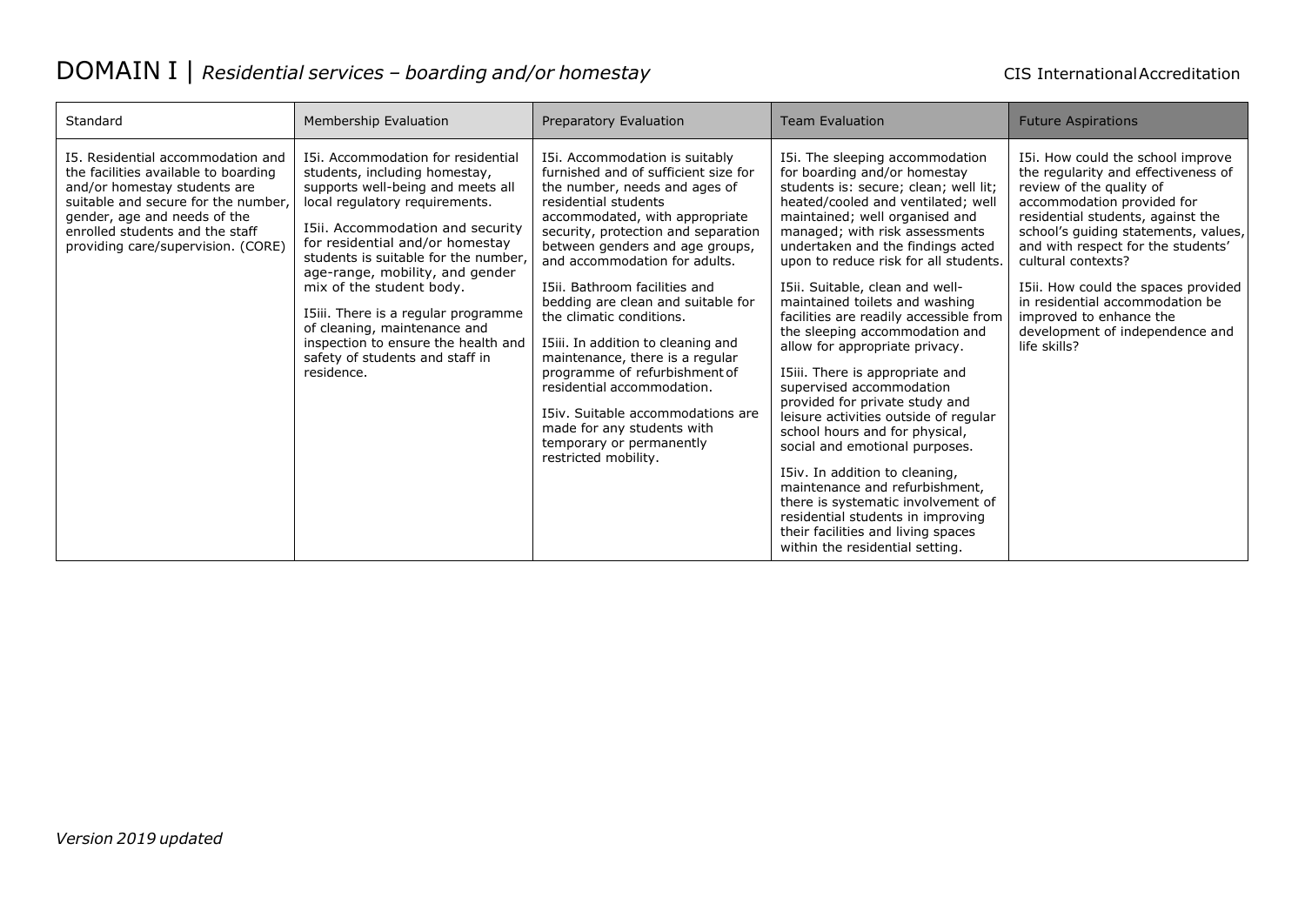# DOMAIN I | *Residential services – boarding and/or homestay*

| Standard | Membership Evaluation | Preparatory Evaluation | Team Evaluation | Future Aspirations |
|---|---|---|---|---|
| I5. Residential accommodation and the facilities available to boarding and/or homestay students are suitable and secure for the number, gender, age and needs of the enrolled students and the staff providing care/supervision. (CORE) | I5i. Accommodation for residential students, including homestay, supports well-being and meets all local regulatory requirements.<br><br>I5ii. Accommodation and security for residential and/or homestay students is suitable for the number, age-range, mobility, and gender mix of the student body.<br><br>I5iii. There is a regular programme of cleaning, maintenance and inspection to ensure the health and safety of students and staff in residence. | I5i. Accommodation is suitably furnished and of sufficient size for the number, needs and ages of residential students accommodated, with appropriate security, protection and separation between genders and age groups, and accommodation for adults.<br><br>I5ii. Bathroom facilities and bedding are clean and suitable for the climatic conditions.<br><br>I5iii. In addition to cleaning and maintenance, there is a regular programme of refurbishment of residential accommodation.<br><br>I5iv. Suitable accommodations are made for any students with temporary or permanently restricted mobility. | I5i. The sleeping accommodation for boarding and/or homestay students is: secure; clean; well lit; heated/cooled and ventilated; well maintained; well organised and managed; with risk assessments undertaken and the findings acted upon to reduce risk for all students.<br><br>I5ii. Suitable, clean and well-maintained toilets and washing facilities are readily accessible from the sleeping accommodation and allow for appropriate privacy.<br><br>I5iii. There is appropriate and supervised accommodation provided for private study and leisure activities outside of regular school hours and for physical, social and emotional purposes.<br><br>I5iv. In addition to cleaning, maintenance and refurbishment, there is systematic involvement of residential students in improving their facilities and living spaces within the residential setting. | I5i. How could the school improve the regularity and effectiveness of review of the quality of accommodation provided for residential students, against the school's guiding statements, values, and with respect for the students' cultural contexts?<br><br>I5ii. How could the spaces provided in residential accommodation be improved to enhance the development of independence and life skills? |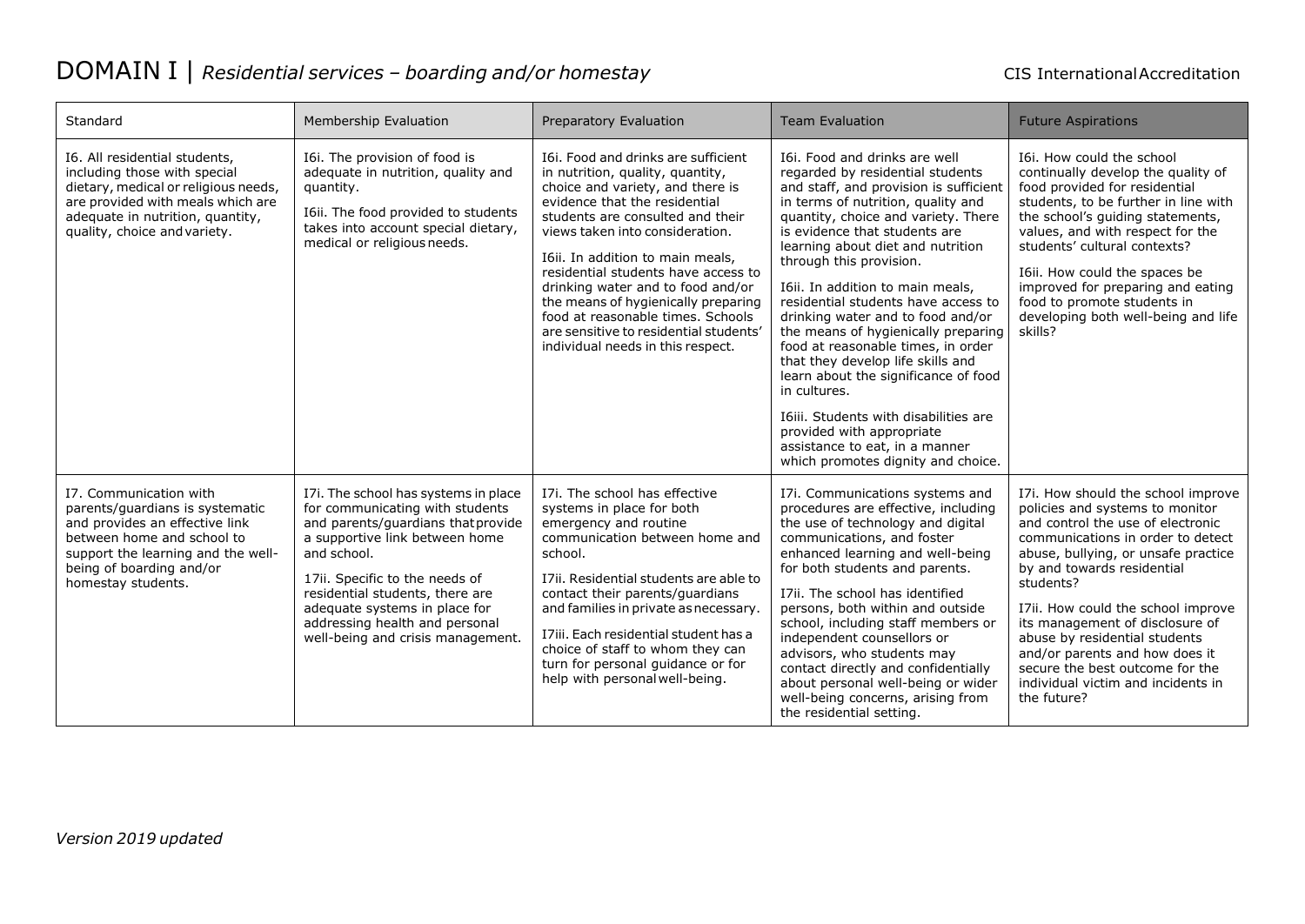# DOMAIN I | *Residential services – boarding and/or homestay*

CIS International Accreditation

| Standard | Membership Evaluation | Preparatory Evaluation | Team Evaluation | Future Aspirations |
|---|---|---|---|---|
| I6. All residential students, including those with special dietary, medical or religious needs, are provided with meals which are adequate in nutrition, quantity, quality, choice and variety. | I6i. The provision of food is adequate in nutrition, quality and quantity.<br><br>I6ii. The food provided to students takes into account special dietary, medical or religious needs. | I6i. Food and drinks are sufficient in nutrition, quality, quantity, choice and variety, and there is evidence that the residential students are consulted and their views taken into consideration.<br><br>I6ii. In addition to main meals, residential students have access to drinking water and to food and/or the means of hygienically preparing food at reasonable times. Schools are sensitive to residential students' individual needs in this respect. | I6i. Food and drinks are well regarded by residential students and staff, and provision is sufficient in terms of nutrition, quality and quantity, choice and variety. There is evidence that students are learning about diet and nutrition through this provision.<br><br>I6ii. In addition to main meals, residential students have access to drinking water and to food and/or the means of hygienically preparing food at reasonable times, in order that they develop life skills and learn about the significance of food in cultures.<br><br>I6iii. Students with disabilities are provided with appropriate assistance to eat, in a manner which promotes dignity and choice. | I6i. How could the school continually develop the quality of food provided for residential students, to be further in line with the school's guiding statements, values, and with respect for the students' cultural contexts?<br><br>I6ii. How could the spaces be improved for preparing and eating food to promote students in developing both well-being and life skills? |
| I7. Communication with parents/guardians is systematic and provides an effective link between home and school to support the learning and the well-being of boarding and/or homestay students. | I7i. The school has systems in place for communicating with students and parents/guardians that provide a supportive link between home and school.<br><br>17ii. Specific to the needs of residential students, there are adequate systems in place for addressing health and personal well-being and crisis management. | I7i. The school has effective systems in place for both emergency and routine communication between home and school.<br><br>I7ii. Residential students are able to contact their parents/guardians and families in private as necessary.<br><br>I7iii. Each residential student has a choice of staff to whom they can turn for personal guidance or for help with personal well-being. | I7i. Communications systems and procedures are effective, including the use of technology and digital communications, and foster enhanced learning and well-being for both students and parents.<br><br>I7ii. The school has identified persons, both within and outside school, including staff members or independent counsellors or advisors, who students may contact directly and confidentially about personal well-being or wider well-being concerns, arising from the residential setting. | I7i. How should the school improve policies and systems to monitor and control the use of electronic communications in order to detect abuse, bullying, or unsafe practice by and towards residential students?<br><br>I7ii. How could the school improve its management of disclosure of abuse by residential students and/or parents and how does it secure the best outcome for the individual victim and incidents in the future? |

*Version 2019 updated*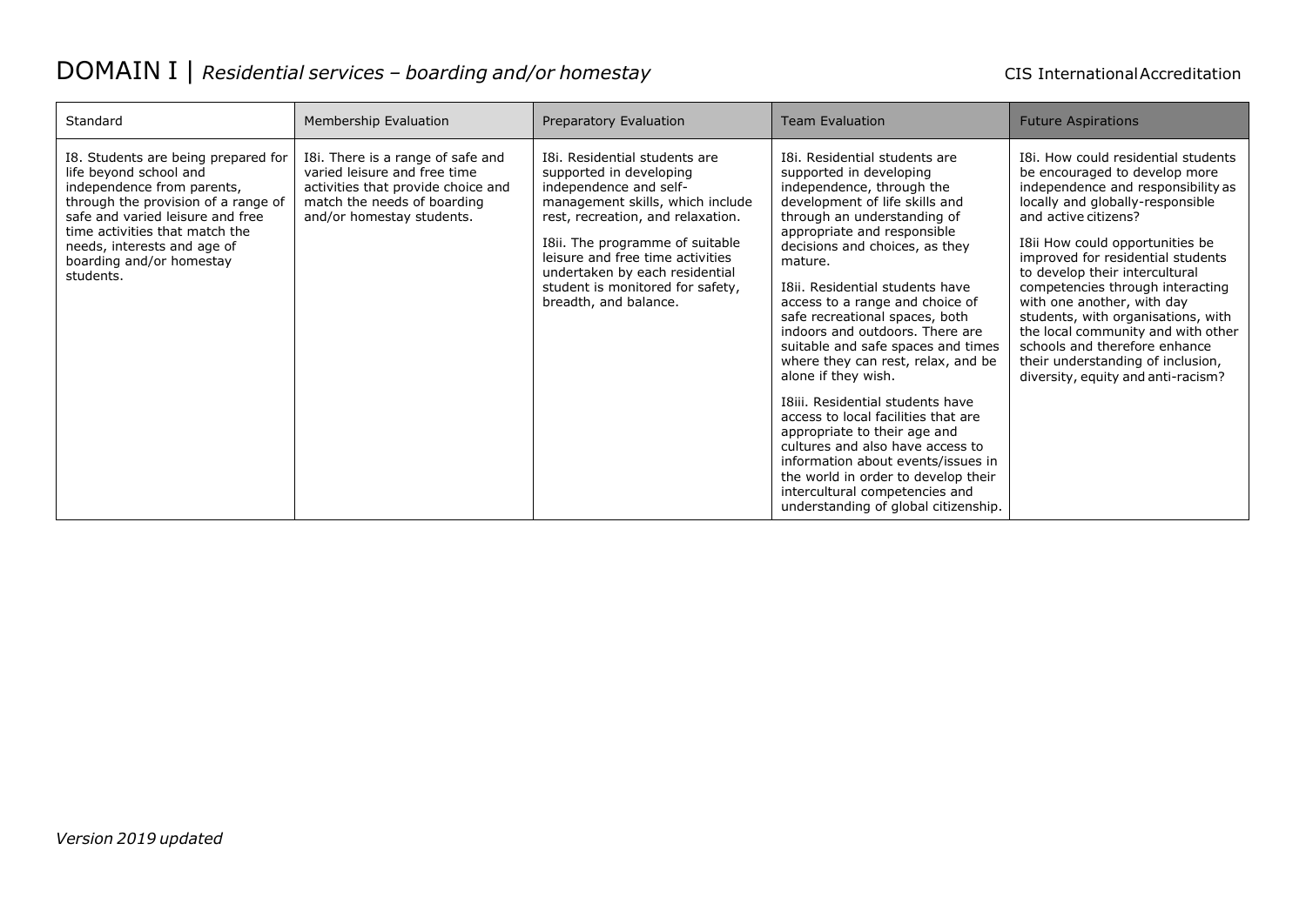# DOMAIN I | *Residential services – boarding and/or homestay*

| Standard | Membership Evaluation | Preparatory Evaluation | Team Evaluation | Future Aspirations |
|---|---|---|---|---|
| I8. Students are being prepared for life beyond school and independence from parents, through the provision of a range of safe and varied leisure and free time activities that match the needs, interests and age of boarding and/or homestay students. | I8i. There is a range of safe and varied leisure and free time activities that provide choice and match the needs of boarding and/or homestay students. | I8i. Residential students are supported in developing independence and self-management skills, which include rest, recreation, and relaxation.<br><br>I8ii. The programme of suitable leisure and free time activities undertaken by each residential student is monitored for safety, breadth, and balance. | I8i. Residential students are supported in developing independence, through the development of life skills and through an understanding of appropriate and responsible decisions and choices, as they mature.<br><br>I8ii. Residential students have access to a range and choice of safe recreational spaces, both indoors and outdoors. There are suitable and safe spaces and times where they can rest, relax, and be alone if they wish.<br><br>I8iii. Residential students have access to local facilities that are appropriate to their age and cultures and also have access to information about events/issues in the world in order to develop their intercultural competencies and understanding of global citizenship. | I8i. How could residential students be encouraged to develop more independence and responsibility as locally and globally-responsible and active citizens?<br><br>I8ii How could opportunities be improved for residential students to develop their intercultural competencies through interacting with one another, with day students, with organisations, with the local community and with other schools and therefore enhance their understanding of inclusion, diversity, equity and anti-racism? |

*Version 2019 updated*